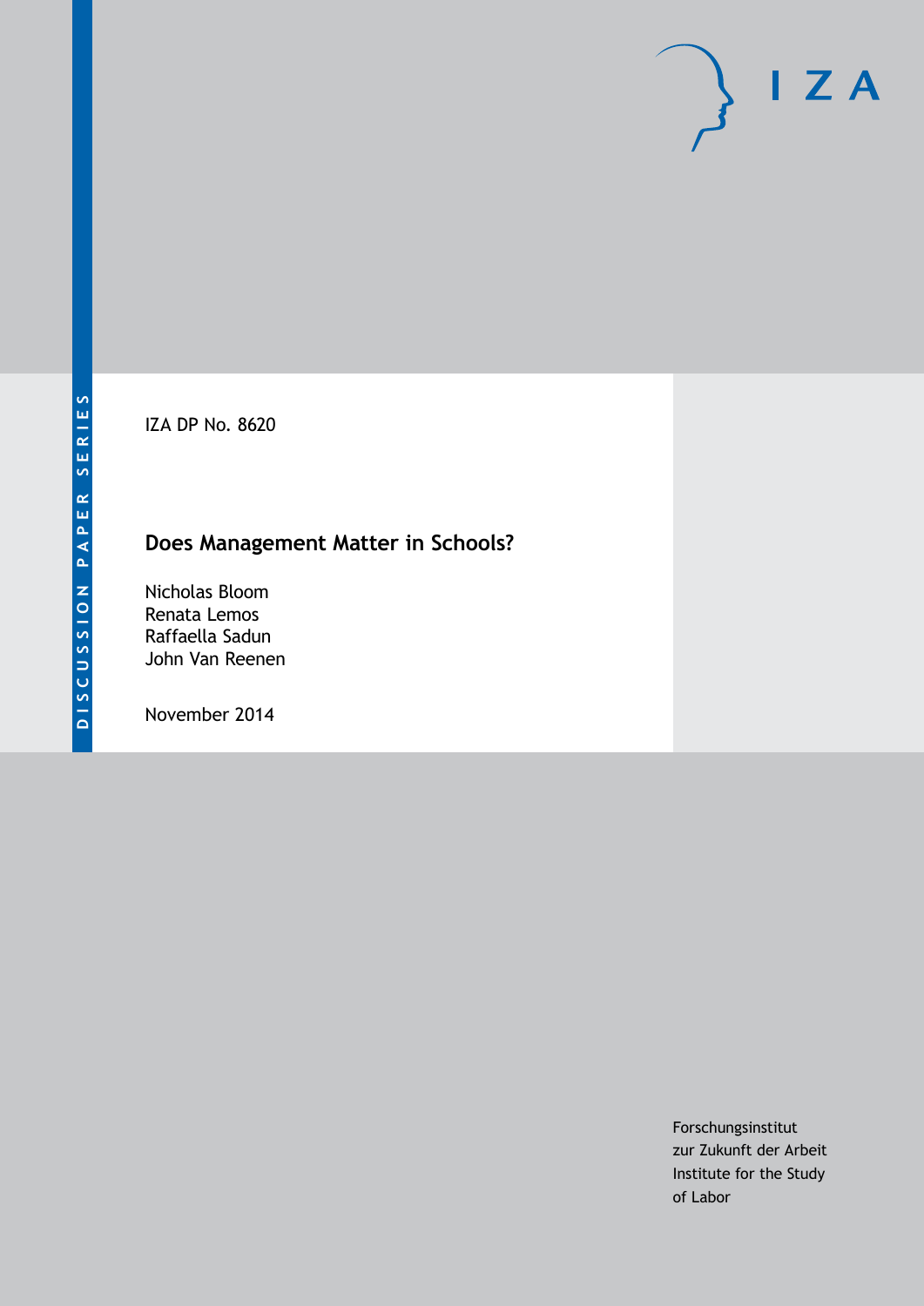DISCUSSION PAPER SERIES

IZA DP No. 8620

# Does Management Matter in Schools?

Nicholas Bloom
Renata Lemos
Raffaella Sadun
John Van Reenen

November 2014

Forschungsinstitut
zur Zukunft der Arbeit
Institute for the Study
of Labor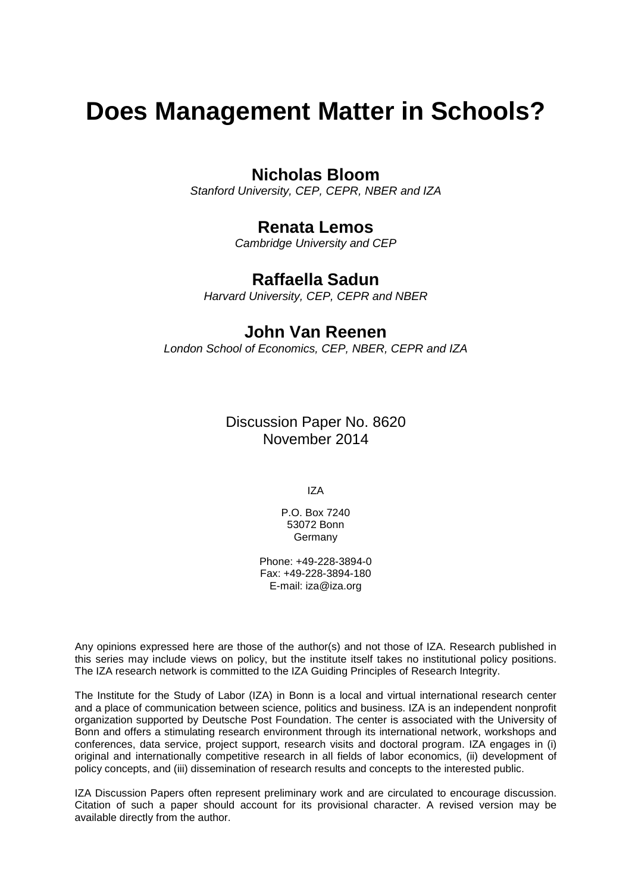# Does Management Matter in Schools?

## Nicholas Bloom

*Stanford University, CEP, CEPR, NBER and IZA*

## Renata Lemos

*Cambridge University and CEP*

## Raffaella Sadun

*Harvard University, CEP, CEPR and NBER*

## John Van Reenen

*London School of Economics, CEP, NBER, CEPR and IZA*

Discussion Paper No. 8620
November 2014

IZA

P.O. Box 7240
53072 Bonn
Germany

Phone: +49-228-3894-0
Fax: +49-228-3894-180
E-mail: iza@iza.org

Any opinions expressed here are those of the author(s) and not those of IZA. Research published in this series may include views on policy, but the institute itself takes no institutional policy positions. The IZA research network is committed to the IZA Guiding Principles of Research Integrity.

The Institute for the Study of Labor (IZA) in Bonn is a local and virtual international research center and a place of communication between science, politics and business. IZA is an independent nonprofit organization supported by Deutsche Post Foundation. The center is associated with the University of Bonn and offers a stimulating research environment through its international network, workshops and conferences, data service, project support, research visits and doctoral program. IZA engages in (i) original and internationally competitive research in all fields of labor economics, (ii) development of policy concepts, and (iii) dissemination of research results and concepts to the interested public.

IZA Discussion Papers often represent preliminary work and are circulated to encourage discussion. Citation of such a paper should account for its provisional character. A revised version may be available directly from the author.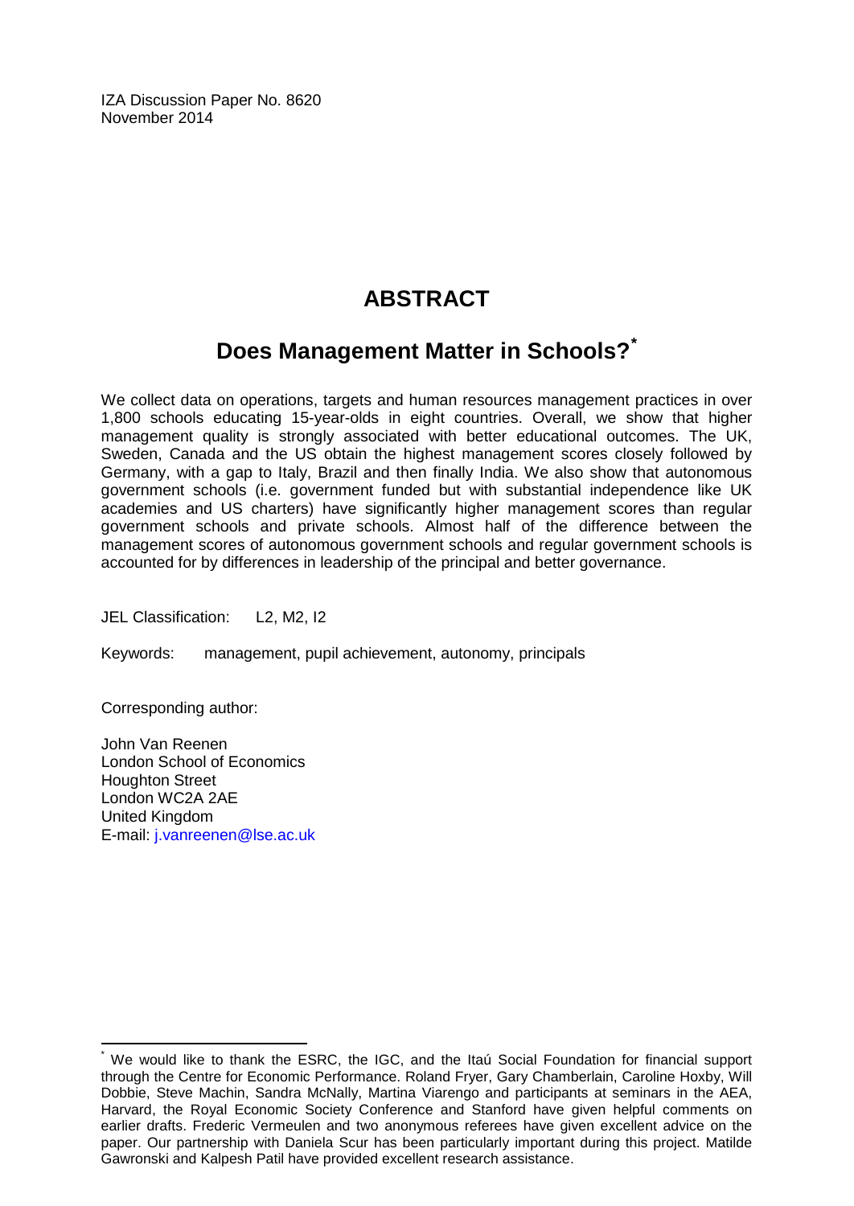IZA Discussion Paper No. 8620
November 2014

# ABSTRACT

## Does Management Matter in Schools?*

We collect data on operations, targets and human resources management practices in over 1,800 schools educating 15-year-olds in eight countries. Overall, we show that higher management quality is strongly associated with better educational outcomes. The UK, Sweden, Canada and the US obtain the highest management scores closely followed by Germany, with a gap to Italy, Brazil and then finally India. We also show that autonomous government schools (i.e. government funded but with substantial independence like UK academies and US charters) have significantly higher management scores than regular government schools and private schools. Almost half of the difference between the management scores of autonomous government schools and regular government schools is accounted for by differences in leadership of the principal and better governance.

JEL Classification: L2, M2, I2

Keywords: management, pupil achievement, autonomy, principals

Corresponding author:

John Van Reenen
London School of Economics
Houghton Street
London WC2A 2AE
United Kingdom
E-mail: j.vanreenen@lse.ac.uk

---

* We would like to thank the ESRC, the IGC, and the Itaú Social Foundation for financial support through the Centre for Economic Performance. Roland Fryer, Gary Chamberlain, Caroline Hoxby, Will Dobbie, Steve Machin, Sandra McNally, Martina Viarengo and participants at seminars in the AEA, Harvard, the Royal Economic Society Conference and Stanford have given helpful comments on earlier drafts. Frederic Vermeulen and two anonymous referees have given excellent advice on the paper. Our partnership with Daniela Scur has been particularly important during this project. Matilde Gawronski and Kalpesh Patil have provided excellent research assistance.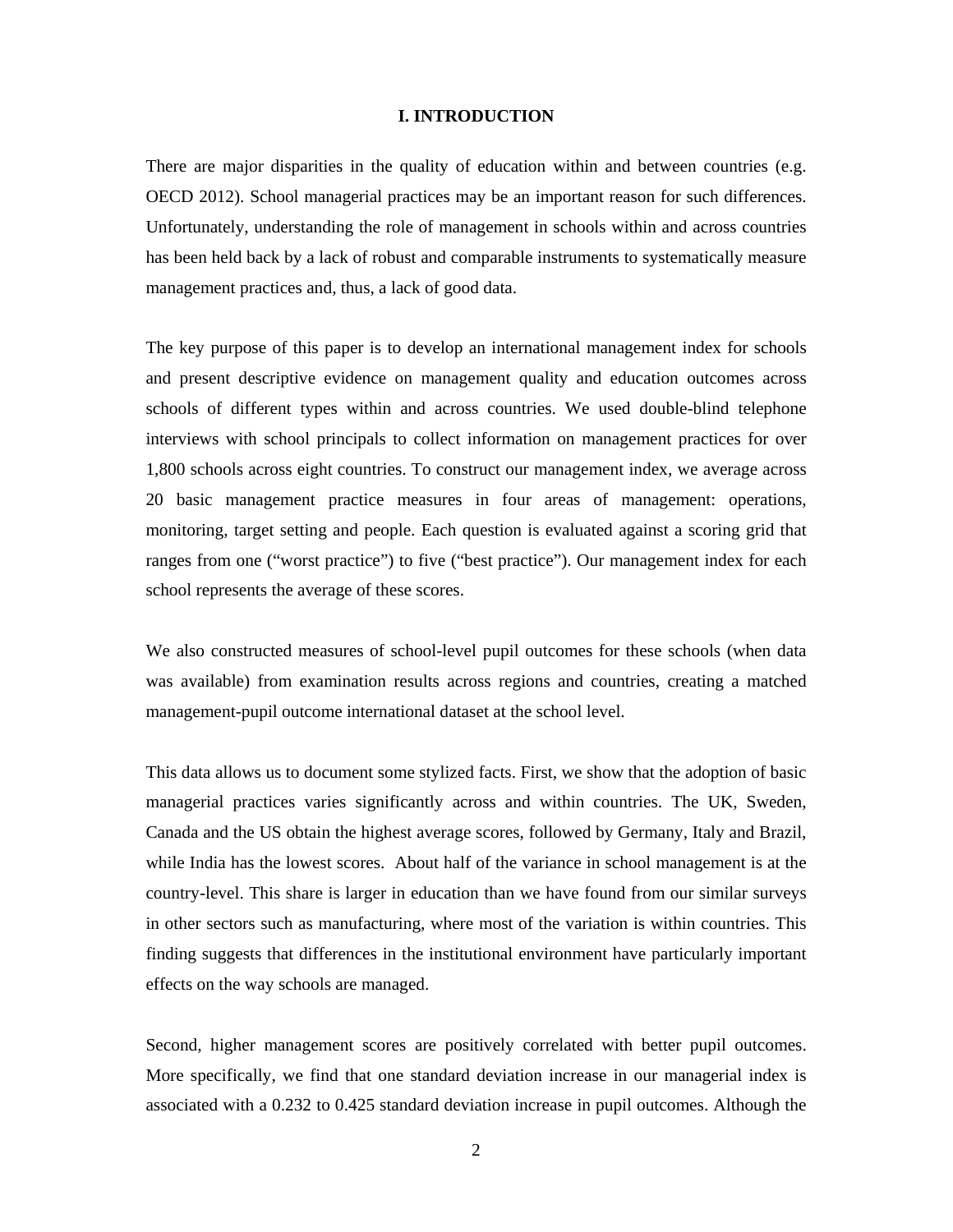# I. INTRODUCTION

There are major disparities in the quality of education within and between countries (e.g. OECD 2012). School managerial practices may be an important reason for such differences. Unfortunately, understanding the role of management in schools within and across countries has been held back by a lack of robust and comparable instruments to systematically measure management practices and, thus, a lack of good data.

The key purpose of this paper is to develop an international management index for schools and present descriptive evidence on management quality and education outcomes across schools of different types within and across countries. We used double-blind telephone interviews with school principals to collect information on management practices for over 1,800 schools across eight countries. To construct our management index, we average across 20 basic management practice measures in four areas of management: operations, monitoring, target setting and people. Each question is evaluated against a scoring grid that ranges from one ("worst practice") to five ("best practice"). Our management index for each school represents the average of these scores.

We also constructed measures of school-level pupil outcomes for these schools (when data was available) from examination results across regions and countries, creating a matched management-pupil outcome international dataset at the school level.

This data allows us to document some stylized facts. First, we show that the adoption of basic managerial practices varies significantly across and within countries. The UK, Sweden, Canada and the US obtain the highest average scores, followed by Germany, Italy and Brazil, while India has the lowest scores. About half of the variance in school management is at the country-level. This share is larger in education than we have found from our similar surveys in other sectors such as manufacturing, where most of the variation is within countries. This finding suggests that differences in the institutional environment have particularly important effects on the way schools are managed.

Second, higher management scores are positively correlated with better pupil outcomes. More specifically, we find that one standard deviation increase in our managerial index is associated with a 0.232 to 0.425 standard deviation increase in pupil outcomes. Although the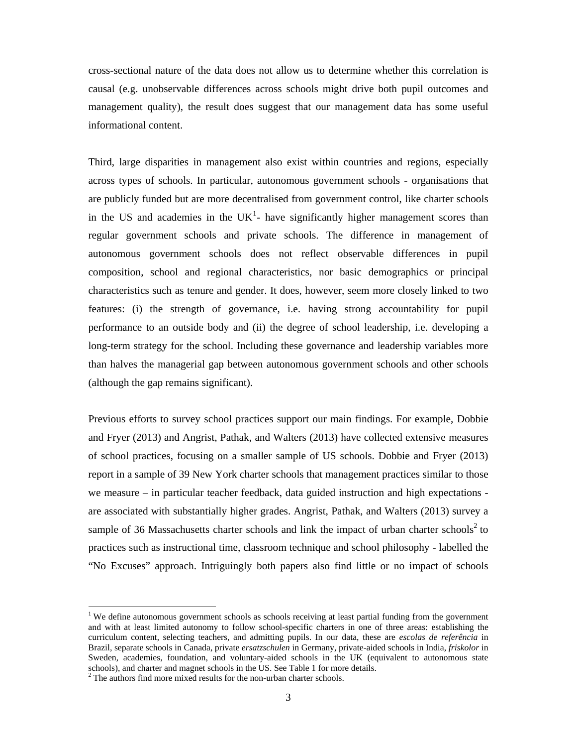cross-sectional nature of the data does not allow us to determine whether this correlation is causal (e.g. unobservable differences across schools might drive both pupil outcomes and management quality), the result does suggest that our management data has some useful informational content.

Third, large disparities in management also exist within countries and regions, especially across types of schools. In particular, autonomous government schools - organisations that are publicly funded but are more decentralised from government control, like charter schools in the US and academies in the UK[1]- have significantly higher management scores than regular government schools and private schools. The difference in management of autonomous government schools does not reflect observable differences in pupil composition, school and regional characteristics, nor basic demographics or principal characteristics such as tenure and gender. It does, however, seem more closely linked to two features: (i) the strength of governance, i.e. having strong accountability for pupil performance to an outside body and (ii) the degree of school leadership, i.e. developing a long-term strategy for the school. Including these governance and leadership variables more than halves the managerial gap between autonomous government schools and other schools (although the gap remains significant).

Previous efforts to survey school practices support our main findings. For example, Dobbie and Fryer (2013) and Angrist, Pathak, and Walters (2013) have collected extensive measures of school practices, focusing on a smaller sample of US schools. Dobbie and Fryer (2013) report in a sample of 39 New York charter schools that management practices similar to those we measure – in particular teacher feedback, data guided instruction and high expectations - are associated with substantially higher grades. Angrist, Pathak, and Walters (2013) survey a sample of 36 Massachusetts charter schools and link the impact of urban charter schools[2] to practices such as instructional time, classroom technique and school philosophy - labelled the "No Excuses" approach. Intriguingly both papers also find little or no impact of schools

[1] We define autonomous government schools as schools receiving at least partial funding from the government and with at least limited autonomy to follow school-specific charters in one of three areas: establishing the curriculum content, selecting teachers, and admitting pupils. In our data, these are *escolas de referência* in Brazil, separate schools in Canada, private *ersatzschulen* in Germany, private-aided schools in India, *friskolor* in Sweden, academies, foundation, and voluntary-aided schools in the UK (equivalent to autonomous state schools), and charter and magnet schools in the US. See Table 1 for more details.

[2] The authors find more mixed results for the non-urban charter schools.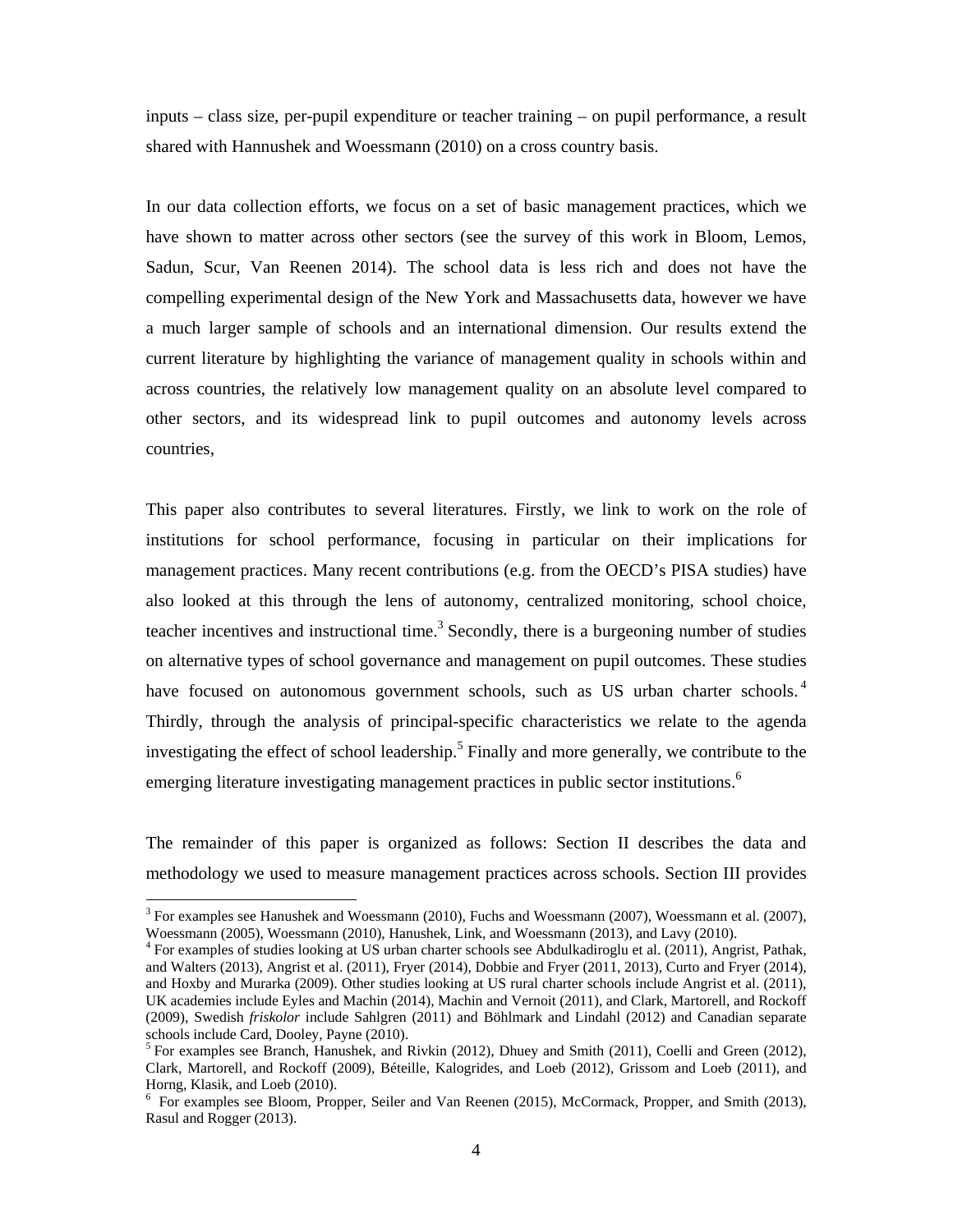inputs – class size, per-pupil expenditure or teacher training – on pupil performance, a result shared with Hannushek and Woessmann (2010) on a cross country basis.

In our data collection efforts, we focus on a set of basic management practices, which we have shown to matter across other sectors (see the survey of this work in Bloom, Lemos, Sadun, Scur, Van Reenen 2014). The school data is less rich and does not have the compelling experimental design of the New York and Massachusetts data, however we have a much larger sample of schools and an international dimension. Our results extend the current literature by highlighting the variance of management quality in schools within and across countries, the relatively low management quality on an absolute level compared to other sectors, and its widespread link to pupil outcomes and autonomy levels across countries,

This paper also contributes to several literatures. Firstly, we link to work on the role of institutions for school performance, focusing in particular on their implications for management practices. Many recent contributions (e.g. from the OECD's PISA studies) have also looked at this through the lens of autonomy, centralized monitoring, school choice, teacher incentives and instructional time.[3] Secondly, there is a burgeoning number of studies on alternative types of school governance and management on pupil outcomes. These studies have focused on autonomous government schools, such as US urban charter schools.[4] Thirdly, through the analysis of principal-specific characteristics we relate to the agenda investigating the effect of school leadership.[5] Finally and more generally, we contribute to the emerging literature investigating management practices in public sector institutions.[6]

The remainder of this paper is organized as follows: Section II describes the data and methodology we used to measure management practices across schools. Section III provides

[3] For examples see Hanushek and Woessmann (2010), Fuchs and Woessmann (2007), Woessmann et al. (2007), Woessmann (2005), Woessmann (2010), Hanushek, Link, and Woessmann (2013), and Lavy (2010).

[4] For examples of studies looking at US urban charter schools see Abdulkadiroglu et al. (2011), Angrist, Pathak, and Walters (2013), Angrist et al. (2011), Fryer (2014), Dobbie and Fryer (2011, 2013), Curto and Fryer (2014), and Hoxby and Murarka (2009). Other studies looking at US rural charter schools include Angrist et al. (2011), UK academies include Eyles and Machin (2014), Machin and Vernoit (2011), and Clark, Martorell, and Rockoff (2009), Swedish *friskolor* include Sahlgren (2011) and Böhlmark and Lindahl (2012) and Canadian separate schools include Card, Dooley, Payne (2010).

[5] For examples see Branch, Hanushek, and Rivkin (2012), Dhuey and Smith (2011), Coelli and Green (2012), Clark, Martorell, and Rockoff (2009), Béteille, Kalogrides, and Loeb (2012), Grissom and Loeb (2011), and Horng, Klasik, and Loeb (2010).

[6] For examples see Bloom, Propper, Seiler and Van Reenen (2015), McCormack, Propper, and Smith (2013), Rasul and Rogger (2013).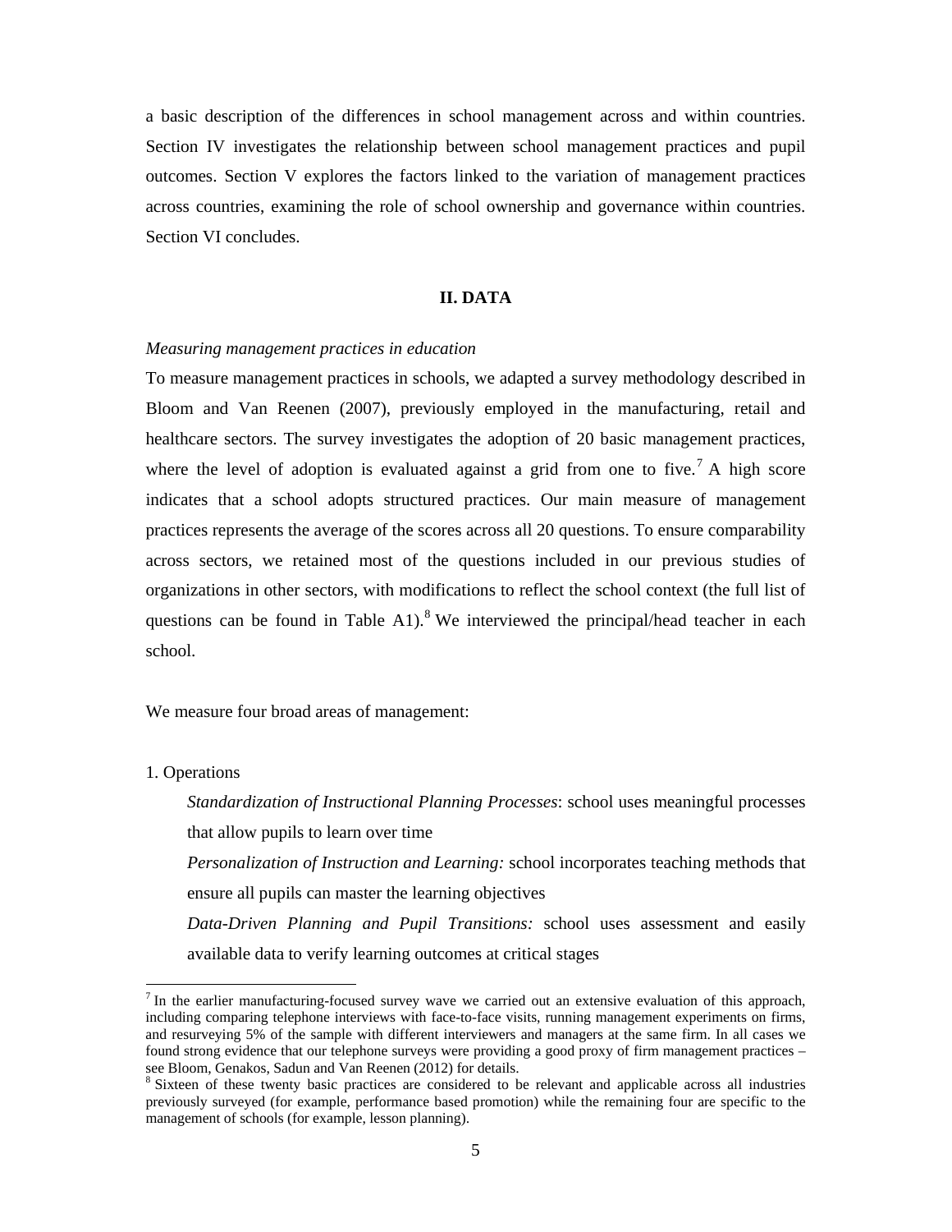a basic description of the differences in school management across and within countries. Section IV investigates the relationship between school management practices and pupil outcomes. Section V explores the factors linked to the variation of management practices across countries, examining the role of school ownership and governance within countries. Section VI concludes.

## II. DATA

*Measuring management practices in education*

To measure management practices in schools, we adapted a survey methodology described in Bloom and Van Reenen (2007), previously employed in the manufacturing, retail and healthcare sectors. The survey investigates the adoption of 20 basic management practices, where the level of adoption is evaluated against a grid from one to five.[7] A high score indicates that a school adopts structured practices. Our main measure of management practices represents the average of the scores across all 20 questions. To ensure comparability across sectors, we retained most of the questions included in our previous studies of organizations in other sectors, with modifications to reflect the school context (the full list of questions can be found in Table A1).[8] We interviewed the principal/head teacher in each school.

We measure four broad areas of management:

1. Operations

   *Standardization of Instructional Planning Processes*: school uses meaningful processes that allow pupils to learn over time

   *Personalization of Instruction and Learning:* school incorporates teaching methods that ensure all pupils can master the learning objectives

   *Data-Driven Planning and Pupil Transitions:* school uses assessment and easily available data to verify learning outcomes at critical stages

---

[7] In the earlier manufacturing-focused survey wave we carried out an extensive evaluation of this approach, including comparing telephone interviews with face-to-face visits, running management experiments on firms, and resurveying 5% of the sample with different interviewers and managers at the same firm. In all cases we found strong evidence that our telephone surveys were providing a good proxy of firm management practices – see Bloom, Genakos, Sadun and Van Reenen (2012) for details.

[8] Sixteen of these twenty basic practices are considered to be relevant and applicable across all industries previously surveyed (for example, performance based promotion) while the remaining four are specific to the management of schools (for example, lesson planning).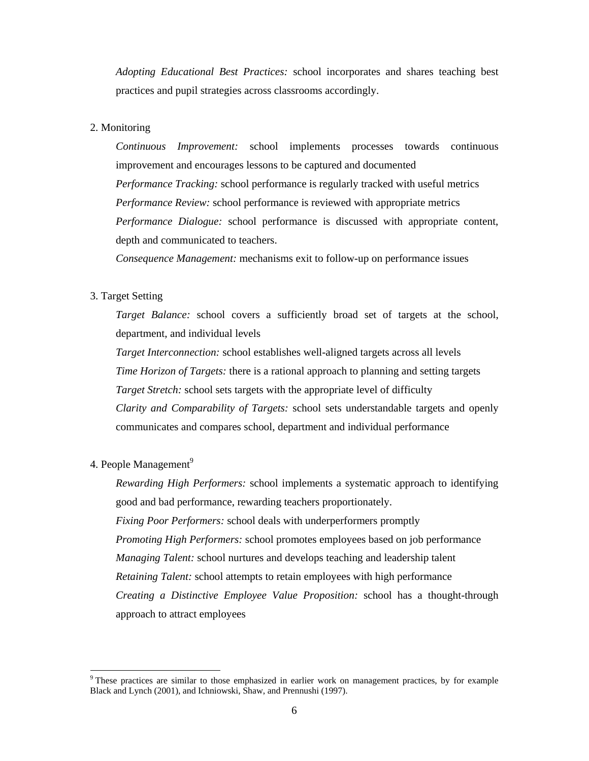*Adopting Educational Best Practices:* school incorporates and shares teaching best practices and pupil strategies across classrooms accordingly.

2. Monitoring

*Continuous Improvement:* school implements processes towards continuous improvement and encourages lessons to be captured and documented

*Performance Tracking:* school performance is regularly tracked with useful metrics

*Performance Review:* school performance is reviewed with appropriate metrics

*Performance Dialogue:* school performance is discussed with appropriate content, depth and communicated to teachers.

*Consequence Management:* mechanisms exit to follow-up on performance issues

3. Target Setting

*Target Balance:* school covers a sufficiently broad set of targets at the school, department, and individual levels

*Target Interconnection:* school establishes well-aligned targets across all levels

*Time Horizon of Targets:* there is a rational approach to planning and setting targets

*Target Stretch:* school sets targets with the appropriate level of difficulty

*Clarity and Comparability of Targets:* school sets understandable targets and openly communicates and compares school, department and individual performance

4. People Management[9]

*Rewarding High Performers:* school implements a systematic approach to identifying good and bad performance, rewarding teachers proportionately.

*Fixing Poor Performers:* school deals with underperformers promptly

*Promoting High Performers:* school promotes employees based on job performance

*Managing Talent:* school nurtures and develops teaching and leadership talent

*Retaining Talent:* school attempts to retain employees with high performance

*Creating a Distinctive Employee Value Proposition:* school has a thought-through approach to attract employees

---

[9] These practices are similar to those emphasized in earlier work on management practices, by for example Black and Lynch (2001), and Ichniowski, Shaw, and Prennushi (1997).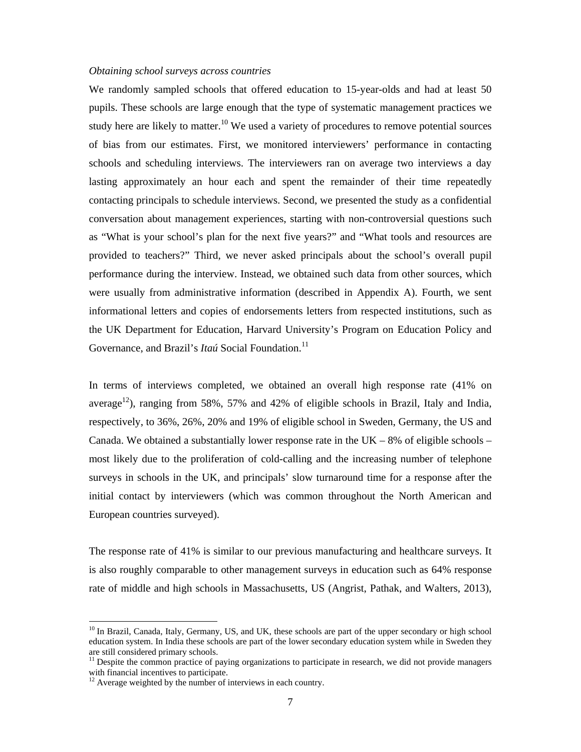*Obtaining school surveys across countries*

We randomly sampled schools that offered education to 15-year-olds and had at least 50 pupils. These schools are large enough that the type of systematic management practices we study here are likely to matter.[10] We used a variety of procedures to remove potential sources of bias from our estimates. First, we monitored interviewers' performance in contacting schools and scheduling interviews. The interviewers ran on average two interviews a day lasting approximately an hour each and spent the remainder of their time repeatedly contacting principals to schedule interviews. Second, we presented the study as a confidential conversation about management experiences, starting with non-controversial questions such as "What is your school's plan for the next five years?" and "What tools and resources are provided to teachers?" Third, we never asked principals about the school's overall pupil performance during the interview. Instead, we obtained such data from other sources, which were usually from administrative information (described in Appendix A). Fourth, we sent informational letters and copies of endorsements letters from respected institutions, such as the UK Department for Education, Harvard University's Program on Education Policy and Governance, and Brazil's *Itaú* Social Foundation.[11]

In terms of interviews completed, we obtained an overall high response rate (41% on average[12]), ranging from 58%, 57% and 42% of eligible schools in Brazil, Italy and India, respectively, to 36%, 26%, 20% and 19% of eligible school in Sweden, Germany, the US and Canada. We obtained a substantially lower response rate in the UK – 8% of eligible schools – most likely due to the proliferation of cold-calling and the increasing number of telephone surveys in schools in the UK, and principals' slow turnaround time for a response after the initial contact by interviewers (which was common throughout the North American and European countries surveyed).

The response rate of 41% is similar to our previous manufacturing and healthcare surveys. It is also roughly comparable to other management surveys in education such as 64% response rate of middle and high schools in Massachusetts, US (Angrist, Pathak, and Walters, 2013),

---

[10] In Brazil, Canada, Italy, Germany, US, and UK, these schools are part of the upper secondary or high school education system. In India these schools are part of the lower secondary education system while in Sweden they are still considered primary schools.

[11] Despite the common practice of paying organizations to participate in research, we did not provide managers with financial incentives to participate.

[12] Average weighted by the number of interviews in each country.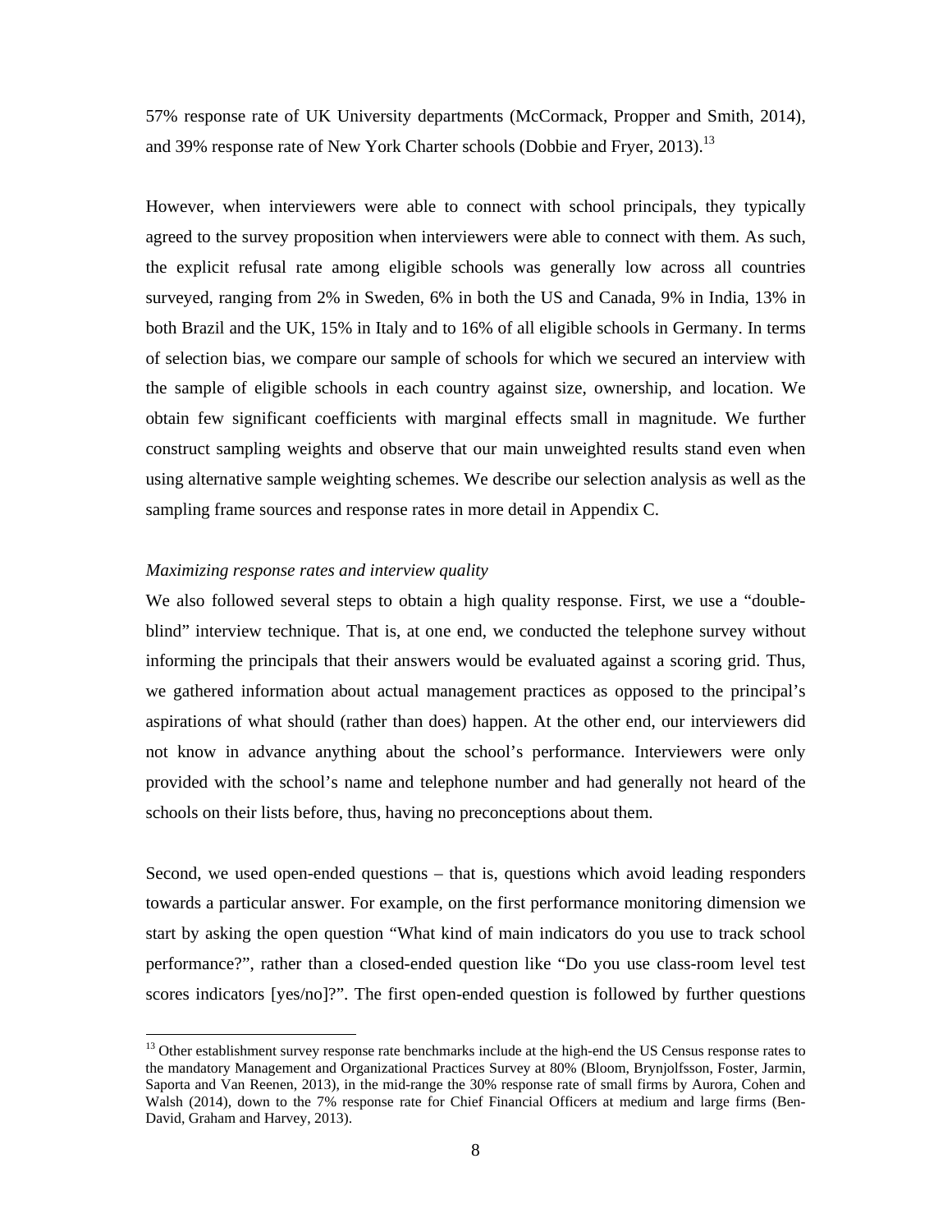57% response rate of UK University departments (McCormack, Propper and Smith, 2014), and 39% response rate of New York Charter schools (Dobbie and Fryer, 2013).[13]

However, when interviewers were able to connect with school principals, they typically agreed to the survey proposition when interviewers were able to connect with them. As such, the explicit refusal rate among eligible schools was generally low across all countries surveyed, ranging from 2% in Sweden, 6% in both the US and Canada, 9% in India, 13% in both Brazil and the UK, 15% in Italy and to 16% of all eligible schools in Germany. In terms of selection bias, we compare our sample of schools for which we secured an interview with the sample of eligible schools in each country against size, ownership, and location. We obtain few significant coefficients with marginal effects small in magnitude. We further construct sampling weights and observe that our main unweighted results stand even when using alternative sample weighting schemes. We describe our selection analysis as well as the sampling frame sources and response rates in more detail in Appendix C.

*Maximizing response rates and interview quality*

We also followed several steps to obtain a high quality response. First, we use a "double-blind" interview technique. That is, at one end, we conducted the telephone survey without informing the principals that their answers would be evaluated against a scoring grid. Thus, we gathered information about actual management practices as opposed to the principal's aspirations of what should (rather than does) happen. At the other end, our interviewers did not know in advance anything about the school's performance. Interviewers were only provided with the school's name and telephone number and had generally not heard of the schools on their lists before, thus, having no preconceptions about them.

Second, we used open-ended questions – that is, questions which avoid leading responders towards a particular answer. For example, on the first performance monitoring dimension we start by asking the open question "What kind of main indicators do you use to track school performance?", rather than a closed-ended question like "Do you use class-room level test scores indicators [yes/no]?". The first open-ended question is followed by further questions

[13] Other establishment survey response rate benchmarks include at the high-end the US Census response rates to the mandatory Management and Organizational Practices Survey at 80% (Bloom, Brynjolfsson, Foster, Jarmin, Saporta and Van Reenen, 2013), in the mid-range the 30% response rate of small firms by Aurora, Cohen and Walsh (2014), down to the 7% response rate for Chief Financial Officers at medium and large firms (Ben-David, Graham and Harvey, 2013).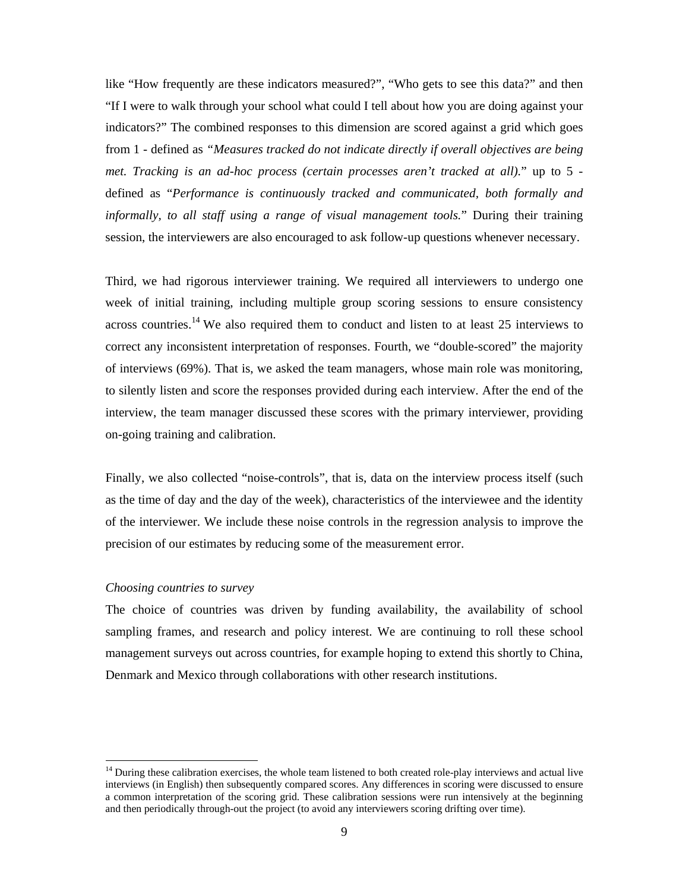like "How frequently are these indicators measured?", "Who gets to see this data?" and then "If I were to walk through your school what could I tell about how you are doing against your indicators?" The combined responses to this dimension are scored against a grid which goes from 1 - defined as *"Measures tracked do not indicate directly if overall objectives are being met. Tracking is an ad-hoc process (certain processes aren't tracked at all).*" up to 5 - defined as "*Performance is continuously tracked and communicated, both formally and informally, to all staff using a range of visual management tools.*" During their training session, the interviewers are also encouraged to ask follow-up questions whenever necessary.

Third, we had rigorous interviewer training. We required all interviewers to undergo one week of initial training, including multiple group scoring sessions to ensure consistency across countries.[14] We also required them to conduct and listen to at least 25 interviews to correct any inconsistent interpretation of responses. Fourth, we "double-scored" the majority of interviews (69%). That is, we asked the team managers, whose main role was monitoring, to silently listen and score the responses provided during each interview. After the end of the interview, the team manager discussed these scores with the primary interviewer, providing on-going training and calibration.

Finally, we also collected "noise-controls", that is, data on the interview process itself (such as the time of day and the day of the week), characteristics of the interviewee and the identity of the interviewer. We include these noise controls in the regression analysis to improve the precision of our estimates by reducing some of the measurement error.

*Choosing countries to survey*

The choice of countries was driven by funding availability, the availability of school sampling frames, and research and policy interest. We are continuing to roll these school management surveys out across countries, for example hoping to extend this shortly to China, Denmark and Mexico through collaborations with other research institutions.

[14] During these calibration exercises, the whole team listened to both created role-play interviews and actual live interviews (in English) then subsequently compared scores. Any differences in scoring were discussed to ensure a common interpretation of the scoring grid. These calibration sessions were run intensively at the beginning and then periodically through-out the project (to avoid any interviewers scoring drifting over time).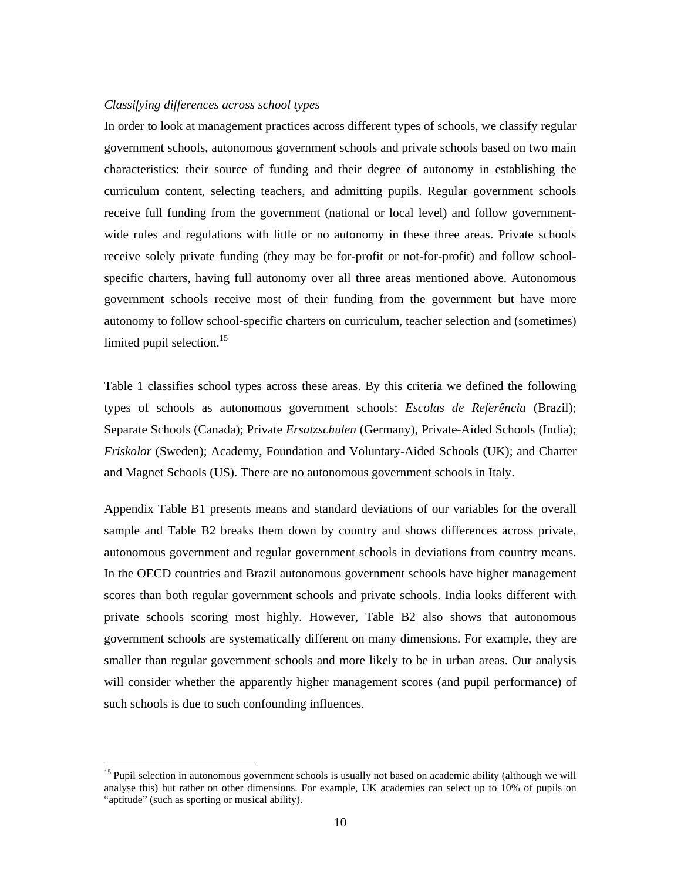*Classifying differences across school types*

In order to look at management practices across different types of schools, we classify regular government schools, autonomous government schools and private schools based on two main characteristics: their source of funding and their degree of autonomy in establishing the curriculum content, selecting teachers, and admitting pupils. Regular government schools receive full funding from the government (national or local level) and follow government-wide rules and regulations with little or no autonomy in these three areas. Private schools receive solely private funding (they may be for-profit or not-for-profit) and follow school-specific charters, having full autonomy over all three areas mentioned above. Autonomous government schools receive most of their funding from the government but have more autonomy to follow school-specific charters on curriculum, teacher selection and (sometimes) limited pupil selection.[15]

Table 1 classifies school types across these areas. By this criteria we defined the following types of schools as autonomous government schools: *Escolas de Referência* (Brazil); Separate Schools (Canada); Private *Ersatzschulen* (Germany), Private-Aided Schools (India); *Friskolor* (Sweden); Academy, Foundation and Voluntary-Aided Schools (UK); and Charter and Magnet Schools (US). There are no autonomous government schools in Italy.

Appendix Table B1 presents means and standard deviations of our variables for the overall sample and Table B2 breaks them down by country and shows differences across private, autonomous government and regular government schools in deviations from country means. In the OECD countries and Brazil autonomous government schools have higher management scores than both regular government schools and private schools. India looks different with private schools scoring most highly. However, Table B2 also shows that autonomous government schools are systematically different on many dimensions. For example, they are smaller than regular government schools and more likely to be in urban areas. Our analysis will consider whether the apparently higher management scores (and pupil performance) of such schools is due to such confounding influences.

[15] Pupil selection in autonomous government schools is usually not based on academic ability (although we will analyse this) but rather on other dimensions. For example, UK academies can select up to 10% of pupils on "aptitude" (such as sporting or musical ability).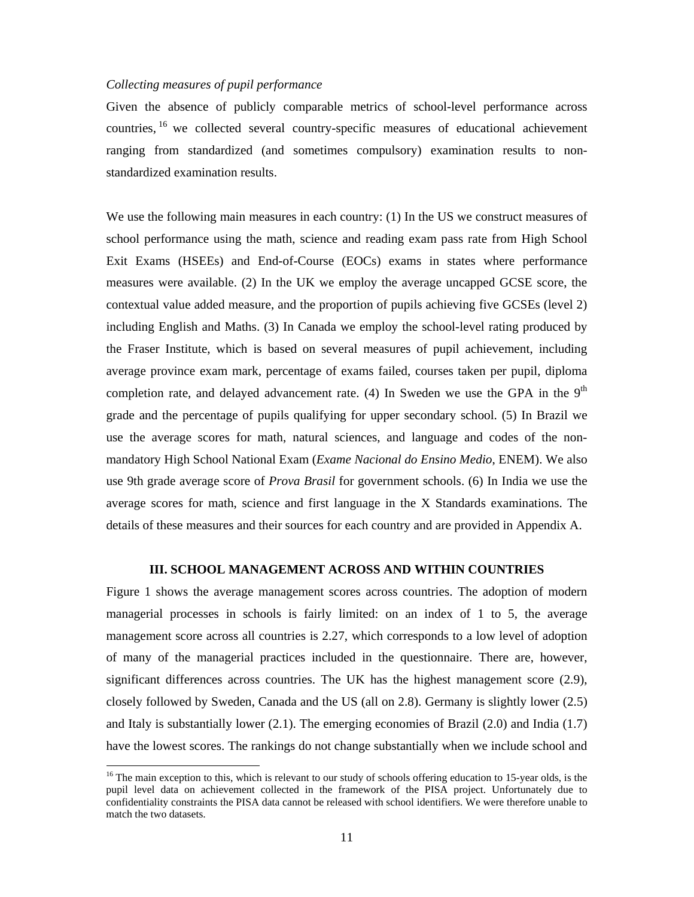*Collecting measures of pupil performance*

Given the absence of publicly comparable metrics of school-level performance across countries, [16] we collected several country-specific measures of educational achievement ranging from standardized (and sometimes compulsory) examination results to non-standardized examination results.

We use the following main measures in each country: (1) In the US we construct measures of school performance using the math, science and reading exam pass rate from High School Exit Exams (HSEEs) and End-of-Course (EOCs) exams in states where performance measures were available. (2) In the UK we employ the average uncapped GCSE score, the contextual value added measure, and the proportion of pupils achieving five GCSEs (level 2) including English and Maths. (3) In Canada we employ the school-level rating produced by the Fraser Institute, which is based on several measures of pupil achievement, including average province exam mark, percentage of exams failed, courses taken per pupil, diploma completion rate, and delayed advancement rate. (4) In Sweden we use the GPA in the 9[th] grade and the percentage of pupils qualifying for upper secondary school. (5) In Brazil we use the average scores for math, natural sciences, and language and codes of the non-mandatory High School National Exam (*Exame Nacional do Ensino Medio*, ENEM). We also use 9th grade average score of *Prova Brasil* for government schools. (6) In India we use the average scores for math, science and first language in the X Standards examinations. The details of these measures and their sources for each country and are provided in Appendix A.

## III. SCHOOL MANAGEMENT ACROSS AND WITHIN COUNTRIES

Figure 1 shows the average management scores across countries. The adoption of modern managerial processes in schools is fairly limited: on an index of 1 to 5, the average management score across all countries is 2.27, which corresponds to a low level of adoption of many of the managerial practices included in the questionnaire. There are, however, significant differences across countries. The UK has the highest management score (2.9), closely followed by Sweden, Canada and the US (all on 2.8). Germany is slightly lower (2.5) and Italy is substantially lower (2.1). The emerging economies of Brazil (2.0) and India (1.7) have the lowest scores. The rankings do not change substantially when we include school and

[16] The main exception to this, which is relevant to our study of schools offering education to 15-year olds, is the pupil level data on achievement collected in the framework of the PISA project. Unfortunately due to confidentiality constraints the PISA data cannot be released with school identifiers. We were therefore unable to match the two datasets.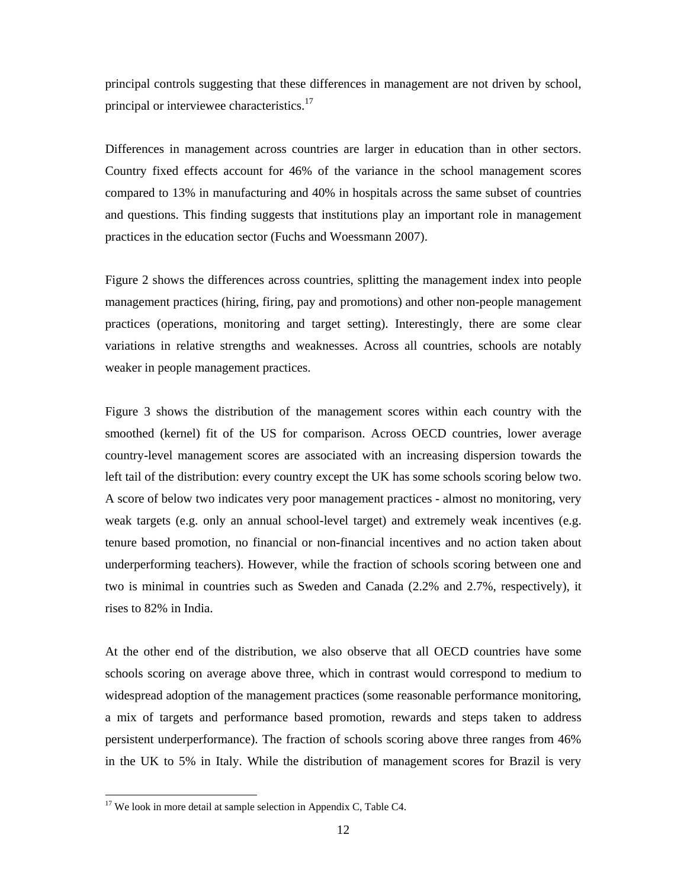principal controls suggesting that these differences in management are not driven by school, principal or interviewee characteristics.[17]

Differences in management across countries are larger in education than in other sectors. Country fixed effects account for 46% of the variance in the school management scores compared to 13% in manufacturing and 40% in hospitals across the same subset of countries and questions. This finding suggests that institutions play an important role in management practices in the education sector (Fuchs and Woessmann 2007).

Figure 2 shows the differences across countries, splitting the management index into people management practices (hiring, firing, pay and promotions) and other non-people management practices (operations, monitoring and target setting). Interestingly, there are some clear variations in relative strengths and weaknesses. Across all countries, schools are notably weaker in people management practices.

Figure 3 shows the distribution of the management scores within each country with the smoothed (kernel) fit of the US for comparison. Across OECD countries, lower average country-level management scores are associated with an increasing dispersion towards the left tail of the distribution: every country except the UK has some schools scoring below two. A score of below two indicates very poor management practices - almost no monitoring, very weak targets (e.g. only an annual school-level target) and extremely weak incentives (e.g. tenure based promotion, no financial or non-financial incentives and no action taken about underperforming teachers). However, while the fraction of schools scoring between one and two is minimal in countries such as Sweden and Canada (2.2% and 2.7%, respectively), it rises to 82% in India.

At the other end of the distribution, we also observe that all OECD countries have some schools scoring on average above three, which in contrast would correspond to medium to widespread adoption of the management practices (some reasonable performance monitoring, a mix of targets and performance based promotion, rewards and steps taken to address persistent underperformance). The fraction of schools scoring above three ranges from 46% in the UK to 5% in Italy. While the distribution of management scores for Brazil is very

[17] We look in more detail at sample selection in Appendix C, Table C4.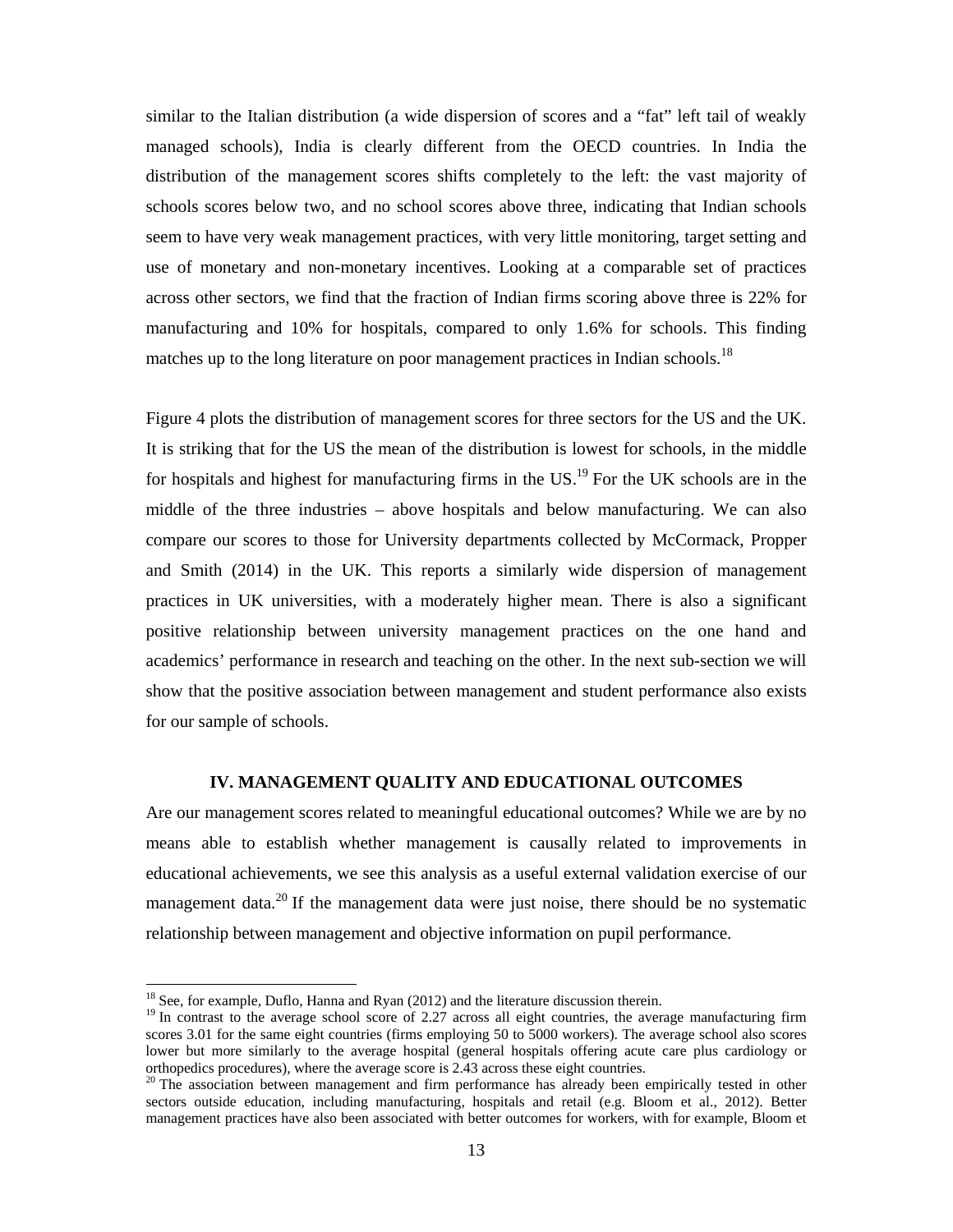similar to the Italian distribution (a wide dispersion of scores and a "fat" left tail of weakly managed schools), India is clearly different from the OECD countries. In India the distribution of the management scores shifts completely to the left: the vast majority of schools scores below two, and no school scores above three, indicating that Indian schools seem to have very weak management practices, with very little monitoring, target setting and use of monetary and non-monetary incentives. Looking at a comparable set of practices across other sectors, we find that the fraction of Indian firms scoring above three is 22% for manufacturing and 10% for hospitals, compared to only 1.6% for schools. This finding matches up to the long literature on poor management practices in Indian schools.[18]

Figure 4 plots the distribution of management scores for three sectors for the US and the UK. It is striking that for the US the mean of the distribution is lowest for schools, in the middle for hospitals and highest for manufacturing firms in the US.[19] For the UK schools are in the middle of the three industries – above hospitals and below manufacturing. We can also compare our scores to those for University departments collected by McCormack, Propper and Smith (2014) in the UK. This reports a similarly wide dispersion of management practices in UK universities, with a moderately higher mean. There is also a significant positive relationship between university management practices on the one hand and academics' performance in research and teaching on the other. In the next sub-section we will show that the positive association between management and student performance also exists for our sample of schools.

## IV. MANAGEMENT QUALITY AND EDUCATIONAL OUTCOMES

Are our management scores related to meaningful educational outcomes? While we are by no means able to establish whether management is causally related to improvements in educational achievements, we see this analysis as a useful external validation exercise of our management data.[20] If the management data were just noise, there should be no systematic relationship between management and objective information on pupil performance.

---

[18] See, for example, Duflo, Hanna and Ryan (2012) and the literature discussion therein.

[19] In contrast to the average school score of 2.27 across all eight countries, the average manufacturing firm scores 3.01 for the same eight countries (firms employing 50 to 5000 workers). The average school also scores lower but more similarly to the average hospital (general hospitals offering acute care plus cardiology or orthopedics procedures), where the average score is 2.43 across these eight countries.

[20] The association between management and firm performance has already been empirically tested in other sectors outside education, including manufacturing, hospitals and retail (e.g. Bloom et al., 2012). Better management practices have also been associated with better outcomes for workers, with for example, Bloom et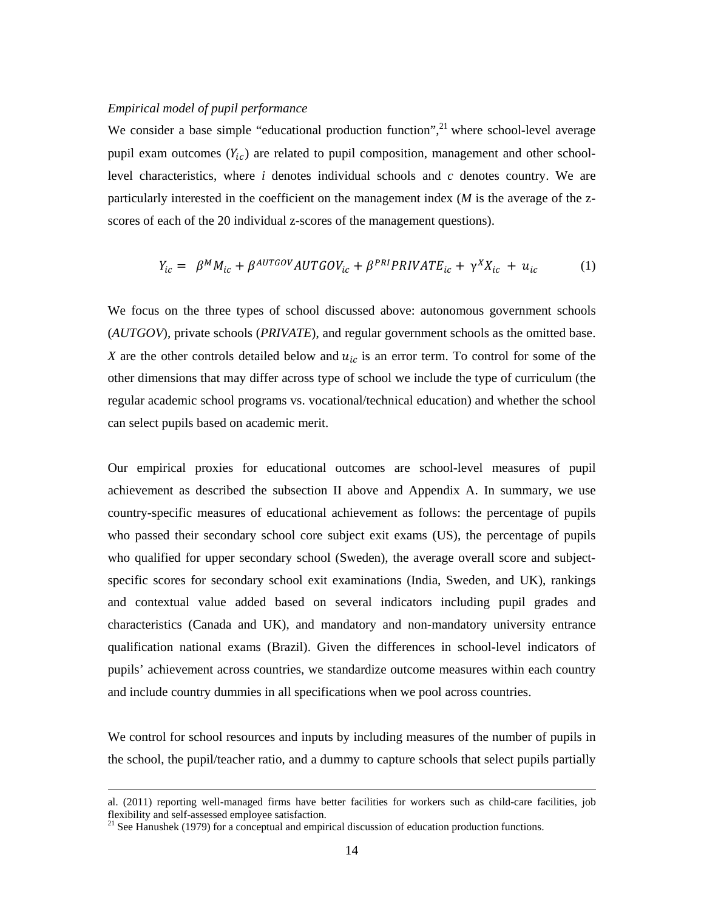*Empirical model of pupil performance*

We consider a base simple "educational production function",[21] where school-level average pupil exam outcomes ($Y_{ic}$) are related to pupil composition, management and other school-level characteristics, where *i* denotes individual schools and *c* denotes country. We are particularly interested in the coefficient on the management index (*M* is the average of the z-scores of each of the 20 individual z-scores of the management questions).

$$Y_{ic} = \beta^{M} M_{ic} + \beta^{AUTGOV} AUTGOV_{ic} + \beta^{PRI} PRIVATE_{ic} + \gamma^{X} X_{ic} + u_{ic} \tag{1}$$

We focus on the three types of school discussed above: autonomous government schools (*AUTGOV*), private schools (*PRIVATE*), and regular government schools as the omitted base. *X* are the other controls detailed below and $u_{ic}$ is an error term. To control for some of the other dimensions that may differ across type of school we include the type of curriculum (the regular academic school programs vs. vocational/technical education) and whether the school can select pupils based on academic merit.

Our empirical proxies for educational outcomes are school-level measures of pupil achievement as described the subsection II above and Appendix A. In summary, we use country-specific measures of educational achievement as follows: the percentage of pupils who passed their secondary school core subject exit exams (US), the percentage of pupils who qualified for upper secondary school (Sweden), the average overall score and subject-specific scores for secondary school exit examinations (India, Sweden, and UK), rankings and contextual value added based on several indicators including pupil grades and characteristics (Canada and UK), and mandatory and non-mandatory university entrance qualification national exams (Brazil). Given the differences in school-level indicators of pupils' achievement across countries, we standardize outcome measures within each country and include country dummies in all specifications when we pool across countries.

We control for school resources and inputs by including measures of the number of pupils in the school, the pupil/teacher ratio, and a dummy to capture schools that select pupils partially

---

al. (2011) reporting well-managed firms have better facilities for workers such as child-care facilities, job flexibility and self-assessed employee satisfaction.

[21] See Hanushek (1979) for a conceptual and empirical discussion of education production functions.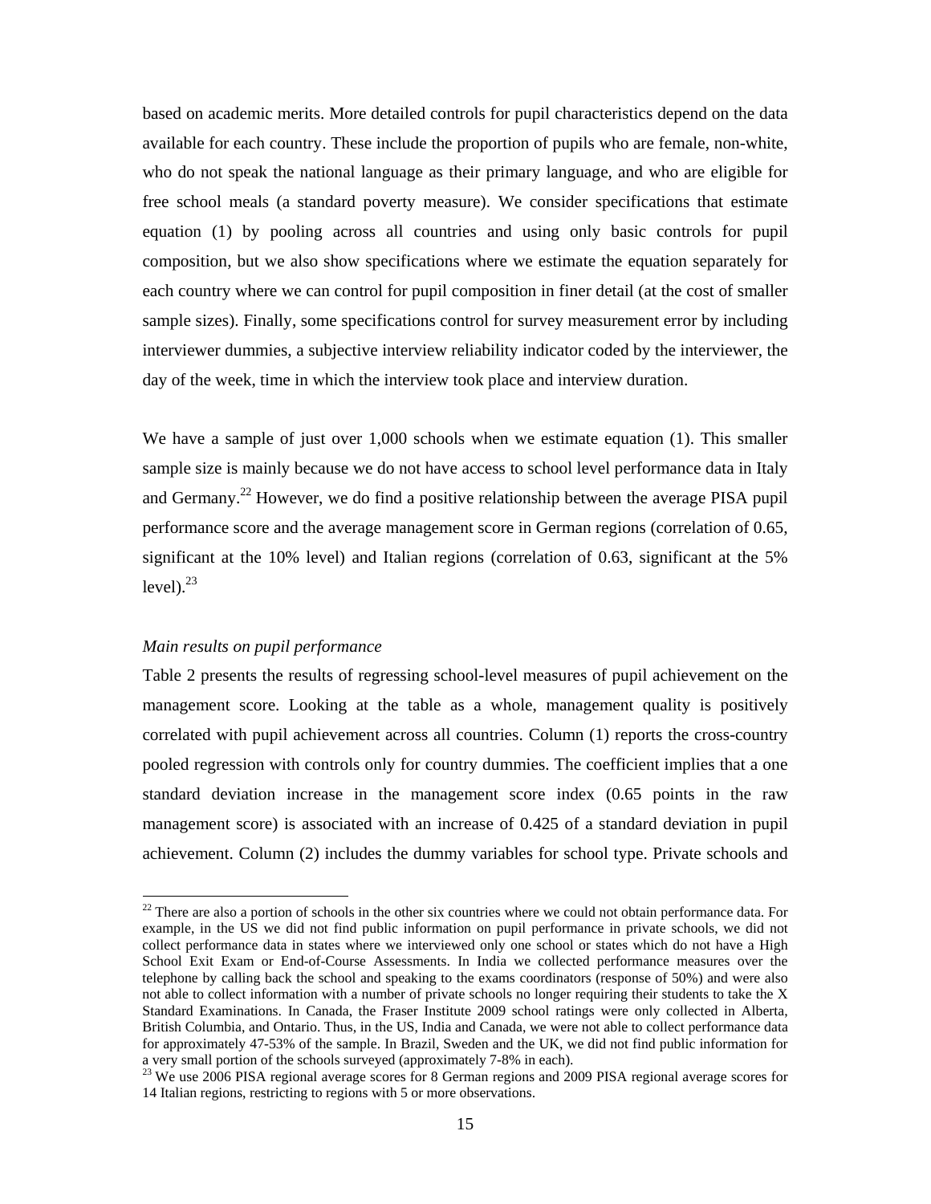based on academic merits. More detailed controls for pupil characteristics depend on the data available for each country. These include the proportion of pupils who are female, non-white, who do not speak the national language as their primary language, and who are eligible for free school meals (a standard poverty measure). We consider specifications that estimate equation (1) by pooling across all countries and using only basic controls for pupil composition, but we also show specifications where we estimate the equation separately for each country where we can control for pupil composition in finer detail (at the cost of smaller sample sizes). Finally, some specifications control for survey measurement error by including interviewer dummies, a subjective interview reliability indicator coded by the interviewer, the day of the week, time in which the interview took place and interview duration.

We have a sample of just over 1,000 schools when we estimate equation (1). This smaller sample size is mainly because we do not have access to school level performance data in Italy and Germany.[22] However, we do find a positive relationship between the average PISA pupil performance score and the average management score in German regions (correlation of 0.65, significant at the 10% level) and Italian regions (correlation of 0.63, significant at the 5% level).[23]

*Main results on pupil performance*

Table 2 presents the results of regressing school-level measures of pupil achievement on the management score. Looking at the table as a whole, management quality is positively correlated with pupil achievement across all countries. Column (1) reports the cross-country pooled regression with controls only for country dummies. The coefficient implies that a one standard deviation increase in the management score index (0.65 points in the raw management score) is associated with an increase of 0.425 of a standard deviation in pupil achievement. Column (2) includes the dummy variables for school type. Private schools and

[22] There are also a portion of schools in the other six countries where we could not obtain performance data. For example, in the US we did not find public information on pupil performance in private schools, we did not collect performance data in states where we interviewed only one school or states which do not have a High School Exit Exam or End-of-Course Assessments. In India we collected performance measures over the telephone by calling back the school and speaking to the exams coordinators (response of 50%) and were also not able to collect information with a number of private schools no longer requiring their students to take the X Standard Examinations. In Canada, the Fraser Institute 2009 school ratings were only collected in Alberta, British Columbia, and Ontario. Thus, in the US, India and Canada, we were not able to collect performance data for approximately 47-53% of the sample. In Brazil, Sweden and the UK, we did not find public information for a very small portion of the schools surveyed (approximately 7-8% in each).

[23] We use 2006 PISA regional average scores for 8 German regions and 2009 PISA regional average scores for 14 Italian regions, restricting to regions with 5 or more observations.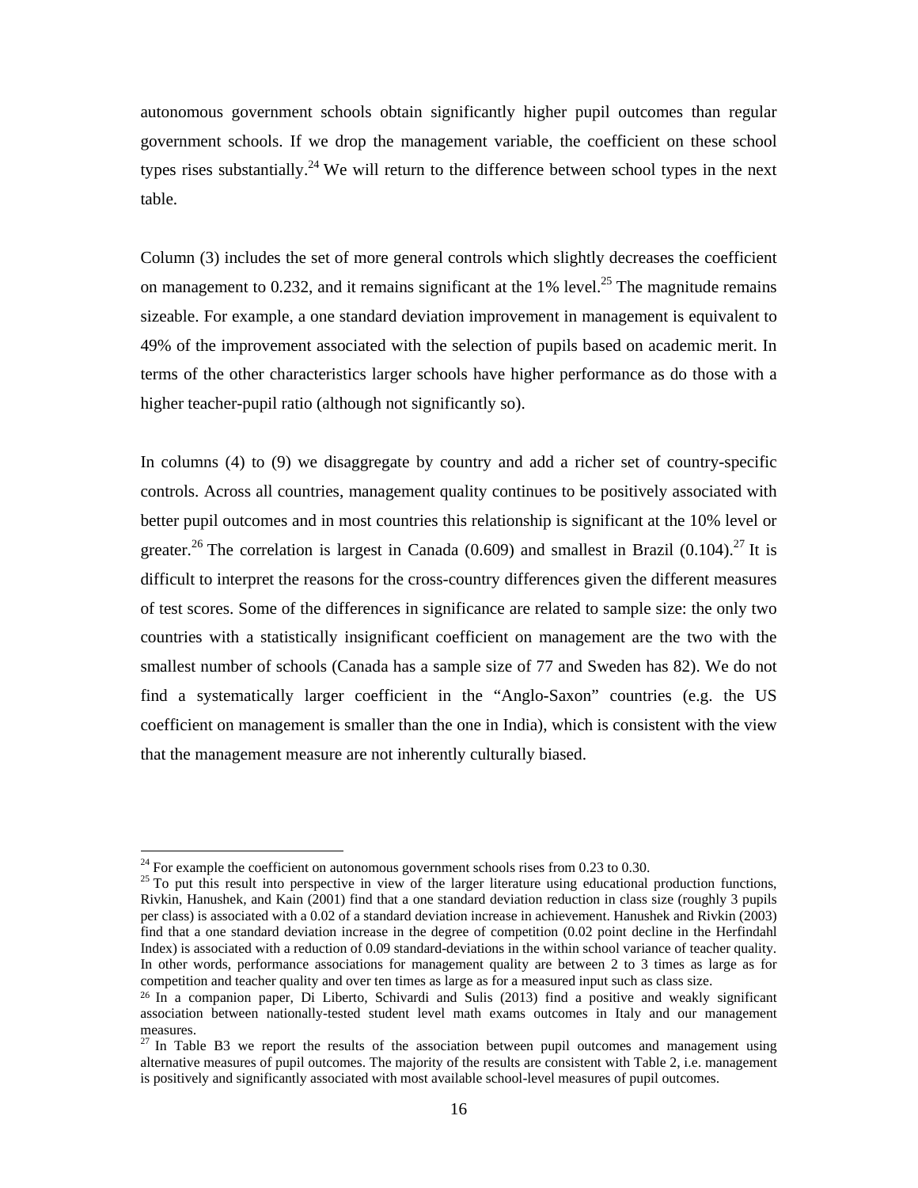autonomous government schools obtain significantly higher pupil outcomes than regular government schools. If we drop the management variable, the coefficient on these school types rises substantially.[24] We will return to the difference between school types in the next table.

Column (3) includes the set of more general controls which slightly decreases the coefficient on management to 0.232, and it remains significant at the 1% level.[25] The magnitude remains sizeable. For example, a one standard deviation improvement in management is equivalent to 49% of the improvement associated with the selection of pupils based on academic merit. In terms of the other characteristics larger schools have higher performance as do those with a higher teacher-pupil ratio (although not significantly so).

In columns (4) to (9) we disaggregate by country and add a richer set of country-specific controls. Across all countries, management quality continues to be positively associated with better pupil outcomes and in most countries this relationship is significant at the 10% level or greater.[26] The correlation is largest in Canada (0.609) and smallest in Brazil (0.104).[27] It is difficult to interpret the reasons for the cross-country differences given the different measures of test scores. Some of the differences in significance are related to sample size: the only two countries with a statistically insignificant coefficient on management are the two with the smallest number of schools (Canada has a sample size of 77 and Sweden has 82). We do not find a systematically larger coefficient in the "Anglo-Saxon" countries (e.g. the US coefficient on management is smaller than the one in India), which is consistent with the view that the management measure are not inherently culturally biased.

---

[24] For example the coefficient on autonomous government schools rises from 0.23 to 0.30.

[25] To put this result into perspective in view of the larger literature using educational production functions, Rivkin, Hanushek, and Kain (2001) find that a one standard deviation reduction in class size (roughly 3 pupils per class) is associated with a 0.02 of a standard deviation increase in achievement. Hanushek and Rivkin (2003) find that a one standard deviation increase in the degree of competition (0.02 point decline in the Herfindahl Index) is associated with a reduction of 0.09 standard-deviations in the within school variance of teacher quality. In other words, performance associations for management quality are between 2 to 3 times as large as for competition and teacher quality and over ten times as large as for a measured input such as class size.

[26] In a companion paper, Di Liberto, Schivardi and Sulis (2013) find a positive and weakly significant association between nationally-tested student level math exams outcomes in Italy and our management measures.

[27] In Table B3 we report the results of the association between pupil outcomes and management using alternative measures of pupil outcomes. The majority of the results are consistent with Table 2, i.e. management is positively and significantly associated with most available school-level measures of pupil outcomes.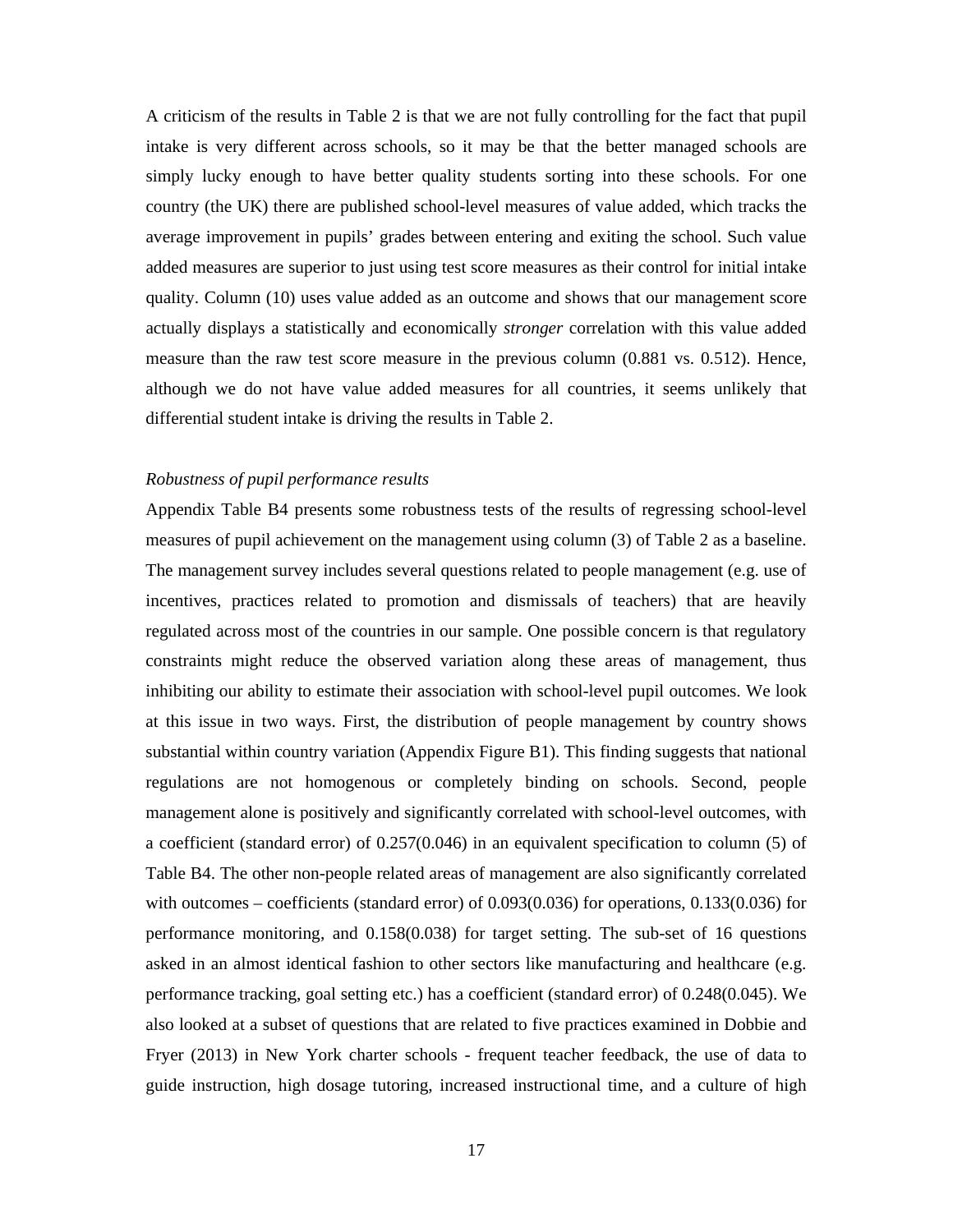A criticism of the results in Table 2 is that we are not fully controlling for the fact that pupil intake is very different across schools, so it may be that the better managed schools are simply lucky enough to have better quality students sorting into these schools. For one country (the UK) there are published school-level measures of value added, which tracks the average improvement in pupils' grades between entering and exiting the school. Such value added measures are superior to just using test score measures as their control for initial intake quality. Column (10) uses value added as an outcome and shows that our management score actually displays a statistically and economically *stronger* correlation with this value added measure than the raw test score measure in the previous column (0.881 vs. 0.512). Hence, although we do not have value added measures for all countries, it seems unlikely that differential student intake is driving the results in Table 2.

*Robustness of pupil performance results*

Appendix Table B4 presents some robustness tests of the results of regressing school-level measures of pupil achievement on the management using column (3) of Table 2 as a baseline. The management survey includes several questions related to people management (e.g. use of incentives, practices related to promotion and dismissals of teachers) that are heavily regulated across most of the countries in our sample. One possible concern is that regulatory constraints might reduce the observed variation along these areas of management, thus inhibiting our ability to estimate their association with school-level pupil outcomes. We look at this issue in two ways. First, the distribution of people management by country shows substantial within country variation (Appendix Figure B1). This finding suggests that national regulations are not homogenous or completely binding on schools. Second, people management alone is positively and significantly correlated with school-level outcomes, with a coefficient (standard error) of 0.257(0.046) in an equivalent specification to column (5) of Table B4. The other non-people related areas of management are also significantly correlated with outcomes – coefficients (standard error) of 0.093(0.036) for operations, 0.133(0.036) for performance monitoring, and 0.158(0.038) for target setting. The sub-set of 16 questions asked in an almost identical fashion to other sectors like manufacturing and healthcare (e.g. performance tracking, goal setting etc.) has a coefficient (standard error) of 0.248(0.045). We also looked at a subset of questions that are related to five practices examined in Dobbie and Fryer (2013) in New York charter schools - frequent teacher feedback, the use of data to guide instruction, high dosage tutoring, increased instructional time, and a culture of high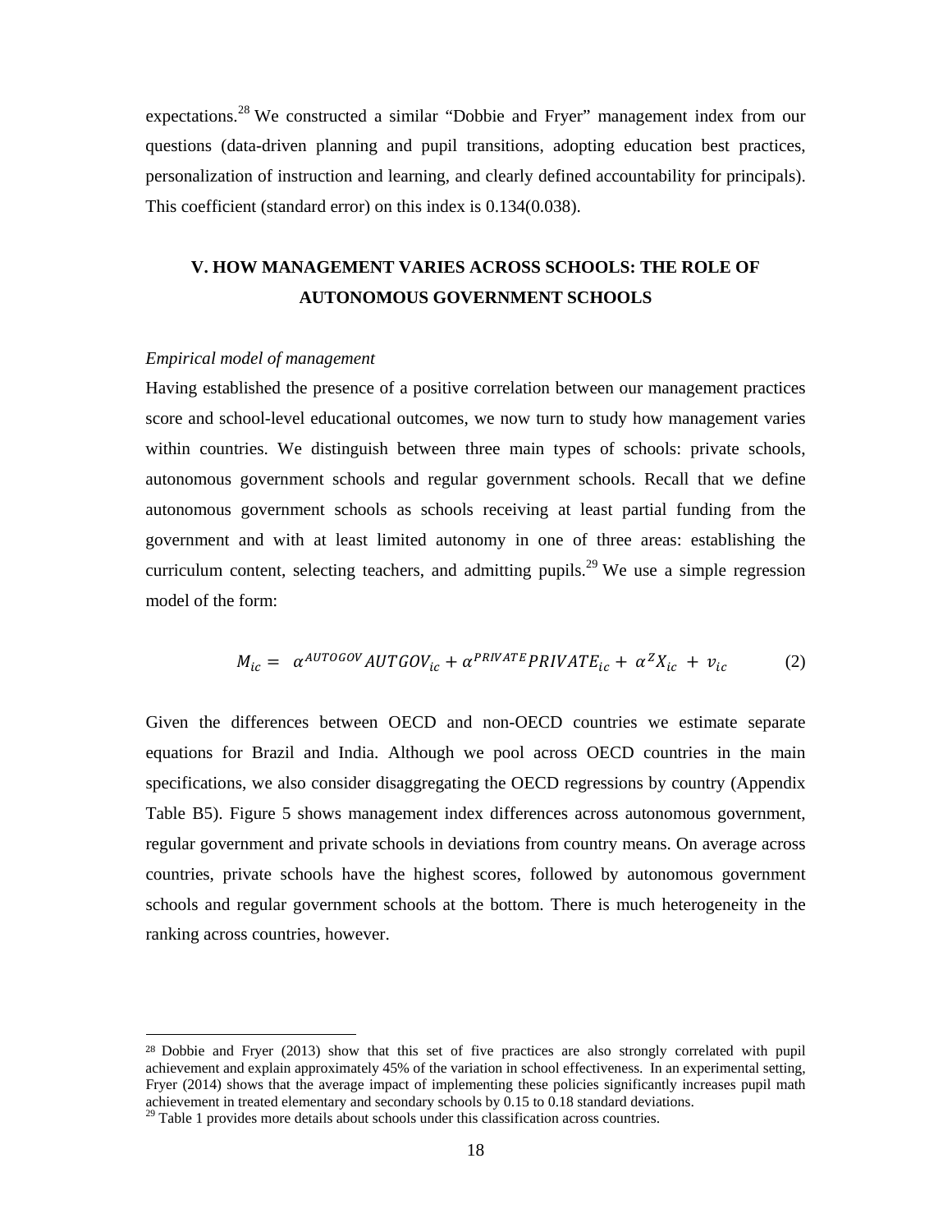expectations.[28] We constructed a similar "Dobbie and Fryer" management index from our questions (data-driven planning and pupil transitions, adopting education best practices, personalization of instruction and learning, and clearly defined accountability for principals). This coefficient (standard error) on this index is 0.134(0.038).

## V. HOW MANAGEMENT VARIES ACROSS SCHOOLS: THE ROLE OF AUTONOMOUS GOVERNMENT SCHOOLS

*Empirical model of management*

Having established the presence of a positive correlation between our management practices score and school-level educational outcomes, we now turn to study how management varies within countries. We distinguish between three main types of schools: private schools, autonomous government schools and regular government schools. Recall that we define autonomous government schools as schools receiving at least partial funding from the government and with at least limited autonomy in one of three areas: establishing the curriculum content, selecting teachers, and admitting pupils.[29] We use a simple regression model of the form:

$$M_{ic} = \alpha^{AUTOGOV} AUTGOV_{ic} + \alpha^{PRIVATE} PRIVATE_{ic} + \alpha^{Z} X_{ic} + v_{ic} \qquad (2)$$

Given the differences between OECD and non-OECD countries we estimate separate equations for Brazil and India. Although we pool across OECD countries in the main specifications, we also consider disaggregating the OECD regressions by country (Appendix Table B5). Figure 5 shows management index differences across autonomous government, regular government and private schools in deviations from country means. On average across countries, private schools have the highest scores, followed by autonomous government schools and regular government schools at the bottom. There is much heterogeneity in the ranking across countries, however.

[28] Dobbie and Fryer (2013) show that this set of five practices are also strongly correlated with pupil achievement and explain approximately 45% of the variation in school effectiveness. In an experimental setting, Fryer (2014) shows that the average impact of implementing these policies significantly increases pupil math achievement in treated elementary and secondary schools by 0.15 to 0.18 standard deviations.

[29] Table 1 provides more details about schools under this classification across countries.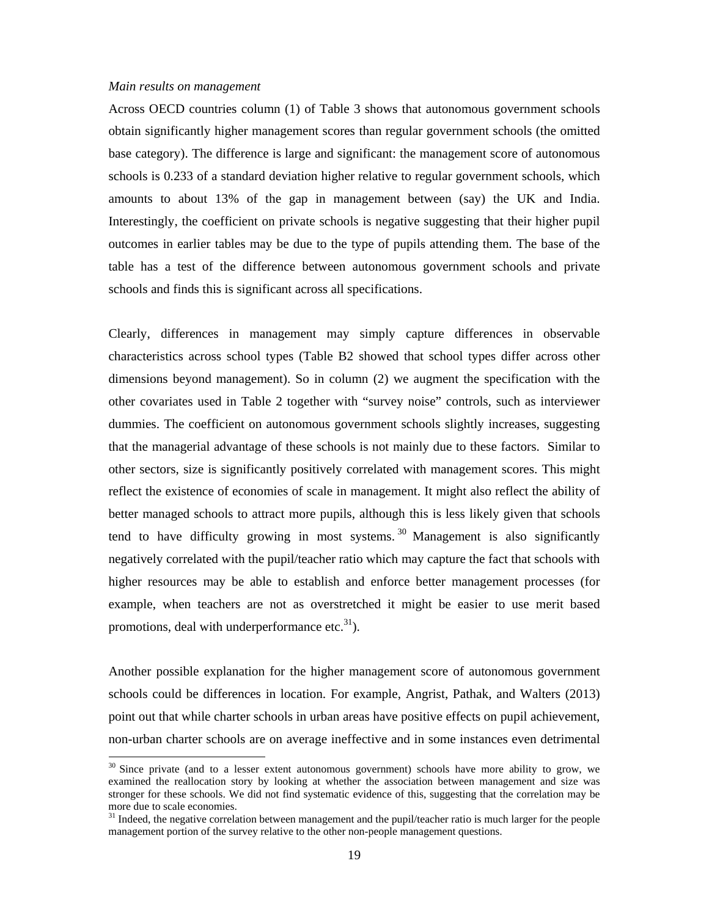*Main results on management*

Across OECD countries column (1) of Table 3 shows that autonomous government schools obtain significantly higher management scores than regular government schools (the omitted base category). The difference is large and significant: the management score of autonomous schools is 0.233 of a standard deviation higher relative to regular government schools, which amounts to about 13% of the gap in management between (say) the UK and India. Interestingly, the coefficient on private schools is negative suggesting that their higher pupil outcomes in earlier tables may be due to the type of pupils attending them. The base of the table has a test of the difference between autonomous government schools and private schools and finds this is significant across all specifications.

Clearly, differences in management may simply capture differences in observable characteristics across school types (Table B2 showed that school types differ across other dimensions beyond management). So in column (2) we augment the specification with the other covariates used in Table 2 together with "survey noise" controls, such as interviewer dummies. The coefficient on autonomous government schools slightly increases, suggesting that the managerial advantage of these schools is not mainly due to these factors. Similar to other sectors, size is significantly positively correlated with management scores. This might reflect the existence of economies of scale in management. It might also reflect the ability of better managed schools to attract more pupils, although this is less likely given that schools tend to have difficulty growing in most systems.[30] Management is also significantly negatively correlated with the pupil/teacher ratio which may capture the fact that schools with higher resources may be able to establish and enforce better management processes (for example, when teachers are not as overstretched it might be easier to use merit based promotions, deal with underperformance etc.[31]).

Another possible explanation for the higher management score of autonomous government schools could be differences in location. For example, Angrist, Pathak, and Walters (2013) point out that while charter schools in urban areas have positive effects on pupil achievement, non-urban charter schools are on average ineffective and in some instances even detrimental

[30] Since private (and to a lesser extent autonomous government) schools have more ability to grow, we examined the reallocation story by looking at whether the association between management and size was stronger for these schools. We did not find systematic evidence of this, suggesting that the correlation may be more due to scale economies.

[31] Indeed, the negative correlation between management and the pupil/teacher ratio is much larger for the people management portion of the survey relative to the other non-people management questions.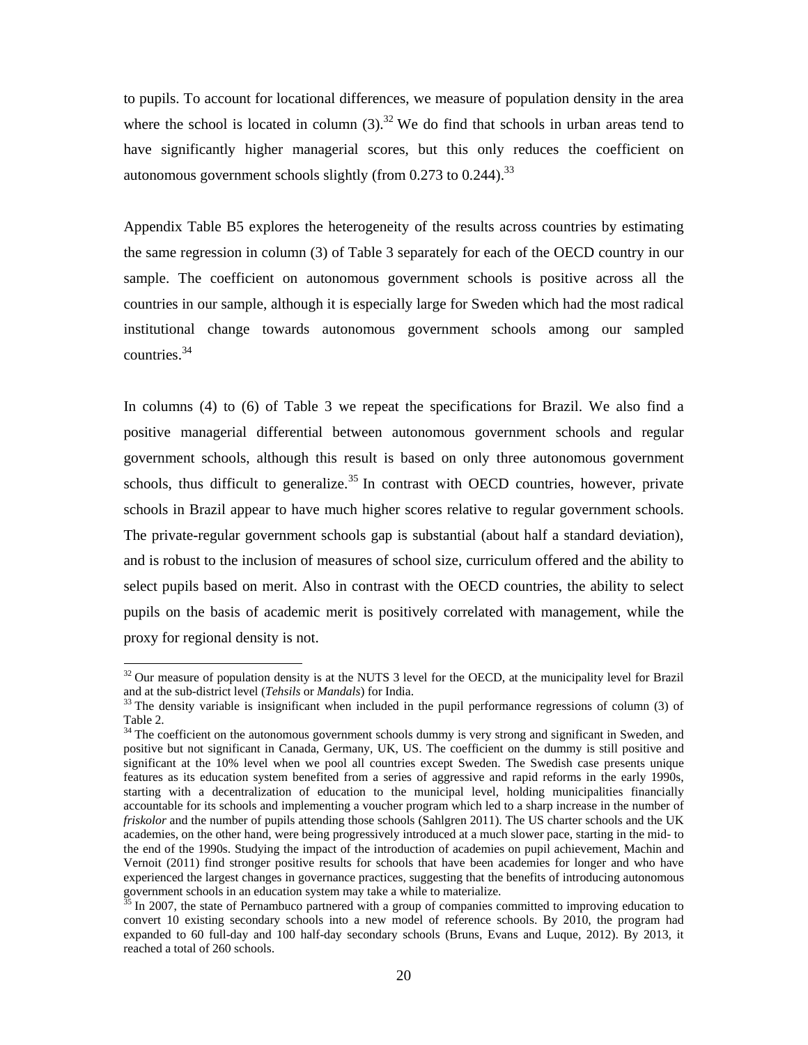to pupils. To account for locational differences, we measure of population density in the area where the school is located in column (3).[32] We do find that schools in urban areas tend to have significantly higher managerial scores, but this only reduces the coefficient on autonomous government schools slightly (from 0.273 to 0.244).[33]

Appendix Table B5 explores the heterogeneity of the results across countries by estimating the same regression in column (3) of Table 3 separately for each of the OECD country in our sample. The coefficient on autonomous government schools is positive across all the countries in our sample, although it is especially large for Sweden which had the most radical institutional change towards autonomous government schools among our sampled countries.[34]

In columns (4) to (6) of Table 3 we repeat the specifications for Brazil. We also find a positive managerial differential between autonomous government schools and regular government schools, although this result is based on only three autonomous government schools, thus difficult to generalize.[35] In contrast with OECD countries, however, private schools in Brazil appear to have much higher scores relative to regular government schools. The private-regular government schools gap is substantial (about half a standard deviation), and is robust to the inclusion of measures of school size, curriculum offered and the ability to select pupils based on merit. Also in contrast with the OECD countries, the ability to select pupils on the basis of academic merit is positively correlated with management, while the proxy for regional density is not.

---

[32] Our measure of population density is at the NUTS 3 level for the OECD, at the municipality level for Brazil and at the sub-district level (*Tehsils* or *Mandals*) for India.

[33] The density variable is insignificant when included in the pupil performance regressions of column (3) of Table 2.

[34] The coefficient on the autonomous government schools dummy is very strong and significant in Sweden, and positive but not significant in Canada, Germany, UK, US. The coefficient on the dummy is still positive and significant at the 10% level when we pool all countries except Sweden. The Swedish case presents unique features as its education system benefited from a series of aggressive and rapid reforms in the early 1990s, starting with a decentralization of education to the municipal level, holding municipalities financially accountable for its schools and implementing a voucher program which led to a sharp increase in the number of *friskolor* and the number of pupils attending those schools (Sahlgren 2011). The US charter schools and the UK academies, on the other hand, were being progressively introduced at a much slower pace, starting in the mid- to the end of the 1990s. Studying the impact of the introduction of academies on pupil achievement, Machin and Vernoit (2011) find stronger positive results for schools that have been academies for longer and who have experienced the largest changes in governance practices, suggesting that the benefits of introducing autonomous government schools in an education system may take a while to materialize.

[35] In 2007, the state of Pernambuco partnered with a group of companies committed to improving education to convert 10 existing secondary schools into a new model of reference schools. By 2010, the program had expanded to 60 full-day and 100 half-day secondary schools (Bruns, Evans and Luque, 2012). By 2013, it reached a total of 260 schools.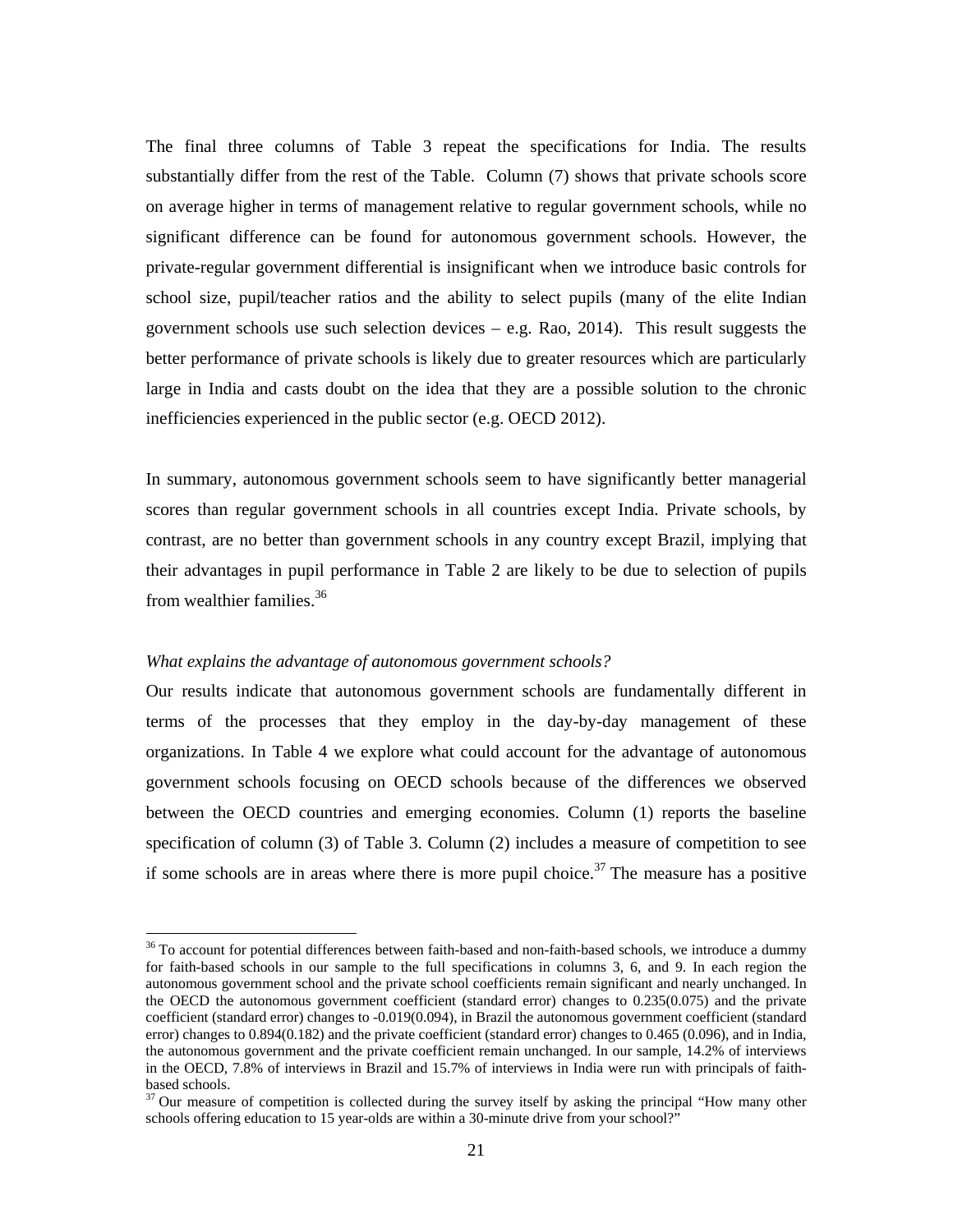The final three columns of Table 3 repeat the specifications for India. The results substantially differ from the rest of the Table. Column (7) shows that private schools score on average higher in terms of management relative to regular government schools, while no significant difference can be found for autonomous government schools. However, the private-regular government differential is insignificant when we introduce basic controls for school size, pupil/teacher ratios and the ability to select pupils (many of the elite Indian government schools use such selection devices – e.g. Rao, 2014). This result suggests the better performance of private schools is likely due to greater resources which are particularly large in India and casts doubt on the idea that they are a possible solution to the chronic inefficiencies experienced in the public sector (e.g. OECD 2012).

In summary, autonomous government schools seem to have significantly better managerial scores than regular government schools in all countries except India. Private schools, by contrast, are no better than government schools in any country except Brazil, implying that their advantages in pupil performance in Table 2 are likely to be due to selection of pupils from wealthier families.[36]

*What explains the advantage of autonomous government schools?*

Our results indicate that autonomous government schools are fundamentally different in terms of the processes that they employ in the day-by-day management of these organizations. In Table 4 we explore what could account for the advantage of autonomous government schools focusing on OECD schools because of the differences we observed between the OECD countries and emerging economies. Column (1) reports the baseline specification of column (3) of Table 3. Column (2) includes a measure of competition to see if some schools are in areas where there is more pupil choice.[37] The measure has a positive

---

[36] To account for potential differences between faith-based and non-faith-based schools, we introduce a dummy for faith-based schools in our sample to the full specifications in columns 3, 6, and 9. In each region the autonomous government school and the private school coefficients remain significant and nearly unchanged. In the OECD the autonomous government coefficient (standard error) changes to 0.235(0.075) and the private coefficient (standard error) changes to -0.019(0.094), in Brazil the autonomous government coefficient (standard error) changes to 0.894(0.182) and the private coefficient (standard error) changes to 0.465 (0.096), and in India, the autonomous government and the private coefficient remain unchanged. In our sample, 14.2% of interviews in the OECD, 7.8% of interviews in Brazil and 15.7% of interviews in India were run with principals of faith-based schools.

[37] Our measure of competition is collected during the survey itself by asking the principal "How many other schools offering education to 15 year-olds are within a 30-minute drive from your school?"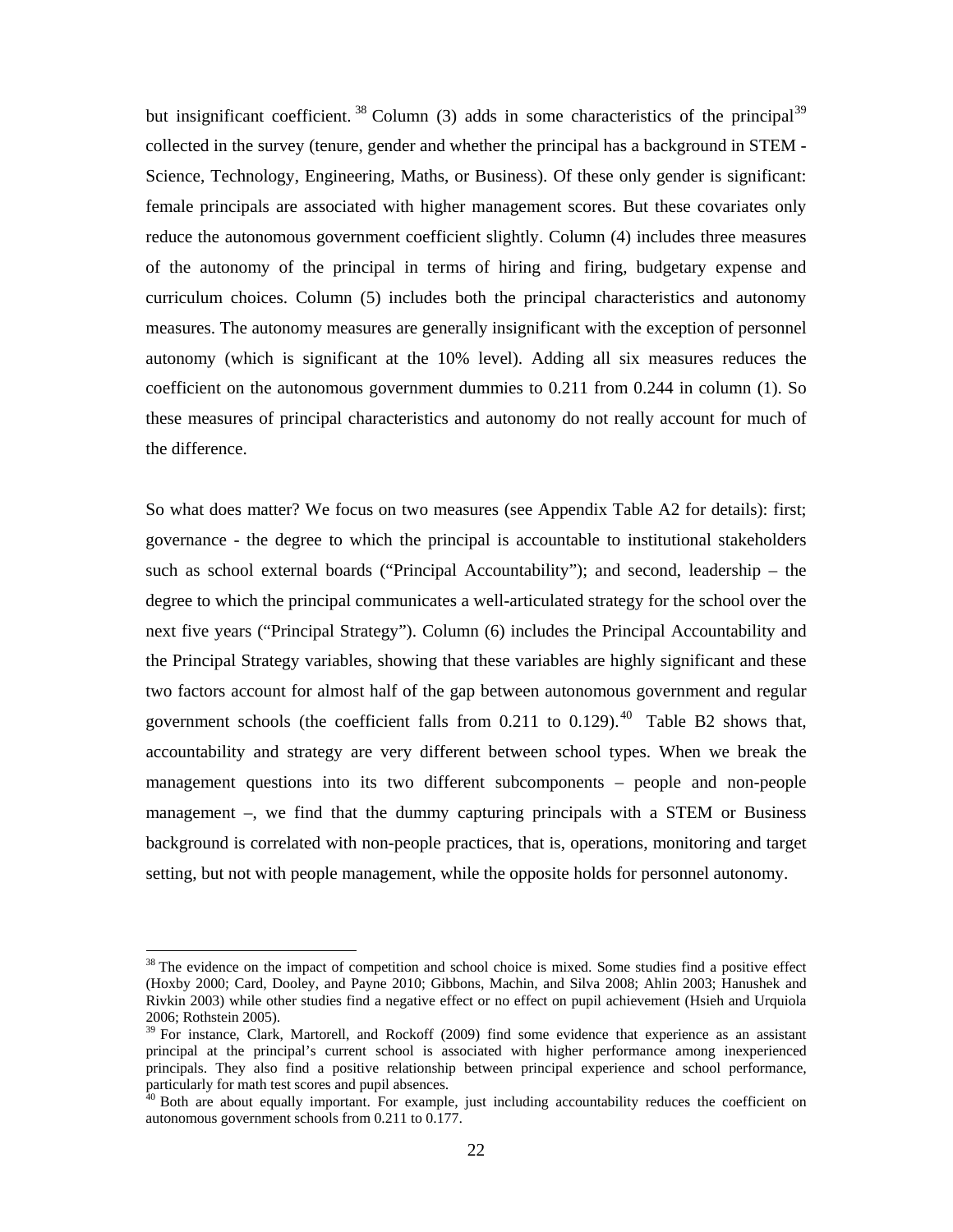but insignificant coefficient.[38] Column (3) adds in some characteristics of the principal[39] collected in the survey (tenure, gender and whether the principal has a background in STEM - Science, Technology, Engineering, Maths, or Business). Of these only gender is significant: female principals are associated with higher management scores. But these covariates only reduce the autonomous government coefficient slightly. Column (4) includes three measures of the autonomy of the principal in terms of hiring and firing, budgetary expense and curriculum choices. Column (5) includes both the principal characteristics and autonomy measures. The autonomy measures are generally insignificant with the exception of personnel autonomy (which is significant at the 10% level). Adding all six measures reduces the coefficient on the autonomous government dummies to 0.211 from 0.244 in column (1). So these measures of principal characteristics and autonomy do not really account for much of the difference.

So what does matter? We focus on two measures (see Appendix Table A2 for details): first; governance - the degree to which the principal is accountable to institutional stakeholders such as school external boards ("Principal Accountability"); and second, leadership – the degree to which the principal communicates a well-articulated strategy for the school over the next five years ("Principal Strategy"). Column (6) includes the Principal Accountability and the Principal Strategy variables, showing that these variables are highly significant and these two factors account for almost half of the gap between autonomous government and regular government schools (the coefficient falls from 0.211 to 0.129).[40] Table B2 shows that, accountability and strategy are very different between school types. When we break the management questions into its two different subcomponents – people and non-people management –, we find that the dummy capturing principals with a STEM or Business background is correlated with non-people practices, that is, operations, monitoring and target setting, but not with people management, while the opposite holds for personnel autonomy.

---

[38] The evidence on the impact of competition and school choice is mixed. Some studies find a positive effect (Hoxby 2000; Card, Dooley, and Payne 2010; Gibbons, Machin, and Silva 2008; Ahlin 2003; Hanushek and Rivkin 2003) while other studies find a negative effect or no effect on pupil achievement (Hsieh and Urquiola 2006; Rothstein 2005).

[39] For instance, Clark, Martorell, and Rockoff (2009) find some evidence that experience as an assistant principal at the principal's current school is associated with higher performance among inexperienced principals. They also find a positive relationship between principal experience and school performance, particularly for math test scores and pupil absences.

[40] Both are about equally important. For example, just including accountability reduces the coefficient on autonomous government schools from 0.211 to 0.177.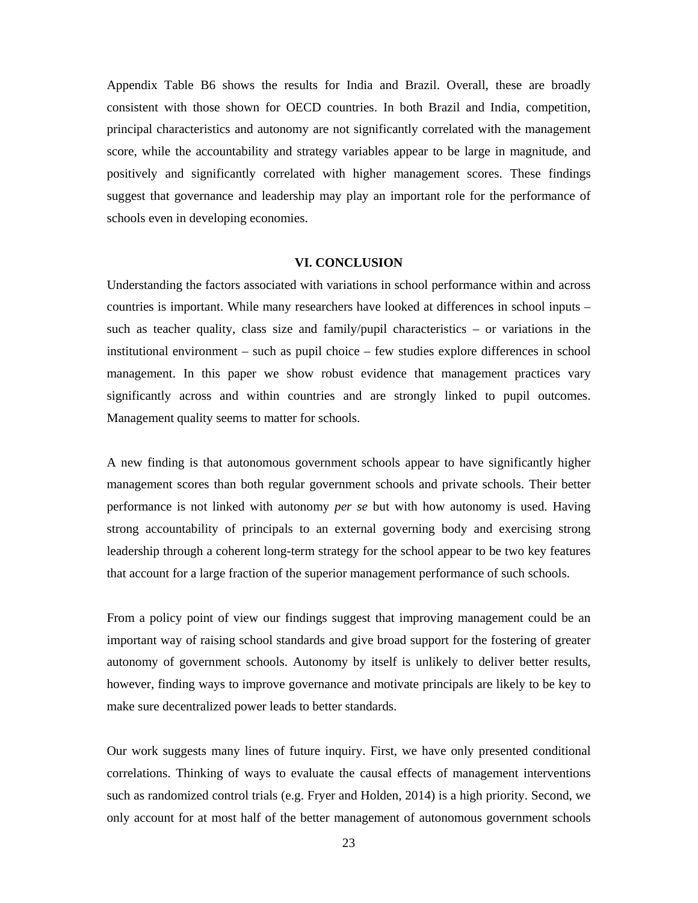Appendix Table B6 shows the results for India and Brazil. Overall, these are broadly consistent with those shown for OECD countries. In both Brazil and India, competition, principal characteristics and autonomy are not significantly correlated with the management score, while the accountability and strategy variables appear to be large in magnitude, and positively and significantly correlated with higher management scores. These findings suggest that governance and leadership may play an important role for the performance of schools even in developing economies.

## VI. CONCLUSION

Understanding the factors associated with variations in school performance within and across countries is important. While many researchers have looked at differences in school inputs – such as teacher quality, class size and family/pupil characteristics – or variations in the institutional environment – such as pupil choice – few studies explore differences in school management. In this paper we show robust evidence that management practices vary significantly across and within countries and are strongly linked to pupil outcomes. Management quality seems to matter for schools.

A new finding is that autonomous government schools appear to have significantly higher management scores than both regular government schools and private schools. Their better performance is not linked with autonomy *per se* but with how autonomy is used. Having strong accountability of principals to an external governing body and exercising strong leadership through a coherent long-term strategy for the school appear to be two key features that account for a large fraction of the superior management performance of such schools.

From a policy point of view our findings suggest that improving management could be an important way of raising school standards and give broad support for the fostering of greater autonomy of government schools. Autonomy by itself is unlikely to deliver better results, however, finding ways to improve governance and motivate principals are likely to be key to make sure decentralized power leads to better standards.

Our work suggests many lines of future inquiry. First, we have only presented conditional correlations. Thinking of ways to evaluate the causal effects of management interventions such as randomized control trials (e.g. Fryer and Holden, 2014) is a high priority. Second, we only account for at most half of the better management of autonomous government schools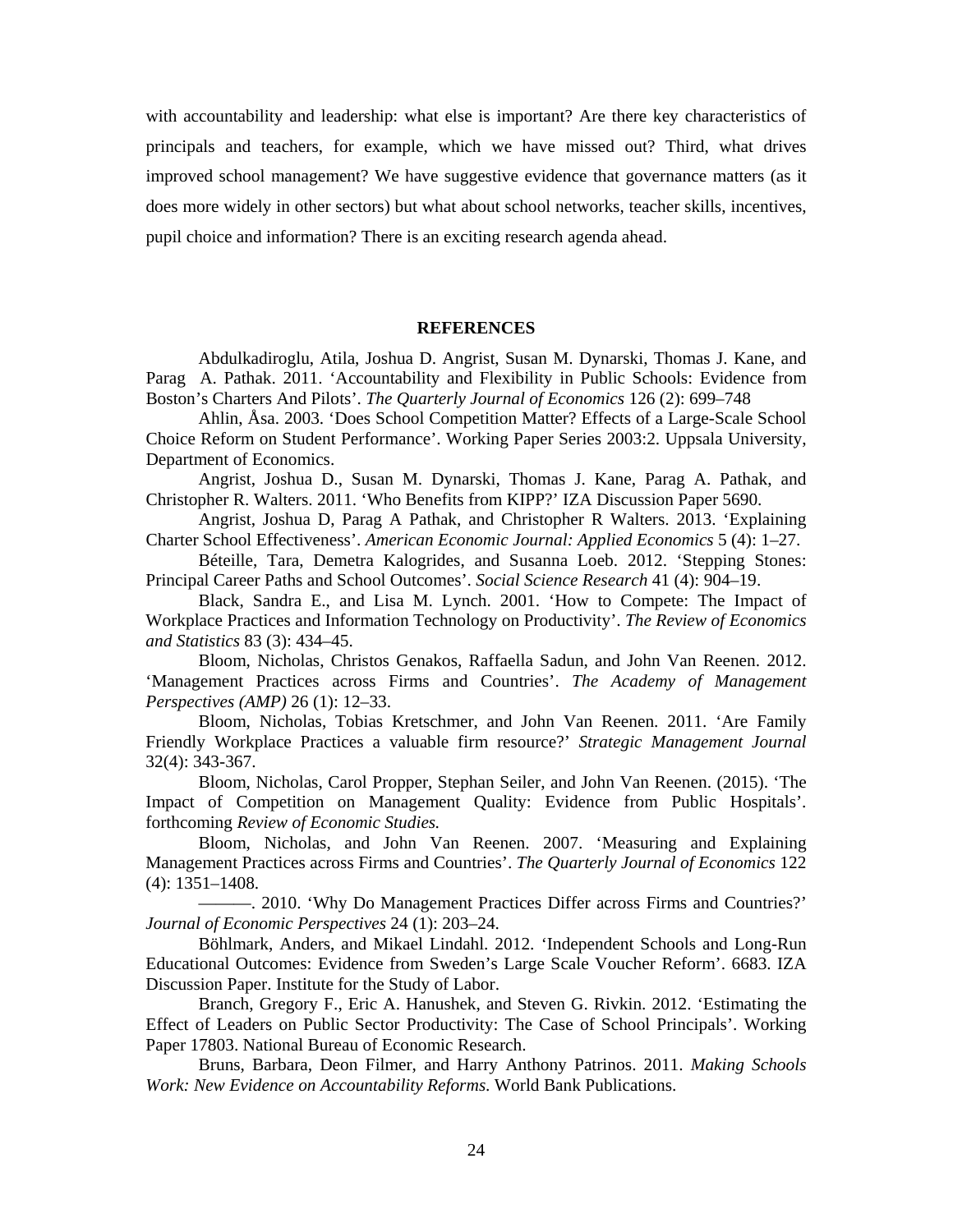with accountability and leadership: what else is important? Are there key characteristics of principals and teachers, for example, which we have missed out? Third, what drives improved school management? We have suggestive evidence that governance matters (as it does more widely in other sectors) but what about school networks, teacher skills, incentives, pupil choice and information? There is an exciting research agenda ahead.

## REFERENCES

Abdulkadiroglu, Atila, Joshua D. Angrist, Susan M. Dynarski, Thomas J. Kane, and Parag A. Pathak. 2011. 'Accountability and Flexibility in Public Schools: Evidence from Boston's Charters And Pilots'. *The Quarterly Journal of Economics* 126 (2): 699–748

Ahlin, Åsa. 2003. 'Does School Competition Matter? Effects of a Large-Scale School Choice Reform on Student Performance'. Working Paper Series 2003:2. Uppsala University, Department of Economics.

Angrist, Joshua D., Susan M. Dynarski, Thomas J. Kane, Parag A. Pathak, and Christopher R. Walters. 2011. 'Who Benefits from KIPP?' IZA Discussion Paper 5690.

Angrist, Joshua D, Parag A Pathak, and Christopher R Walters. 2013. 'Explaining Charter School Effectiveness'. *American Economic Journal: Applied Economics* 5 (4): 1–27.

Béteille, Tara, Demetra Kalogrides, and Susanna Loeb. 2012. 'Stepping Stones: Principal Career Paths and School Outcomes'. *Social Science Research* 41 (4): 904–19.

Black, Sandra E., and Lisa M. Lynch. 2001. 'How to Compete: The Impact of Workplace Practices and Information Technology on Productivity'. *The Review of Economics and Statistics* 83 (3): 434–45.

Bloom, Nicholas, Christos Genakos, Raffaella Sadun, and John Van Reenen. 2012. 'Management Practices across Firms and Countries'. *The Academy of Management Perspectives (AMP)* 26 (1): 12–33.

Bloom, Nicholas, Tobias Kretschmer, and John Van Reenen. 2011. 'Are Family Friendly Workplace Practices a valuable firm resource?' *Strategic Management Journal* 32(4): 343-367.

Bloom, Nicholas, Carol Propper, Stephan Seiler, and John Van Reenen. (2015). 'The Impact of Competition on Management Quality: Evidence from Public Hospitals'. forthcoming *Review of Economic Studies.*

Bloom, Nicholas, and John Van Reenen. 2007. 'Measuring and Explaining Management Practices across Firms and Countries'. *The Quarterly Journal of Economics* 122 (4): 1351–1408.

———. 2010. 'Why Do Management Practices Differ across Firms and Countries?' *Journal of Economic Perspectives* 24 (1): 203–24.

Böhlmark, Anders, and Mikael Lindahl. 2012. 'Independent Schools and Long-Run Educational Outcomes: Evidence from Sweden's Large Scale Voucher Reform'. 6683. IZA Discussion Paper. Institute for the Study of Labor.

Branch, Gregory F., Eric A. Hanushek, and Steven G. Rivkin. 2012. 'Estimating the Effect of Leaders on Public Sector Productivity: The Case of School Principals'. Working Paper 17803. National Bureau of Economic Research.

Bruns, Barbara, Deon Filmer, and Harry Anthony Patrinos. 2011. *Making Schools Work: New Evidence on Accountability Reforms*. World Bank Publications.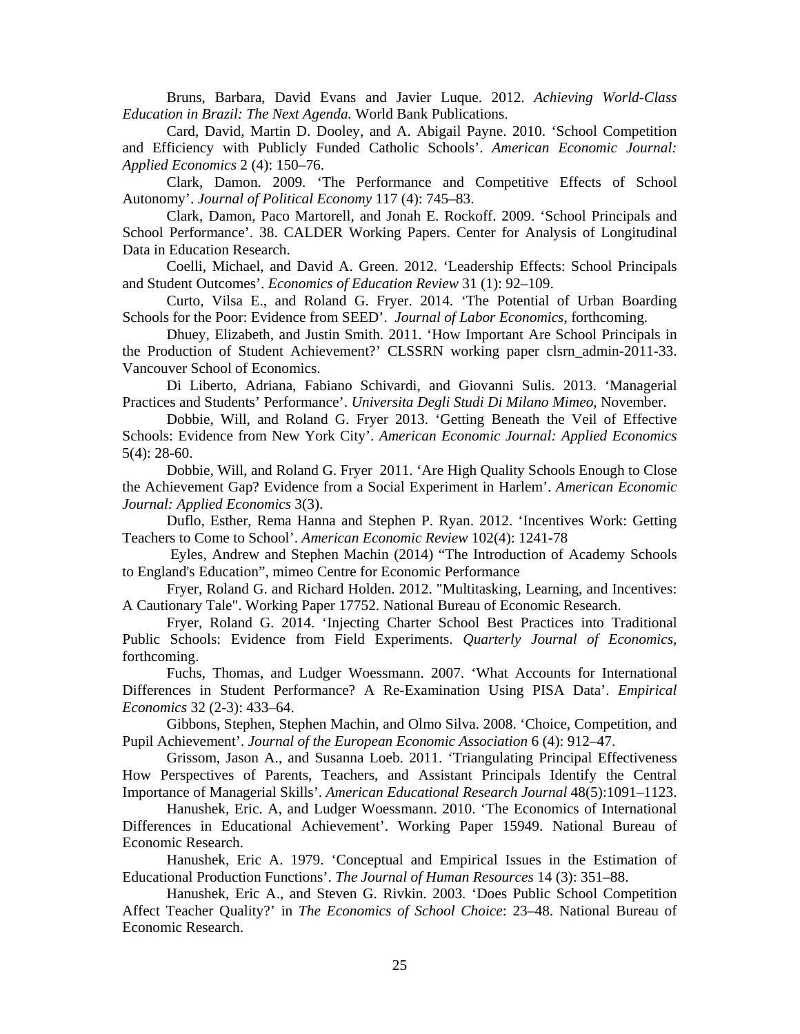Bruns, Barbara, David Evans and Javier Luque. 2012. *Achieving World-Class Education in Brazil: The Next Agenda.* World Bank Publications.

Card, David, Martin D. Dooley, and A. Abigail Payne. 2010. 'School Competition and Efficiency with Publicly Funded Catholic Schools'. *American Economic Journal: Applied Economics* 2 (4): 150–76.

Clark, Damon. 2009. 'The Performance and Competitive Effects of School Autonomy'. *Journal of Political Economy* 117 (4): 745–83.

Clark, Damon, Paco Martorell, and Jonah E. Rockoff. 2009. 'School Principals and School Performance'. 38. CALDER Working Papers. Center for Analysis of Longitudinal Data in Education Research.

Coelli, Michael, and David A. Green. 2012. 'Leadership Effects: School Principals and Student Outcomes'. *Economics of Education Review* 31 (1): 92–109.

Curto, Vilsa E., and Roland G. Fryer. 2014. 'The Potential of Urban Boarding Schools for the Poor: Evidence from SEED'. *Journal of Labor Economics*, forthcoming.

Dhuey, Elizabeth, and Justin Smith. 2011. 'How Important Are School Principals in the Production of Student Achievement?' CLSSRN working paper clsrn_admin-2011-33. Vancouver School of Economics.

Di Liberto, Adriana, Fabiano Schivardi, and Giovanni Sulis. 2013. 'Managerial Practices and Students' Performance'. *Universita Degli Studi Di Milano Mimeo*, November.

Dobbie, Will, and Roland G. Fryer 2013. 'Getting Beneath the Veil of Effective Schools: Evidence from New York City'. *American Economic Journal: Applied Economics* 5(4): 28-60.

Dobbie, Will, and Roland G. Fryer 2011. 'Are High Quality Schools Enough to Close the Achievement Gap? Evidence from a Social Experiment in Harlem'. *American Economic Journal: Applied Economics* 3(3).

Duflo, Esther, Rema Hanna and Stephen P. Ryan. 2012. 'Incentives Work: Getting Teachers to Come to School'. *American Economic Review* 102(4): 1241-78

Eyles, Andrew and Stephen Machin (2014) "The Introduction of Academy Schools to England's Education", mimeo Centre for Economic Performance

Fryer, Roland G. and Richard Holden. 2012. "Multitasking, Learning, and Incentives: A Cautionary Tale". Working Paper 17752. National Bureau of Economic Research.

Fryer, Roland G. 2014. 'Injecting Charter School Best Practices into Traditional Public Schools: Evidence from Field Experiments. *Quarterly Journal of Economics*, forthcoming.

Fuchs, Thomas, and Ludger Woessmann. 2007. 'What Accounts for International Differences in Student Performance? A Re-Examination Using PISA Data'. *Empirical Economics* 32 (2-3): 433–64.

Gibbons, Stephen, Stephen Machin, and Olmo Silva. 2008. 'Choice, Competition, and Pupil Achievement'. *Journal of the European Economic Association* 6 (4): 912–47.

Grissom, Jason A., and Susanna Loeb. 2011. 'Triangulating Principal Effectiveness How Perspectives of Parents, Teachers, and Assistant Principals Identify the Central Importance of Managerial Skills'. *American Educational Research Journal* 48(5):1091–1123.

Hanushek, Eric. A, and Ludger Woessmann. 2010. 'The Economics of International Differences in Educational Achievement'. Working Paper 15949. National Bureau of Economic Research.

Hanushek, Eric A. 1979. 'Conceptual and Empirical Issues in the Estimation of Educational Production Functions'. *The Journal of Human Resources* 14 (3): 351–88.

Hanushek, Eric A., and Steven G. Rivkin. 2003. 'Does Public School Competition Affect Teacher Quality?' in *The Economics of School Choice*: 23–48. National Bureau of Economic Research.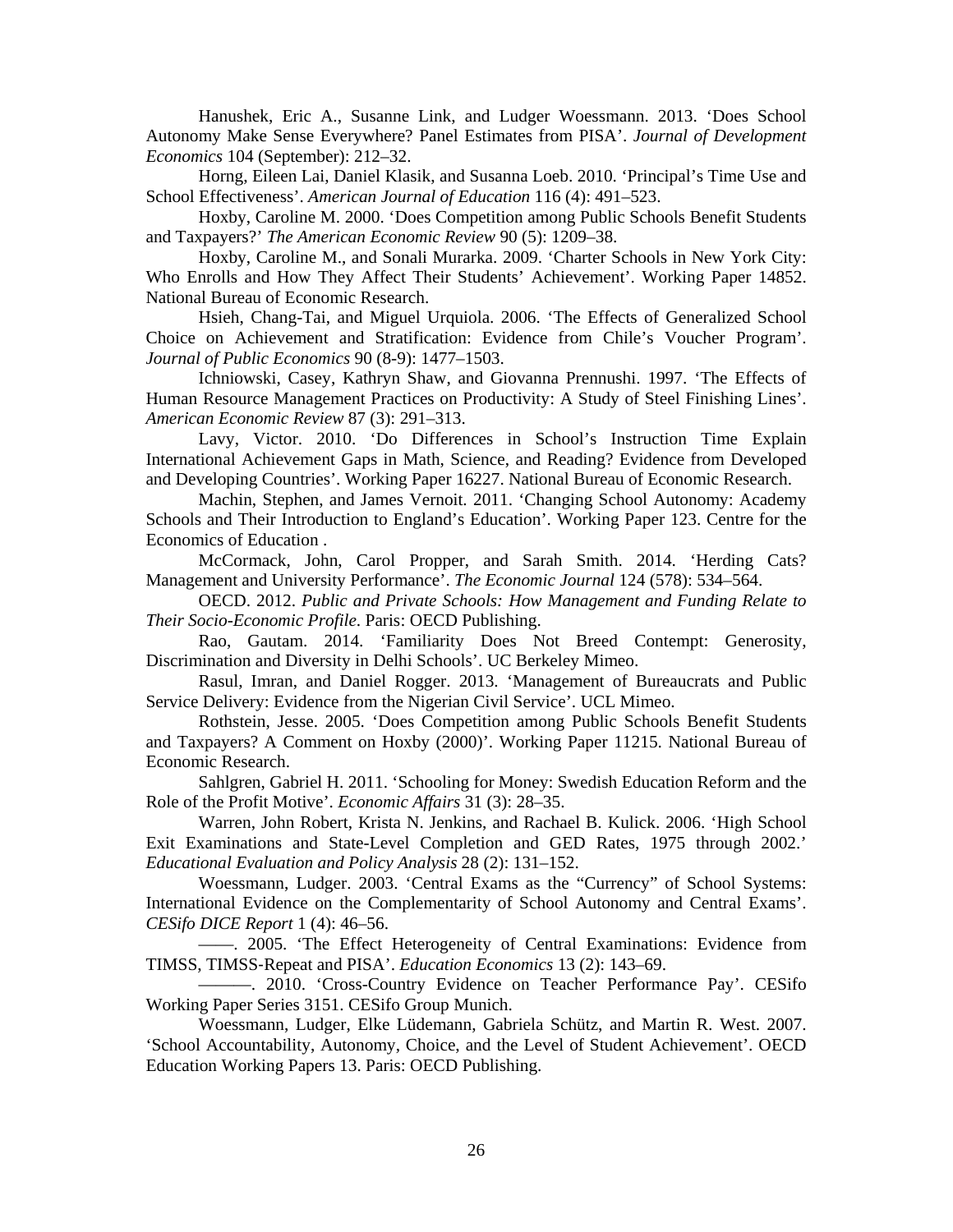Hanushek, Eric A., Susanne Link, and Ludger Woessmann. 2013. 'Does School Autonomy Make Sense Everywhere? Panel Estimates from PISA'. *Journal of Development Economics* 104 (September): 212–32.

Horng, Eileen Lai, Daniel Klasik, and Susanna Loeb. 2010. 'Principal's Time Use and School Effectiveness'. *American Journal of Education* 116 (4): 491–523.

Hoxby, Caroline M. 2000. 'Does Competition among Public Schools Benefit Students and Taxpayers?' *The American Economic Review* 90 (5): 1209–38.

Hoxby, Caroline M., and Sonali Murarka. 2009. 'Charter Schools in New York City: Who Enrolls and How They Affect Their Students' Achievement'. Working Paper 14852. National Bureau of Economic Research.

Hsieh, Chang-Tai, and Miguel Urquiola. 2006. 'The Effects of Generalized School Choice on Achievement and Stratification: Evidence from Chile's Voucher Program'. *Journal of Public Economics* 90 (8-9): 1477–1503.

Ichniowski, Casey, Kathryn Shaw, and Giovanna Prennushi. 1997. 'The Effects of Human Resource Management Practices on Productivity: A Study of Steel Finishing Lines'. *American Economic Review* 87 (3): 291–313.

Lavy, Victor. 2010. 'Do Differences in School's Instruction Time Explain International Achievement Gaps in Math, Science, and Reading? Evidence from Developed and Developing Countries'. Working Paper 16227. National Bureau of Economic Research.

Machin, Stephen, and James Vernoit. 2011. 'Changing School Autonomy: Academy Schools and Their Introduction to England's Education'. Working Paper 123. Centre for the Economics of Education .

McCormack, John, Carol Propper, and Sarah Smith. 2014. 'Herding Cats? Management and University Performance'. *The Economic Journal* 124 (578): 534–564.

OECD. 2012. *Public and Private Schools: How Management and Funding Relate to Their Socio-Economic Profile*. Paris: OECD Publishing.

Rao, Gautam. 2014. 'Familiarity Does Not Breed Contempt: Generosity, Discrimination and Diversity in Delhi Schools'. UC Berkeley Mimeo.

Rasul, Imran, and Daniel Rogger. 2013. 'Management of Bureaucrats and Public Service Delivery: Evidence from the Nigerian Civil Service'. UCL Mimeo.

Rothstein, Jesse. 2005. 'Does Competition among Public Schools Benefit Students and Taxpayers? A Comment on Hoxby (2000)'. Working Paper 11215. National Bureau of Economic Research.

Sahlgren, Gabriel H. 2011. 'Schooling for Money: Swedish Education Reform and the Role of the Profit Motive'. *Economic Affairs* 31 (3): 28–35.

Warren, John Robert, Krista N. Jenkins, and Rachael B. Kulick. 2006. 'High School Exit Examinations and State-Level Completion and GED Rates, 1975 through 2002.' *Educational Evaluation and Policy Analysis* 28 (2): 131–152.

Woessmann, Ludger. 2003. 'Central Exams as the "Currency" of School Systems: International Evidence on the Complementarity of School Autonomy and Central Exams'. *CESifo DICE Report* 1 (4): 46–56.

———. 2005. 'The Effect Heterogeneity of Central Examinations: Evidence from TIMSS, TIMSS-Repeat and PISA'. *Education Economics* 13 (2): 143–69.

———. 2010. 'Cross-Country Evidence on Teacher Performance Pay'. CESifo Working Paper Series 3151. CESifo Group Munich.

Woessmann, Ludger, Elke Lüdemann, Gabriela Schütz, and Martin R. West. 2007. 'School Accountability, Autonomy, Choice, and the Level of Student Achievement'. OECD Education Working Papers 13. Paris: OECD Publishing.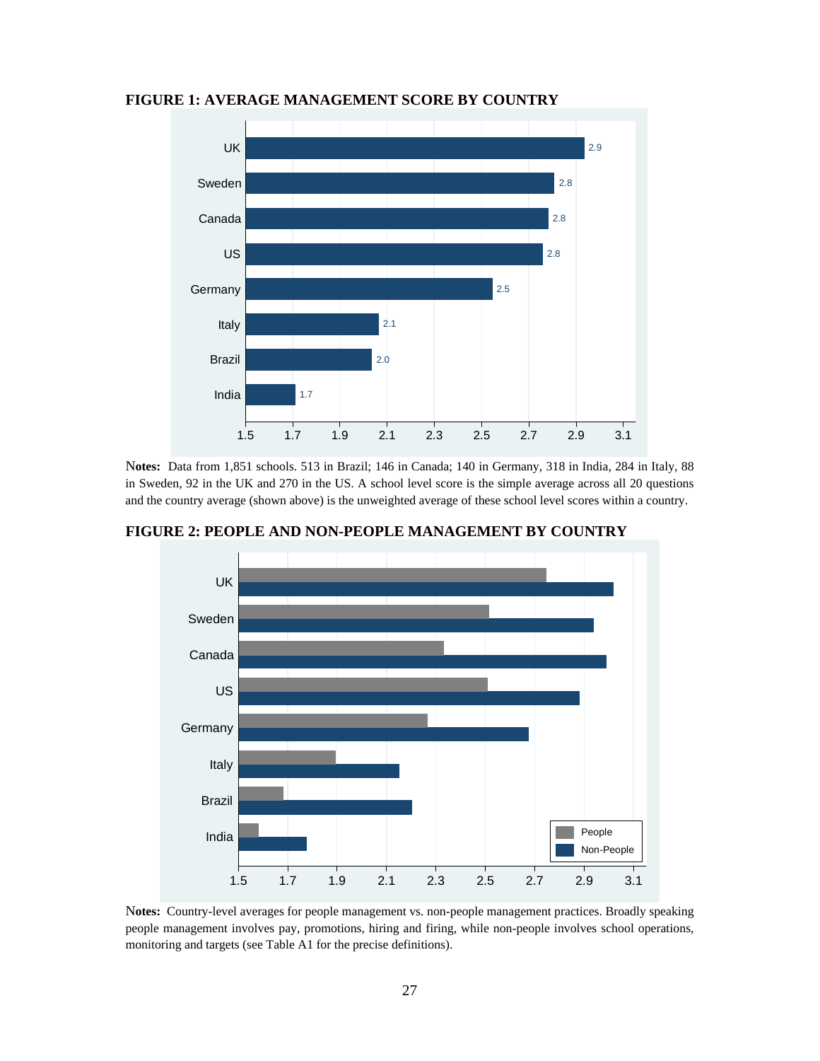**FIGURE 1: AVERAGE MANAGEMENT SCORE BY COUNTRY**

**Notes:** Data from 1,851 schools. 513 in Brazil; 146 in Canada; 140 in Germany, 318 in India, 284 in Italy, 88 in Sweden, 92 in the UK and 270 in the US. A school level score is the simple average across all 20 questions and the country average (shown above) is the unweighted average of these school level scores within a country.

**FIGURE 2: PEOPLE AND NON-PEOPLE MANAGEMENT BY COUNTRY**

**Notes:** Country-level averages for people management vs. non-people management practices. Broadly speaking people management involves pay, promotions, hiring and firing, while non-people involves school operations, monitoring and targets (see Table A1 for the precise definitions).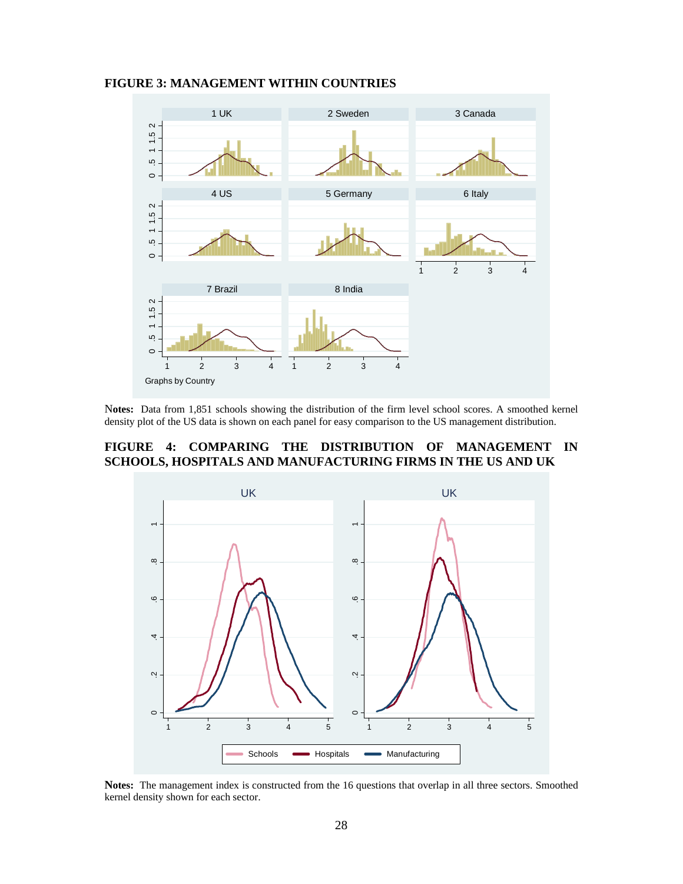**FIGURE 3: MANAGEMENT WITHIN COUNTRIES**

**Notes:** Data from 1,851 schools showing the distribution of the firm level school scores. A smoothed kernel density plot of the US data is shown on each panel for easy comparison to the US management distribution.

**FIGURE 4: COMPARING THE DISTRIBUTION OF MANAGEMENT IN SCHOOLS, HOSPITALS AND MANUFACTURING FIRMS IN THE US AND UK**

**Notes:** The management index is constructed from the 16 questions that overlap in all three sectors. Smoothed kernel density shown for each sector.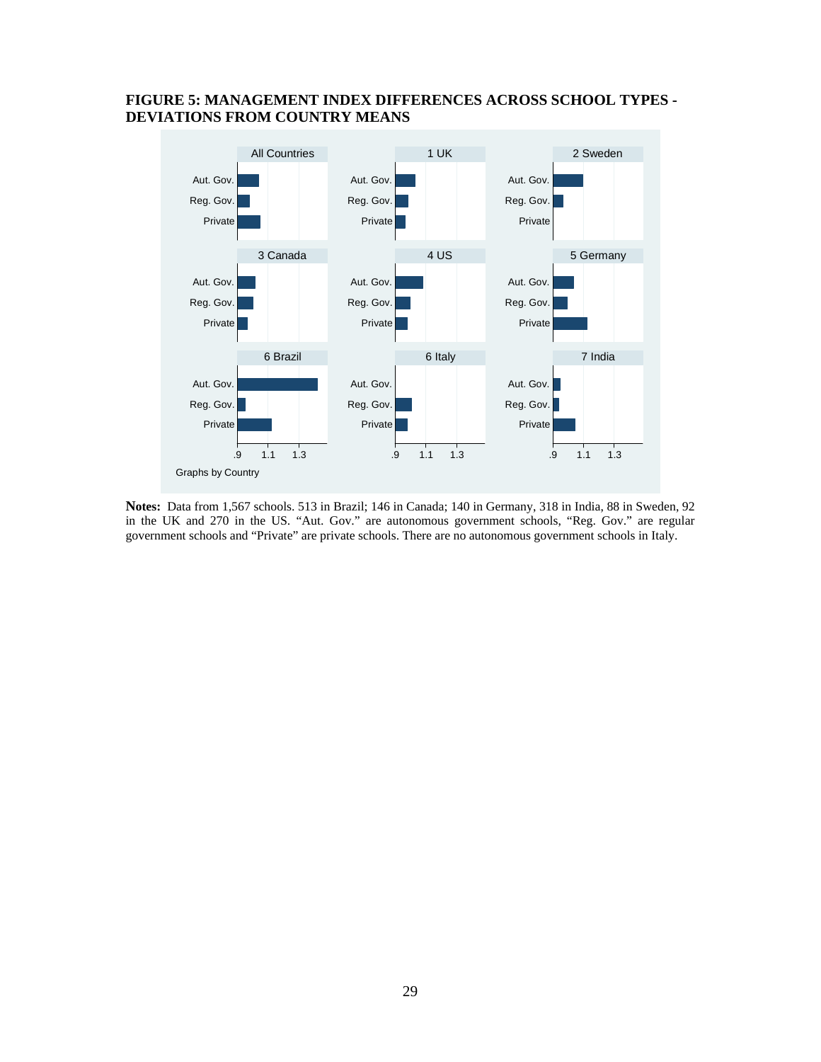**FIGURE 5: MANAGEMENT INDEX DIFFERENCES ACROSS SCHOOL TYPES - DEVIATIONS FROM COUNTRY MEANS**

**Notes:** Data from 1,567 schools. 513 in Brazil; 146 in Canada; 140 in Germany, 318 in India, 88 in Sweden, 92 in the UK and 270 in the US. “Aut. Gov.” are autonomous government schools, “Reg. Gov.” are regular government schools and “Private” are private schools. There are no autonomous government schools in Italy.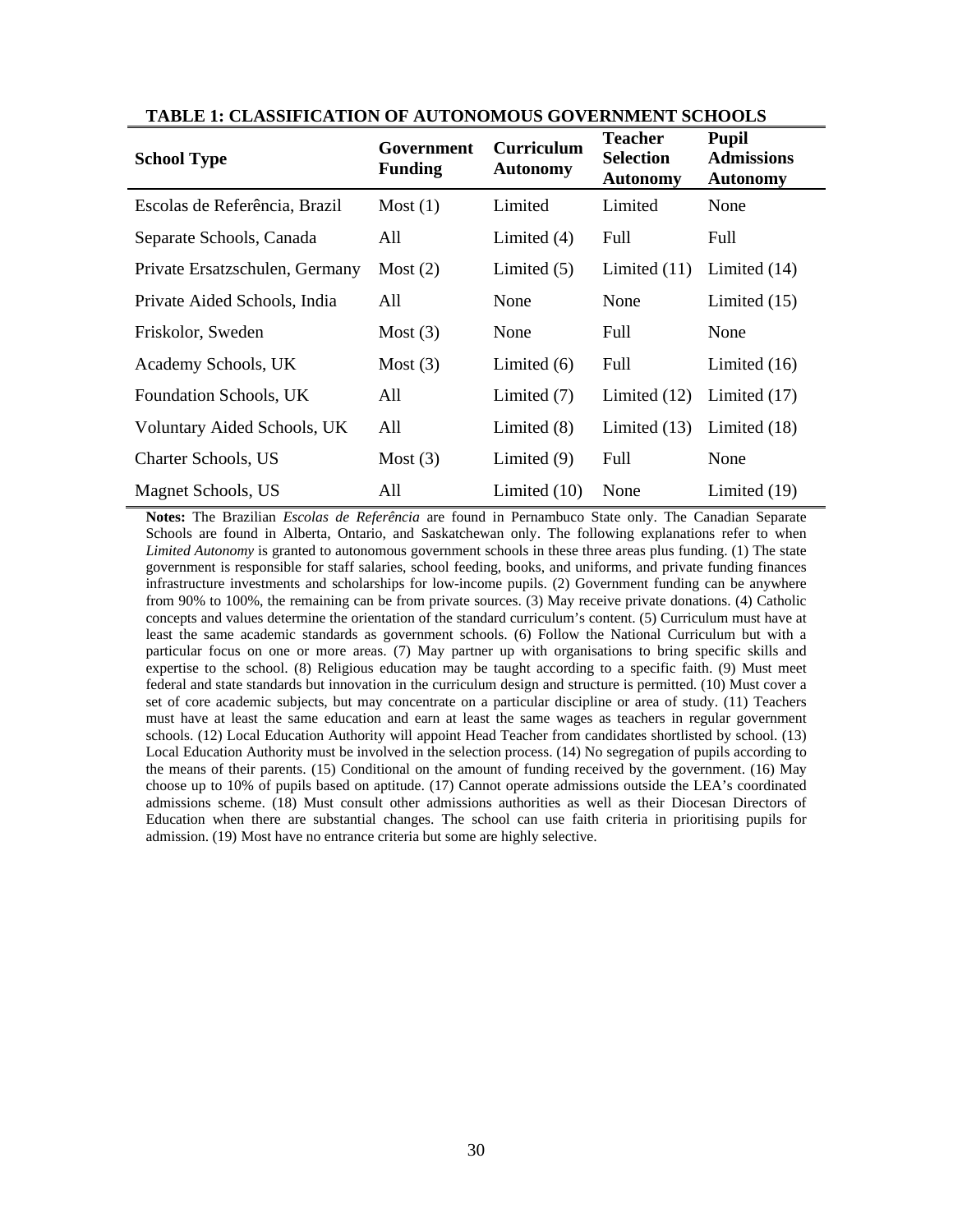**TABLE 1: CLASSIFICATION OF AUTONOMOUS GOVERNMENT SCHOOLS**

| School Type | Government Funding | Curriculum Autonomy | Teacher Selection Autonomy | Pupil Admissions Autonomy |
|---|---|---|---|---|
| Escolas de Referência, Brazil | Most (1) | Limited | Limited | None |
| Separate Schools, Canada | All | Limited (4) | Full | Full |
| Private Ersatzschulen, Germany | Most (2) | Limited (5) | Limited (11) | Limited (14) |
| Private Aided Schools, India | All | None | None | Limited (15) |
| Friskolor, Sweden | Most (3) | None | Full | None |
| Academy Schools, UK | Most (3) | Limited (6) | Full | Limited (16) |
| Foundation Schools, UK | All | Limited (7) | Limited (12) | Limited (17) |
| Voluntary Aided Schools, UK | All | Limited (8) | Limited (13) | Limited (18) |
| Charter Schools, US | Most (3) | Limited (9) | Full | None |
| Magnet Schools, US | All | Limited (10) | None | Limited (19) |

**Notes:** The Brazilian *Escolas de Referência* are found in Pernambuco State only. The Canadian Separate Schools are found in Alberta, Ontario, and Saskatchewan only. The following explanations refer to when *Limited Autonomy* is granted to autonomous government schools in these three areas plus funding. (1) The state government is responsible for staff salaries, school feeding, books, and uniforms, and private funding finances infrastructure investments and scholarships for low-income pupils. (2) Government funding can be anywhere from 90% to 100%, the remaining can be from private sources. (3) May receive private donations. (4) Catholic concepts and values determine the orientation of the standard curriculum's content. (5) Curriculum must have at least the same academic standards as government schools. (6) Follow the National Curriculum but with a particular focus on one or more areas. (7) May partner up with organisations to bring specific skills and expertise to the school. (8) Religious education may be taught according to a specific faith. (9) Must meet federal and state standards but innovation in the curriculum design and structure is permitted. (10) Must cover a set of core academic subjects, but may concentrate on a particular discipline or area of study. (11) Teachers must have at least the same education and earn at least the same wages as teachers in regular government schools. (12) Local Education Authority will appoint Head Teacher from candidates shortlisted by school. (13) Local Education Authority must be involved in the selection process. (14) No segregation of pupils according to the means of their parents. (15) Conditional on the amount of funding received by the government. (16) May choose up to 10% of pupils based on aptitude. (17) Cannot operate admissions outside the LEA's coordinated admissions scheme. (18) Must consult other admissions authorities as well as their Diocesan Directors of Education when there are substantial changes. The school can use faith criteria in prioritising pupils for admission. (19) Most have no entrance criteria but some are highly selective.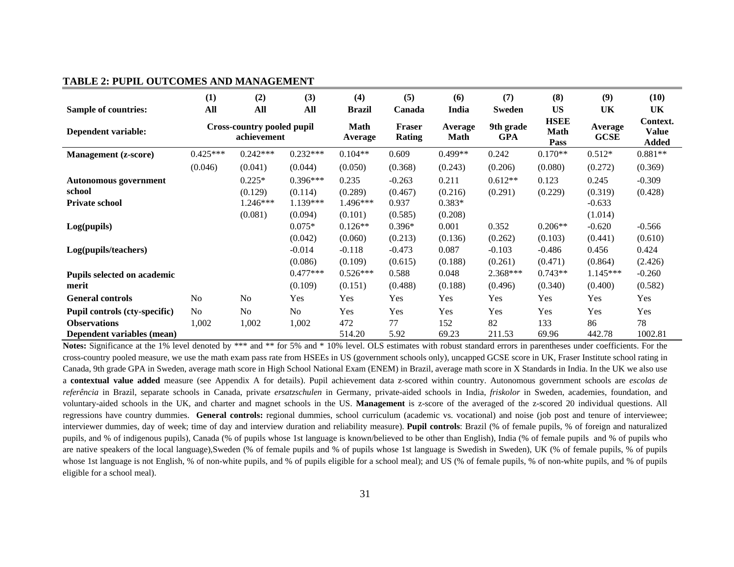**TABLE 2: PUPIL OUTCOMES AND MANAGEMENT**

| | (1) | (2) | (3) | (4) | (5) | (6) | (7) | (8) | (9) | (10) |
|---|---|---|---|---|---|---|---|---|---|---|
| **Sample of countries:** | **All** | **All** | **All** | **Brazil** | **Canada** | **India** | **Sweden** | **US** | **UK** | **UK** |
| **Dependent variable:** | **Cross-country pooled pupil achievement** | | | **Math Average** | **Fraser Rating** | **Average Math** | **9th grade GPA** | **HSEE Math Pass** | **Average GCSE** | **Context. Value Added** |
| **Management (z-score)** | 0.425*** | 0.242*** | 0.232*** | 0.104** | 0.609 | 0.499** | 0.242 | 0.170** | 0.512* | 0.881** |
| | (0.046) | (0.041) | (0.044) | (0.050) | (0.368) | (0.243) | (0.206) | (0.080) | (0.272) | (0.369) |
| **Autonomous government school** | | 0.225* | 0.396*** | 0.235 | -0.263 | 0.211 | 0.612** | 0.123 | 0.245 | -0.309 |
| | | (0.129) | (0.114) | (0.289) | (0.467) | (0.216) | (0.291) | (0.229) | (0.319) | (0.428) |
| **Private school** | | 1.246*** | 1.139*** | 1.496*** | 0.937 | 0.383* | | | -0.633 | |
| | | (0.081) | (0.094) | (0.101) | (0.585) | (0.208) | | | (1.014) | |
| **Log(pupils)** | | | 0.075* | 0.126** | 0.396* | 0.001 | 0.352 | 0.206** | -0.620 | -0.566 |
| | | | (0.042) | (0.060) | (0.213) | (0.136) | (0.262) | (0.103) | (0.441) | (0.610) |
| **Log(pupils/teachers)** | | | -0.014 | -0.118 | -0.473 | 0.087 | -0.103 | -0.486 | 0.456 | 0.424 |
| | | | (0.086) | (0.109) | (0.615) | (0.188) | (0.261) | (0.471) | (0.864) | (2.426) |
| **Pupils selected on academic merit** | | | 0.477*** | 0.526*** | 0.588 | 0.048 | 2.368*** | 0.743** | 1.145*** | -0.260 |
| | | | (0.109) | (0.151) | (0.488) | (0.188) | (0.496) | (0.340) | (0.400) | (0.582) |
| **General controls** | No | No | Yes | Yes | Yes | Yes | Yes | Yes | Yes | Yes |
| **Pupil controls (cty-specific)** | No | No | No | Yes | Yes | Yes | Yes | Yes | Yes | Yes |
| **Observations** | 1,002 | 1,002 | 1,002 | 472 | 77 | 152 | 82 | 133 | 86 | 78 |
| **Dependent variables (mean)** | | | | 514.20 | 5.92 | 69.23 | 211.53 | 69.96 | 442.78 | 1002.81 |

**Notes:** Significance at the 1% level denoted by *** and ** for 5% and * 10% level. OLS estimates with robust standard errors in parentheses under coefficients. For the cross-country pooled measure, we use the math exam pass rate from HSEEs in US (government schools only), uncapped GCSE score in UK, Fraser Institute school rating in Canada, 9th grade GPA in Sweden, average math score in High School National Exam (ENEM) in Brazil, average math score in X Standards in India. In the UK we also use a **contextual value added** measure (see Appendix A for details). Pupil achievement data z-scored within country. Autonomous government schools are *escolas de referência* in Brazil, separate schools in Canada, private *ersatzschulen* in Germany, private-aided schools in India, *friskolor* in Sweden, academies, foundation, and voluntary-aided schools in the UK, and charter and magnet schools in the US. **Management** is z-score of the averaged of the z-scored 20 individual questions. All regressions have country dummies. **General controls:** regional dummies, school curriculum (academic vs. vocational) and noise (job post and tenure of interviewee; interviewer dummies, day of week; time of day and interview duration and reliability measure). **Pupil controls**: Brazil (% of female pupils, % of foreign and naturalized pupils, and % of indigenous pupils), Canada (% of pupils whose 1st language is known/believed to be other than English), India (% of female pupils and % of pupils who are native speakers of the local language),Sweden (% of female pupils and % of pupils whose 1st language is Swedish in Sweden), UK (% of female pupils, % of pupils whose 1st language is not English, % of non-white pupils, and % of pupils eligible for a school meal); and US (% of female pupils, % of non-white pupils, and % of pupils eligible for a school meal).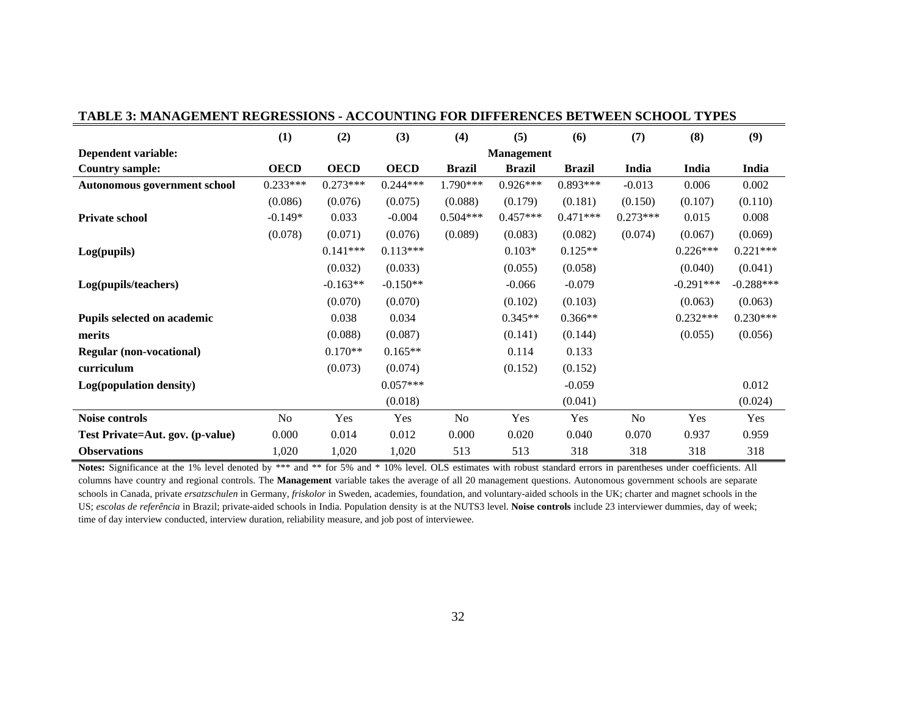**TABLE 3: MANAGEMENT REGRESSIONS - ACCOUNTING FOR DIFFERENCES BETWEEN SCHOOL TYPES**

| | (1) | (2) | (3) | (4) | (5) | (6) | (7) | (8) | (9) |
|---|---|---|---|---|---|---|---|---|---|
| **Dependent variable:** | | | | | **Management** | | | | |
| **Country sample:** | **OECD** | **OECD** | **OECD** | **Brazil** | **Brazil** | **Brazil** | **India** | **India** | **India** |
| **Autonomous government school** | 0.233*** | 0.273*** | 0.244*** | 1.790*** | 0.926*** | 0.893*** | -0.013 | 0.006 | 0.002 |
| | (0.086) | (0.076) | (0.075) | (0.088) | (0.179) | (0.181) | (0.150) | (0.107) | (0.110) |
| **Private school** | -0.149* | 0.033 | -0.004 | 0.504*** | 0.457*** | 0.471*** | 0.273*** | 0.015 | 0.008 |
| | (0.078) | (0.071) | (0.076) | (0.089) | (0.083) | (0.082) | (0.074) | (0.067) | (0.069) |
| **Log(pupils)** | | 0.141*** | 0.113*** | | 0.103* | 0.125** | | 0.226*** | 0.221*** |
| | | (0.032) | (0.033) | | (0.055) | (0.058) | | (0.040) | (0.041) |
| **Log(pupils/teachers)** | | -0.163** | -0.150** | | -0.066 | -0.079 | | -0.291*** | -0.288*** |
| | | (0.070) | (0.070) | | (0.102) | (0.103) | | (0.063) | (0.063) |
| **Pupils selected on academic merits** | | 0.038 | 0.034 | | 0.345** | 0.366** | | 0.232*** | 0.230*** |
| | | (0.088) | (0.087) | | (0.141) | (0.144) | | (0.055) | (0.056) |
| **Regular (non-vocational) curriculum** | | 0.170** | 0.165** | | 0.114 | 0.133 | | | |
| | | (0.073) | (0.074) | | (0.152) | (0.152) | | | |
| **Log(population density)** | | | 0.057*** | | | -0.059 | | | 0.012 |
| | | | (0.018) | | | (0.041) | | | (0.024) |
| **Noise controls** | No | Yes | Yes | No | Yes | Yes | No | Yes | Yes |
| **Test Private=Aut. gov. (p-value)** | 0.000 | 0.014 | 0.012 | 0.000 | 0.020 | 0.040 | 0.070 | 0.937 | 0.959 |
| **Observations** | 1,020 | 1,020 | 1,020 | 513 | 513 | 318 | 318 | 318 | 318 |

**Notes:** Significance at the 1% level denoted by *** and ** for 5% and * 10% level. OLS estimates with robust standard errors in parentheses under coefficients. All columns have country and regional controls. The **Management** variable takes the average of all 20 management questions. Autonomous government schools are separate schools in Canada, private *ersatzschulen* in Germany, *friskolor* in Sweden, academies, foundation, and voluntary-aided schools in the UK; charter and magnet schools in the US; *escolas de referência* in Brazil; private-aided schools in India. Population density is at the NUTS3 level. **Noise controls** include 23 interviewer dummies, day of week; time of day interview conducted, interview duration, reliability measure, and job post of interviewee.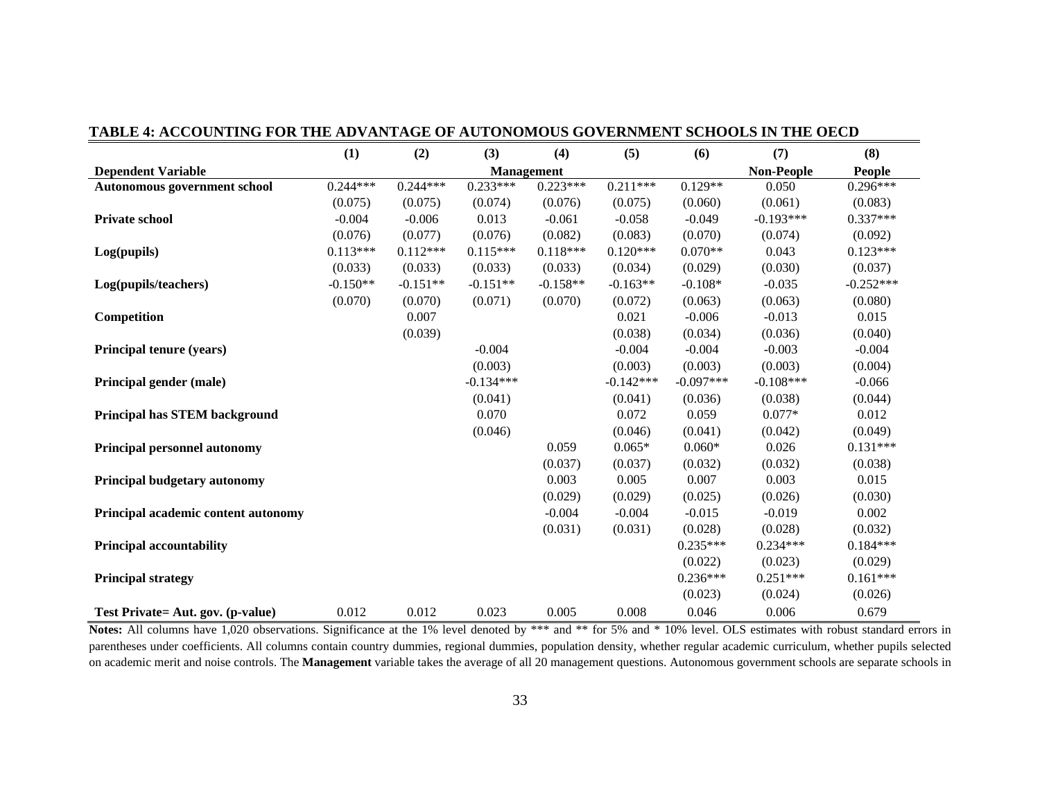**TABLE 4: ACCOUNTING FOR THE ADVANTAGE OF AUTONOMOUS GOVERNMENT SCHOOLS IN THE OECD**

| | (1) | (2) | (3) | (4) | (5) | (6) | (7) | (8) |
|---|---|---|---|---|---|---|---|---|
| **Dependent Variable** | | | **Management** | | | | **Non-People** | **People** |
| **Autonomous government school** | 0.244*** | 0.244*** | 0.233*** | 0.223*** | 0.211*** | 0.129** | 0.050 | 0.296*** |
| | (0.075) | (0.075) | (0.074) | (0.076) | (0.075) | (0.060) | (0.061) | (0.083) |
| **Private school** | -0.004 | -0.006 | 0.013 | -0.061 | -0.058 | -0.049 | -0.193*** | 0.337*** |
| | (0.076) | (0.077) | (0.076) | (0.082) | (0.083) | (0.070) | (0.074) | (0.092) |
| **Log(pupils)** | 0.113*** | 0.112*** | 0.115*** | 0.118*** | 0.120*** | 0.070** | 0.043 | 0.123*** |
| | (0.033) | (0.033) | (0.033) | (0.033) | (0.034) | (0.029) | (0.030) | (0.037) |
| **Log(pupils/teachers)** | -0.150** | -0.151** | -0.151** | -0.158** | -0.163** | -0.108* | -0.035 | -0.252*** |
| | (0.070) | (0.070) | (0.071) | (0.070) | (0.072) | (0.063) | (0.063) | (0.080) |
| **Competition** | | 0.007 | | | 0.021 | -0.006 | -0.013 | 0.015 |
| | | (0.039) | | | (0.038) | (0.034) | (0.036) | (0.040) |
| **Principal tenure (years)** | | | -0.004 | | -0.004 | -0.004 | -0.003 | -0.004 |
| | | | (0.003) | | (0.003) | (0.003) | (0.003) | (0.004) |
| **Principal gender (male)** | | | -0.134*** | | -0.142*** | -0.097*** | -0.108*** | -0.066 |
| | | | (0.041) | | (0.041) | (0.036) | (0.038) | (0.044) |
| **Principal has STEM background** | | | 0.070 | | 0.072 | 0.059 | 0.077* | 0.012 |
| | | | (0.046) | | (0.046) | (0.041) | (0.042) | (0.049) |
| **Principal personnel autonomy** | | | | 0.059 | 0.065* | 0.060* | 0.026 | 0.131*** |
| | | | | (0.037) | (0.037) | (0.032) | (0.032) | (0.038) |
| **Principal budgetary autonomy** | | | | 0.003 | 0.005 | 0.007 | 0.003 | 0.015 |
| | | | | (0.029) | (0.029) | (0.025) | (0.026) | (0.030) |
| **Principal academic content autonomy** | | | | -0.004 | -0.004 | -0.015 | -0.019 | 0.002 |
| | | | | (0.031) | (0.031) | (0.028) | (0.028) | (0.032) |
| **Principal accountability** | | | | | | 0.235*** | 0.234*** | 0.184*** |
| | | | | | | (0.022) | (0.023) | (0.029) |
| **Principal strategy** | | | | | | 0.236*** | 0.251*** | 0.161*** |
| | | | | | | (0.023) | (0.024) | (0.026) |
| **Test Private= Aut. gov. (p-value)** | 0.012 | 0.012 | 0.023 | 0.005 | 0.008 | 0.046 | 0.006 | 0.679 |

**Notes:** All columns have 1,020 observations. Significance at the 1% level denoted by *** and ** for 5% and * 10% level. OLS estimates with robust standard errors in parentheses under coefficients. All columns contain country dummies, regional dummies, population density, whether regular academic curriculum, whether pupils selected on academic merit and noise controls. The **Management** variable takes the average of all 20 management questions. Autonomous government schools are separate schools in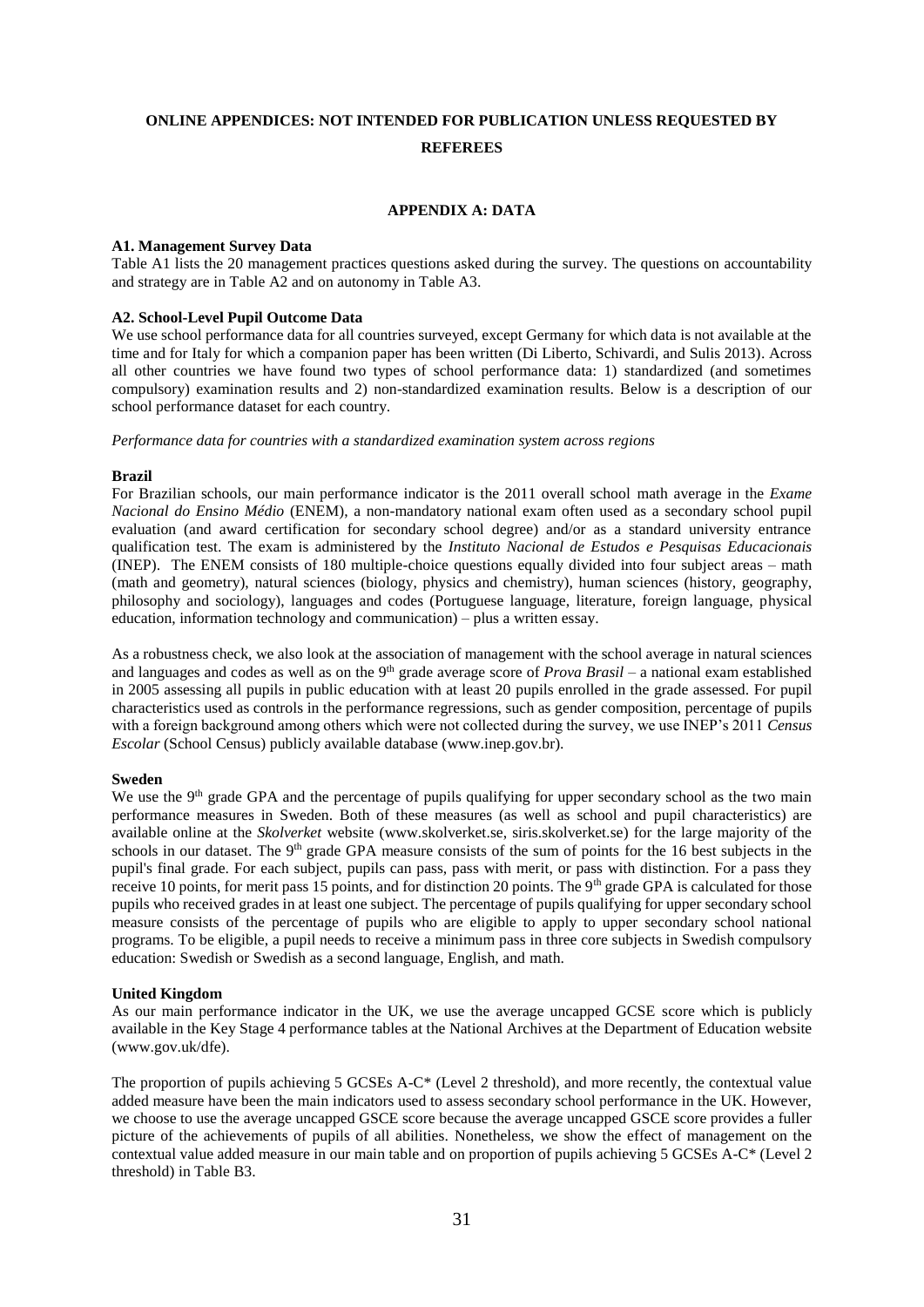# ONLINE APPENDICES: NOT INTENDED FOR PUBLICATION UNLESS REQUESTED BY REFEREES

## APPENDIX A: DATA

### A1. Management Survey Data

Table A1 lists the 20 management practices questions asked during the survey. The questions on accountability and strategy are in Table A2 and on autonomy in Table A3.

### A2. School-Level Pupil Outcome Data

We use school performance data for all countries surveyed, except Germany for which data is not available at the time and for Italy for which a companion paper has been written (Di Liberto, Schivardi, and Sulis 2013). Across all other countries we have found two types of school performance data: 1) standardized (and sometimes compulsory) examination results and 2) non-standardized examination results. Below is a description of our school performance dataset for each country.

*Performance data for countries with a standardized examination system across regions*

**Brazil**

For Brazilian schools, our main performance indicator is the 2011 overall school math average in the *Exame Nacional do Ensino Médio* (ENEM), a non-mandatory national exam often used as a secondary school pupil evaluation (and award certification for secondary school degree) and/or as a standard university entrance qualification test. The exam is administered by the *Instituto Nacional de Estudos e Pesquisas Educacionais* (INEP). The ENEM consists of 180 multiple-choice questions equally divided into four subject areas – math (math and geometry), natural sciences (biology, physics and chemistry), human sciences (history, geography, philosophy and sociology), languages and codes (Portuguese language, literature, foreign language, physical education, information technology and communication) – plus a written essay.

As a robustness check, we also look at the association of management with the school average in natural sciences and languages and codes as well as on the 9th grade average score of *Prova Brasil* – a national exam established in 2005 assessing all pupils in public education with at least 20 pupils enrolled in the grade assessed. For pupil characteristics used as controls in the performance regressions, such as gender composition, percentage of pupils with a foreign background among others which were not collected during the survey, we use INEP's 2011 *Census Escolar* (School Census) publicly available database (www.inep.gov.br).

**Sweden**

We use the 9th grade GPA and the percentage of pupils qualifying for upper secondary school as the two main performance measures in Sweden. Both of these measures (as well as school and pupil characteristics) are available online at the *Skolverket* website (www.skolverket.se, siris.skolverket.se) for the large majority of the schools in our dataset. The 9th grade GPA measure consists of the sum of points for the 16 best subjects in the pupil's final grade. For each subject, pupils can pass, pass with merit, or pass with distinction. For a pass they receive 10 points, for merit pass 15 points, and for distinction 20 points. The 9th grade GPA is calculated for those pupils who received grades in at least one subject. The percentage of pupils qualifying for upper secondary school measure consists of the percentage of pupils who are eligible to apply to upper secondary school national programs. To be eligible, a pupil needs to receive a minimum pass in three core subjects in Swedish compulsory education: Swedish or Swedish as a second language, English, and math.

**United Kingdom**

As our main performance indicator in the UK, we use the average uncapped GCSE score which is publicly available in the Key Stage 4 performance tables at the National Archives at the Department of Education website (www.gov.uk/dfe).

The proportion of pupils achieving 5 GCSEs A-C* (Level 2 threshold), and more recently, the contextual value added measure have been the main indicators used to assess secondary school performance in the UK. However, we choose to use the average uncapped GSCE score because the average uncapped GSCE score provides a fuller picture of the achievements of pupils of all abilities. Nonetheless, we show the effect of management on the contextual value added measure in our main table and on proportion of pupils achieving 5 GCSEs A-C* (Level 2 threshold) in Table B3.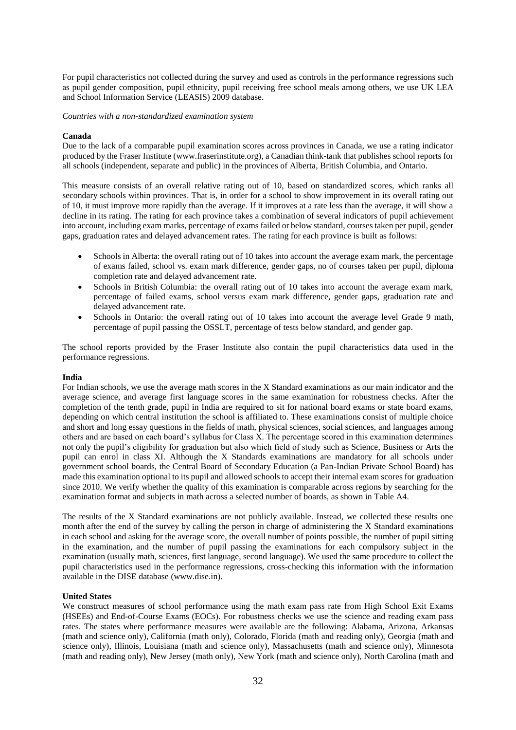For pupil characteristics not collected during the survey and used as controls in the performance regressions such as pupil gender composition, pupil ethnicity, pupil receiving free school meals among others, we use UK LEA and School Information Service (LEASIS) 2009 database.

*Countries with a non-standardized examination system*

**Canada**

Due to the lack of a comparable pupil examination scores across provinces in Canada, we use a rating indicator produced by the Fraser Institute (www.fraserinstitute.org), a Canadian think-tank that publishes school reports for all schools (independent, separate and public) in the provinces of Alberta, British Columbia, and Ontario.

This measure consists of an overall relative rating out of 10, based on standardized scores, which ranks all secondary schools within provinces. That is, in order for a school to show improvement in its overall rating out of 10, it must improve more rapidly than the average. If it improves at a rate less than the average, it will show a decline in its rating. The rating for each province takes a combination of several indicators of pupil achievement into account, including exam marks, percentage of exams failed or below standard, courses taken per pupil, gender gaps, graduation rates and delayed advancement rates. The rating for each province is built as follows:

- Schools in Alberta: the overall rating out of 10 takes into account the average exam mark, the percentage of exams failed, school vs. exam mark difference, gender gaps, no of courses taken per pupil, diploma completion rate and delayed advancement rate.
- Schools in British Columbia: the overall rating out of 10 takes into account the average exam mark, percentage of failed exams, school versus exam mark difference, gender gaps, graduation rate and delayed advancement rate.
- Schools in Ontario: the overall rating out of 10 takes into account the average level Grade 9 math, percentage of pupil passing the OSSLT, percentage of tests below standard, and gender gap.

The school reports provided by the Fraser Institute also contain the pupil characteristics data used in the performance regressions.

**India**

For Indian schools, we use the average math scores in the X Standard examinations as our main indicator and the average science, and average first language scores in the same examination for robustness checks. After the completion of the tenth grade, pupil in India are required to sit for national board exams or state board exams, depending on which central institution the school is affiliated to. These examinations consist of multiple choice and short and long essay questions in the fields of math, physical sciences, social sciences, and languages among others and are based on each board's syllabus for Class X. The percentage scored in this examination determines not only the pupil's eligibility for graduation but also which field of study such as Science, Business or Arts the pupil can enrol in class XI. Although the X Standards examinations are mandatory for all schools under government school boards, the Central Board of Secondary Education (a Pan-Indian Private School Board) has made this examination optional to its pupil and allowed schools to accept their internal exam scores for graduation since 2010. We verify whether the quality of this examination is comparable across regions by searching for the examination format and subjects in math across a selected number of boards, as shown in Table A4.

The results of the X Standard examinations are not publicly available. Instead, we collected these results one month after the end of the survey by calling the person in charge of administering the X Standard examinations in each school and asking for the average score, the overall number of points possible, the number of pupil sitting in the examination, and the number of pupil passing the examinations for each compulsory subject in the examination (usually math, sciences, first language, second language). We used the same procedure to collect the pupil characteristics used in the performance regressions, cross-checking this information with the information available in the DISE database (www.dise.in).

**United States**

We construct measures of school performance using the math exam pass rate from High School Exit Exams (HSEEs) and End-of-Course Exams (EOCs). For robustness checks we use the science and reading exam pass rates. The states where performance measures were available are the following: Alabama, Arizona, Arkansas (math and science only), California (math only), Colorado, Florida (math and reading only), Georgia (math and science only), Illinois, Louisiana (math and science only), Massachusetts (math and science only), Minnesota (math and reading only), New Jersey (math only), New York (math and science only), North Carolina (math and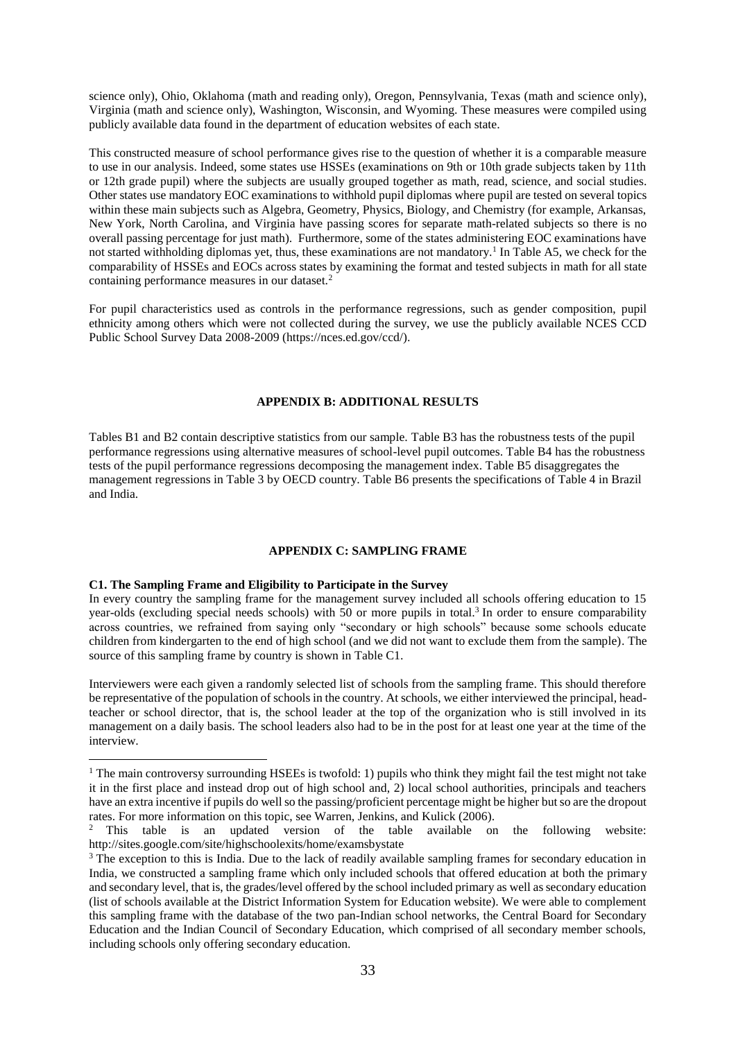science only), Ohio, Oklahoma (math and reading only), Oregon, Pennsylvania, Texas (math and science only), Virginia (math and science only), Washington, Wisconsin, and Wyoming. These measures were compiled using publicly available data found in the department of education websites of each state.

This constructed measure of school performance gives rise to the question of whether it is a comparable measure to use in our analysis. Indeed, some states use HSSEs (examinations on 9th or 10th grade subjects taken by 11th or 12th grade pupil) where the subjects are usually grouped together as math, read, science, and social studies. Other states use mandatory EOC examinations to withhold pupil diplomas where pupil are tested on several topics within these main subjects such as Algebra, Geometry, Physics, Biology, and Chemistry (for example, Arkansas, New York, North Carolina, and Virginia have passing scores for separate math-related subjects so there is no overall passing percentage for just math). Furthermore, some of the states administering EOC examinations have not started withholding diplomas yet, thus, these examinations are not mandatory.[1] In Table A5, we check for the comparability of HSSEs and EOCs across states by examining the format and tested subjects in math for all state containing performance measures in our dataset.[2]

For pupil characteristics used as controls in the performance regressions, such as gender composition, pupil ethnicity among others which were not collected during the survey, we use the publicly available NCES CCD Public School Survey Data 2008-2009 (https://nces.ed.gov/ccd/).

## APPENDIX B: ADDITIONAL RESULTS

Tables B1 and B2 contain descriptive statistics from our sample. Table B3 has the robustness tests of the pupil performance regressions using alternative measures of school-level pupil outcomes. Table B4 has the robustness tests of the pupil performance regressions decomposing the management index. Table B5 disaggregates the management regressions in Table 3 by OECD country. Table B6 presents the specifications of Table 4 in Brazil and India.

## APPENDIX C: SAMPLING FRAME

### C1. The Sampling Frame and Eligibility to Participate in the Survey

In every country the sampling frame for the management survey included all schools offering education to 15 year-olds (excluding special needs schools) with 50 or more pupils in total.[3] In order to ensure comparability across countries, we refrained from saying only "secondary or high schools" because some schools educate children from kindergarten to the end of high school (and we did not want to exclude them from the sample). The source of this sampling frame by country is shown in Table C1.

Interviewers were each given a randomly selected list of schools from the sampling frame. This should therefore be representative of the population of schools in the country. At schools, we either interviewed the principal, head-teacher or school director, that is, the school leader at the top of the organization who is still involved in its management on a daily basis. The school leaders also had to be in the post for at least one year at the time of the interview.

---

[1] The main controversy surrounding HSEEs is twofold: 1) pupils who think they might fail the test might not take it in the first place and instead drop out of high school and, 2) local school authorities, principals and teachers have an extra incentive if pupils do well so the passing/proficient percentage might be higher but so are the dropout rates. For more information on this topic, see Warren, Jenkins, and Kulick (2006).

[2] This table is an updated version of the table available on the following website: http://sites.google.com/site/highschoolexits/home/examsbystate

[3] The exception to this is India. Due to the lack of readily available sampling frames for secondary education in India, we constructed a sampling frame which only included schools that offered education at both the primary and secondary level, that is, the grades/level offered by the school included primary as well as secondary education (list of schools available at the District Information System for Education website). We were able to complement this sampling frame with the database of the two pan-Indian school networks, the Central Board for Secondary Education and the Indian Council of Secondary Education, which comprised of all secondary member schools, including schools only offering secondary education.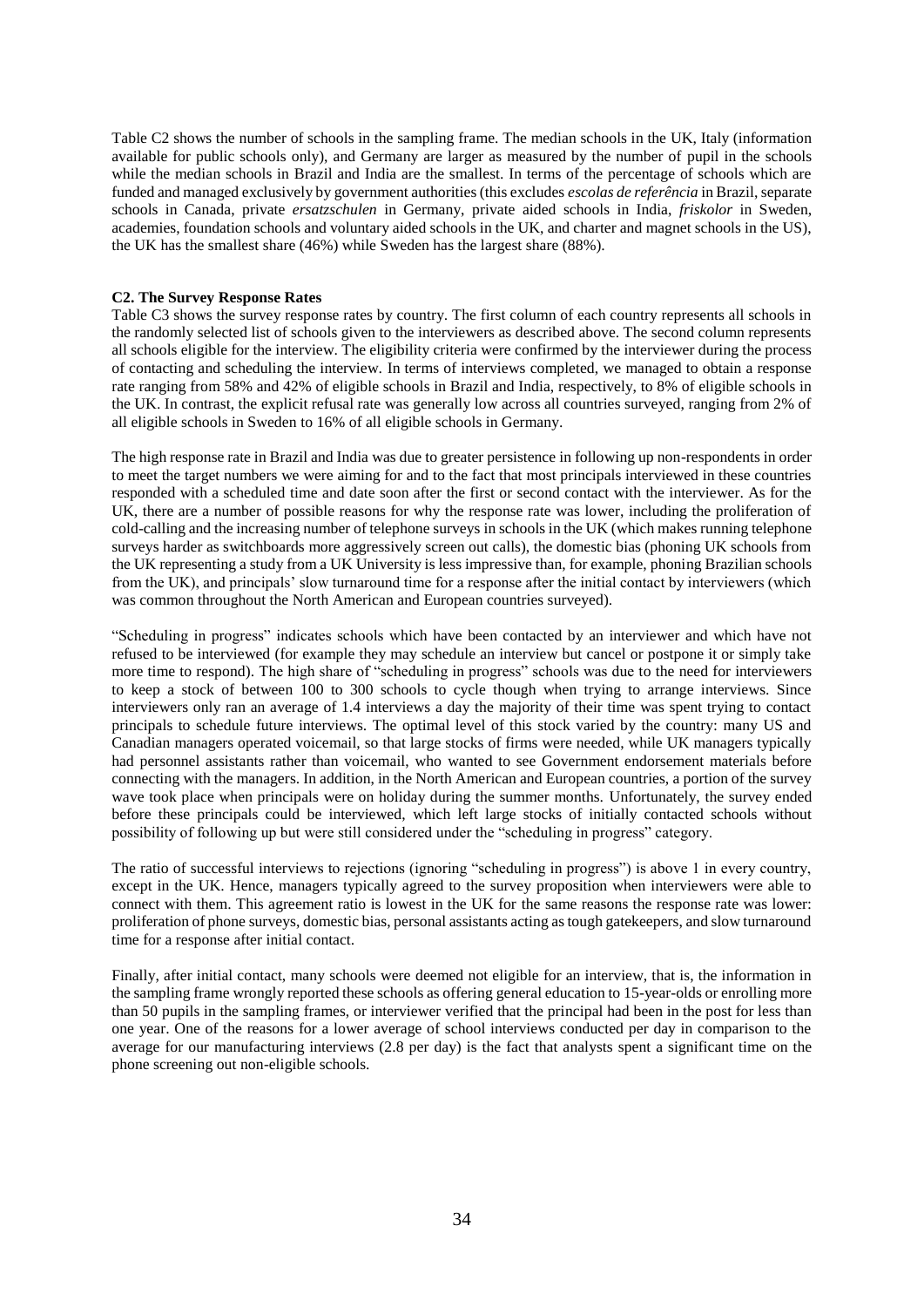Table C2 shows the number of schools in the sampling frame. The median schools in the UK, Italy (information available for public schools only), and Germany are larger as measured by the number of pupil in the schools while the median schools in Brazil and India are the smallest. In terms of the percentage of schools which are funded and managed exclusively by government authorities (this excludes *escolas de referência* in Brazil, separate schools in Canada, private *ersatzschulen* in Germany, private aided schools in India, *friskolor* in Sweden, academies, foundation schools and voluntary aided schools in the UK, and charter and magnet schools in the US), the UK has the smallest share (46%) while Sweden has the largest share (88%).

**C2. The Survey Response Rates**

Table C3 shows the survey response rates by country. The first column of each country represents all schools in the randomly selected list of schools given to the interviewers as described above. The second column represents all schools eligible for the interview. The eligibility criteria were confirmed by the interviewer during the process of contacting and scheduling the interview. In terms of interviews completed, we managed to obtain a response rate ranging from 58% and 42% of eligible schools in Brazil and India, respectively, to 8% of eligible schools in the UK. In contrast, the explicit refusal rate was generally low across all countries surveyed, ranging from 2% of all eligible schools in Sweden to 16% of all eligible schools in Germany.

The high response rate in Brazil and India was due to greater persistence in following up non-respondents in order to meet the target numbers we were aiming for and to the fact that most principals interviewed in these countries responded with a scheduled time and date soon after the first or second contact with the interviewer. As for the UK, there are a number of possible reasons for why the response rate was lower, including the proliferation of cold-calling and the increasing number of telephone surveys in schools in the UK (which makes running telephone surveys harder as switchboards more aggressively screen out calls), the domestic bias (phoning UK schools from the UK representing a study from a UK University is less impressive than, for example, phoning Brazilian schools from the UK), and principals' slow turnaround time for a response after the initial contact by interviewers (which was common throughout the North American and European countries surveyed).

"Scheduling in progress" indicates schools which have been contacted by an interviewer and which have not refused to be interviewed (for example they may schedule an interview but cancel or postpone it or simply take more time to respond). The high share of "scheduling in progress" schools was due to the need for interviewers to keep a stock of between 100 to 300 schools to cycle though when trying to arrange interviews. Since interviewers only ran an average of 1.4 interviews a day the majority of their time was spent trying to contact principals to schedule future interviews. The optimal level of this stock varied by the country: many US and Canadian managers operated voicemail, so that large stocks of firms were needed, while UK managers typically had personnel assistants rather than voicemail, who wanted to see Government endorsement materials before connecting with the managers. In addition, in the North American and European countries, a portion of the survey wave took place when principals were on holiday during the summer months. Unfortunately, the survey ended before these principals could be interviewed, which left large stocks of initially contacted schools without possibility of following up but were still considered under the "scheduling in progress" category.

The ratio of successful interviews to rejections (ignoring "scheduling in progress") is above 1 in every country, except in the UK. Hence, managers typically agreed to the survey proposition when interviewers were able to connect with them. This agreement ratio is lowest in the UK for the same reasons the response rate was lower: proliferation of phone surveys, domestic bias, personal assistants acting as tough gatekeepers, and slow turnaround time for a response after initial contact.

Finally, after initial contact, many schools were deemed not eligible for an interview, that is, the information in the sampling frame wrongly reported these schools as offering general education to 15-year-olds or enrolling more than 50 pupils in the sampling frames, or interviewer verified that the principal had been in the post for less than one year. One of the reasons for a lower average of school interviews conducted per day in comparison to the average for our manufacturing interviews (2.8 per day) is the fact that analysts spent a significant time on the phone screening out non-eligible schools.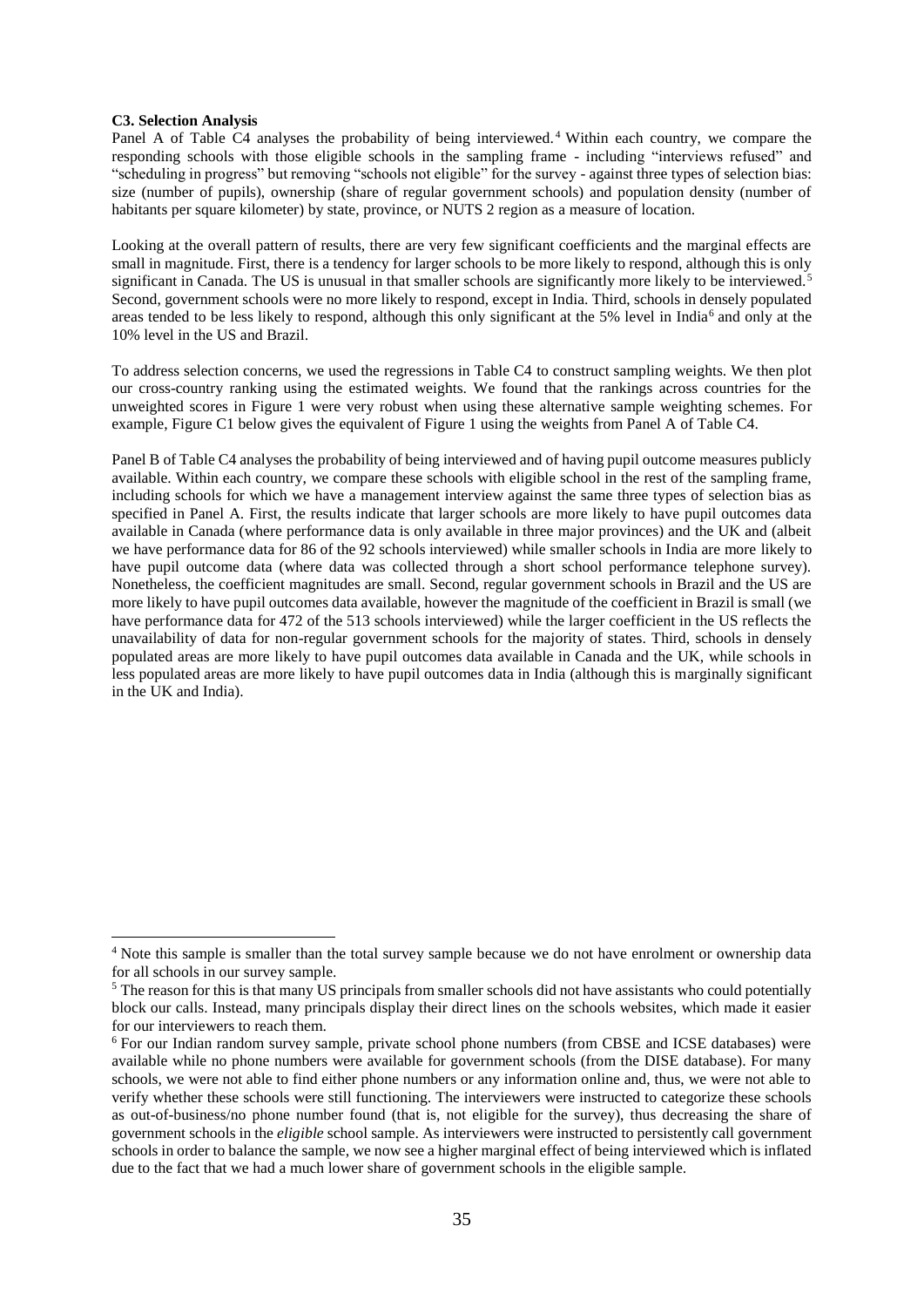**C3. Selection Analysis**

Panel A of Table C4 analyses the probability of being interviewed.[4] Within each country, we compare the responding schools with those eligible schools in the sampling frame - including "interviews refused" and "scheduling in progress" but removing "schools not eligible" for the survey - against three types of selection bias: size (number of pupils), ownership (share of regular government schools) and population density (number of habitants per square kilometer) by state, province, or NUTS 2 region as a measure of location.

Looking at the overall pattern of results, there are very few significant coefficients and the marginal effects are small in magnitude. First, there is a tendency for larger schools to be more likely to respond, although this is only significant in Canada. The US is unusual in that smaller schools are significantly more likely to be interviewed.[5] Second, government schools were no more likely to respond, except in India. Third, schools in densely populated areas tended to be less likely to respond, although this only significant at the 5% level in India[6] and only at the 10% level in the US and Brazil.

To address selection concerns, we used the regressions in Table C4 to construct sampling weights. We then plot our cross-country ranking using the estimated weights. We found that the rankings across countries for the unweighted scores in Figure 1 were very robust when using these alternative sample weighting schemes. For example, Figure C1 below gives the equivalent of Figure 1 using the weights from Panel A of Table C4.

Panel B of Table C4 analyses the probability of being interviewed and of having pupil outcome measures publicly available. Within each country, we compare these schools with eligible school in the rest of the sampling frame, including schools for which we have a management interview against the same three types of selection bias as specified in Panel A. First, the results indicate that larger schools are more likely to have pupil outcomes data available in Canada (where performance data is only available in three major provinces) and the UK and (albeit we have performance data for 86 of the 92 schools interviewed) while smaller schools in India are more likely to have pupil outcome data (where data was collected through a short school performance telephone survey). Nonetheless, the coefficient magnitudes are small. Second, regular government schools in Brazil and the US are more likely to have pupil outcomes data available, however the magnitude of the coefficient in Brazil is small (we have performance data for 472 of the 513 schools interviewed) while the larger coefficient in the US reflects the unavailability of data for non-regular government schools for the majority of states. Third, schools in densely populated areas are more likely to have pupil outcomes data available in Canada and the UK, while schools in less populated areas are more likely to have pupil outcomes data in India (although this is marginally significant in the UK and India).

---

[4] Note this sample is smaller than the total survey sample because we do not have enrolment or ownership data for all schools in our survey sample.

[5] The reason for this is that many US principals from smaller schools did not have assistants who could potentially block our calls. Instead, many principals display their direct lines on the schools websites, which made it easier for our interviewers to reach them.

[6] For our Indian random survey sample, private school phone numbers (from CBSE and ICSE databases) were available while no phone numbers were available for government schools (from the DISE database). For many schools, we were not able to find either phone numbers or any information online and, thus, we were not able to verify whether these schools were still functioning. The interviewers were instructed to categorize these schools as out-of-business/no phone number found (that is, not eligible for the survey), thus decreasing the share of government schools in the *eligible* school sample. As interviewers were instructed to persistently call government schools in order to balance the sample, we now see a higher marginal effect of being interviewed which is inflated due to the fact that we had a much lower share of government schools in the eligible sample.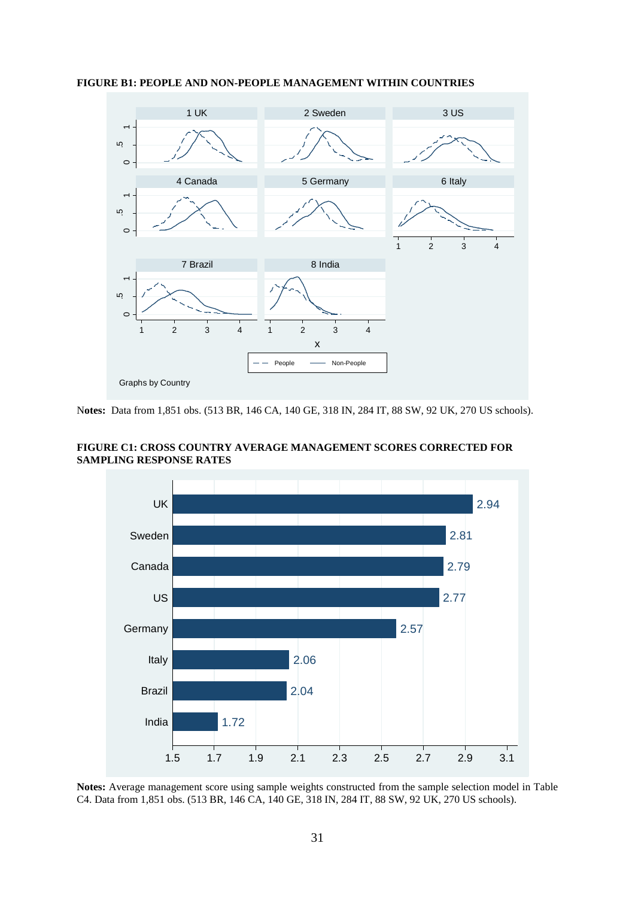**FIGURE B1: PEOPLE AND NON-PEOPLE MANAGEMENT WITHIN COUNTRIES**

**Notes:** Data from 1,851 obs. (513 BR, 146 CA, 140 GE, 318 IN, 284 IT, 88 SW, 92 UK, 270 US schools).

**FIGURE C1: CROSS COUNTRY AVERAGE MANAGEMENT SCORES CORRECTED FOR SAMPLING RESPONSE RATES**

| Country | Average management score |
|---|---|
| UK | 2.94 |
| Sweden | 2.81 |
| Canada | 2.79 |
| US | 2.77 |
| Germany | 2.57 |
| Italy | 2.06 |
| Brazil | 2.04 |
| India | 1.72 |

**Notes:** Average management score using sample weights constructed from the sample selection model in Table C4. Data from 1,851 obs. (513 BR, 146 CA, 140 GE, 318 IN, 284 IT, 88 SW, 92 UK, 270 US schools).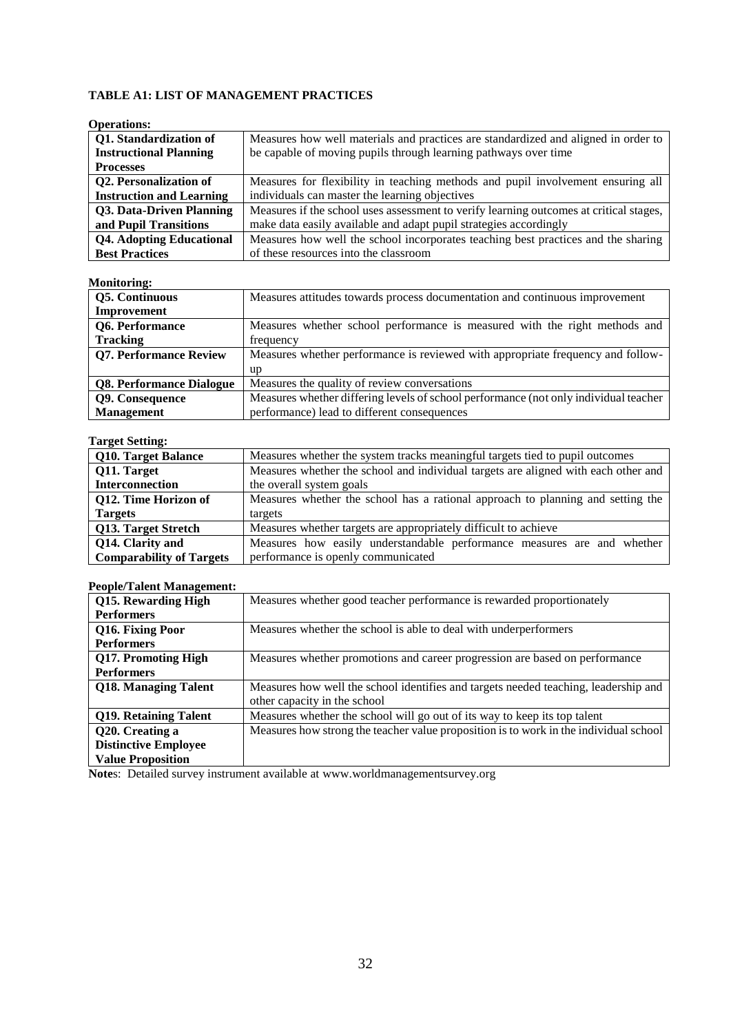**TABLE A1: LIST OF MANAGEMENT PRACTICES**

**Operations:**

| | |
|---|---|
| **Q1. Standardization of Instructional Planning Processes** | Measures how well materials and practices are standardized and aligned in order to be capable of moving pupils through learning pathways over time |
| **Q2. Personalization of Instruction and Learning** | Measures for flexibility in teaching methods and pupil involvement ensuring all individuals can master the learning objectives |
| **Q3. Data-Driven Planning and Pupil Transitions** | Measures if the school uses assessment to verify learning outcomes at critical stages, make data easily available and adapt pupil strategies accordingly |
| **Q4. Adopting Educational Best Practices** | Measures how well the school incorporates teaching best practices and the sharing of these resources into the classroom |

**Monitoring:**

| | |
|---|---|
| **Q5. Continuous Improvement** | Measures attitudes towards process documentation and continuous improvement |
| **Q6. Performance Tracking** | Measures whether school performance is measured with the right methods and frequency |
| **Q7. Performance Review** | Measures whether performance is reviewed with appropriate frequency and follow-up |
| **Q8. Performance Dialogue** | Measures the quality of review conversations |
| **Q9. Consequence Management** | Measures whether differing levels of school performance (not only individual teacher performance) lead to different consequences |

**Target Setting:**

| | |
|---|---|
| **Q10. Target Balance** | Measures whether the system tracks meaningful targets tied to pupil outcomes |
| **Q11. Target Interconnection** | Measures whether the school and individual targets are aligned with each other and the overall system goals |
| **Q12. Time Horizon of Targets** | Measures whether the school has a rational approach to planning and setting the targets |
| **Q13. Target Stretch** | Measures whether targets are appropriately difficult to achieve |
| **Q14. Clarity and Comparability of Targets** | Measures how easily understandable performance measures are and whether performance is openly communicated |

**People/Talent Management:**

| | |
|---|---|
| **Q15. Rewarding High Performers** | Measures whether good teacher performance is rewarded proportionately |
| **Q16. Fixing Poor Performers** | Measures whether the school is able to deal with underperformers |
| **Q17. Promoting High Performers** | Measures whether promotions and career progression are based on performance |
| **Q18. Managing Talent** | Measures how well the school identifies and targets needed teaching, leadership and other capacity in the school |
| **Q19. Retaining Talent** | Measures whether the school will go out of its way to keep its top talent |
| **Q20. Creating a Distinctive Employee Value Proposition** | Measures how strong the teacher value proposition is to work in the individual school |

**Notes**: Detailed survey instrument available at www.worldmanagementsurvey.org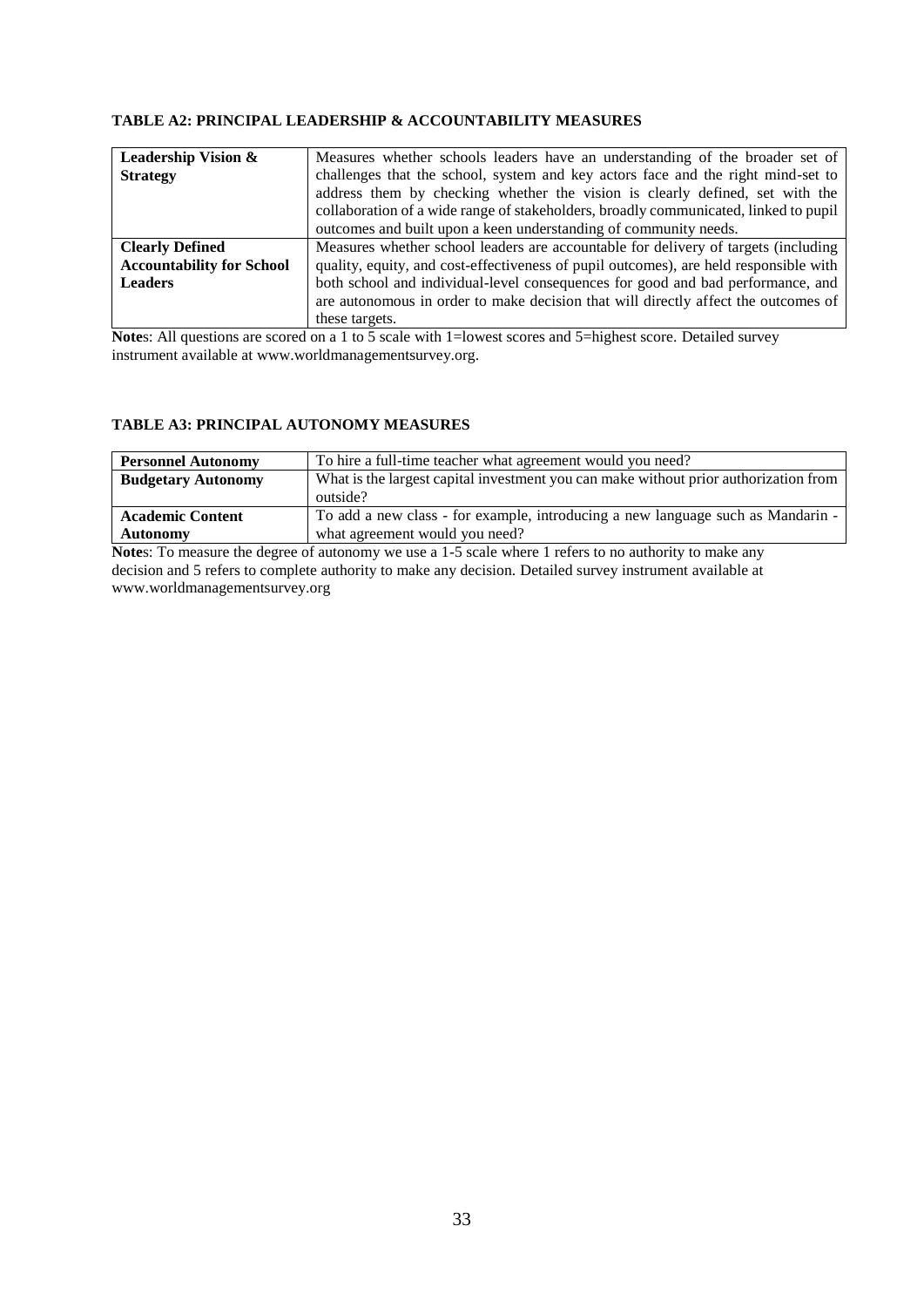**TABLE A2: PRINCIPAL LEADERSHIP & ACCOUNTABILITY MEASURES**

| | |
|---|---|
| **Leadership Vision & Strategy** | Measures whether schools leaders have an understanding of the broader set of challenges that the school, system and key actors face and the right mind-set to address them by checking whether the vision is clearly defined, set with the collaboration of a wide range of stakeholders, broadly communicated, linked to pupil outcomes and built upon a keen understanding of community needs. |
| **Clearly Defined Accountability for School Leaders** | Measures whether school leaders are accountable for delivery of targets (including quality, equity, and cost-effectiveness of pupil outcomes), are held responsible with both school and individual-level consequences for good and bad performance, and are autonomous in order to make decision that will directly affect the outcomes of these targets. |

**Note**s: All questions are scored on a 1 to 5 scale with 1=lowest scores and 5=highest score. Detailed survey instrument available at www.worldmanagementsurvey.org.

**TABLE A3: PRINCIPAL AUTONOMY MEASURES**

| | |
|---|---|
| **Personnel Autonomy** | To hire a full-time teacher what agreement would you need? |
| **Budgetary Autonomy** | What is the largest capital investment you can make without prior authorization from outside? |
| **Academic Content Autonomy** | To add a new class - for example, introducing a new language such as Mandarin - what agreement would you need? |

**Note**s: To measure the degree of autonomy we use a 1-5 scale where 1 refers to no authority to make any decision and 5 refers to complete authority to make any decision. Detailed survey instrument available at www.worldmanagementsurvey.org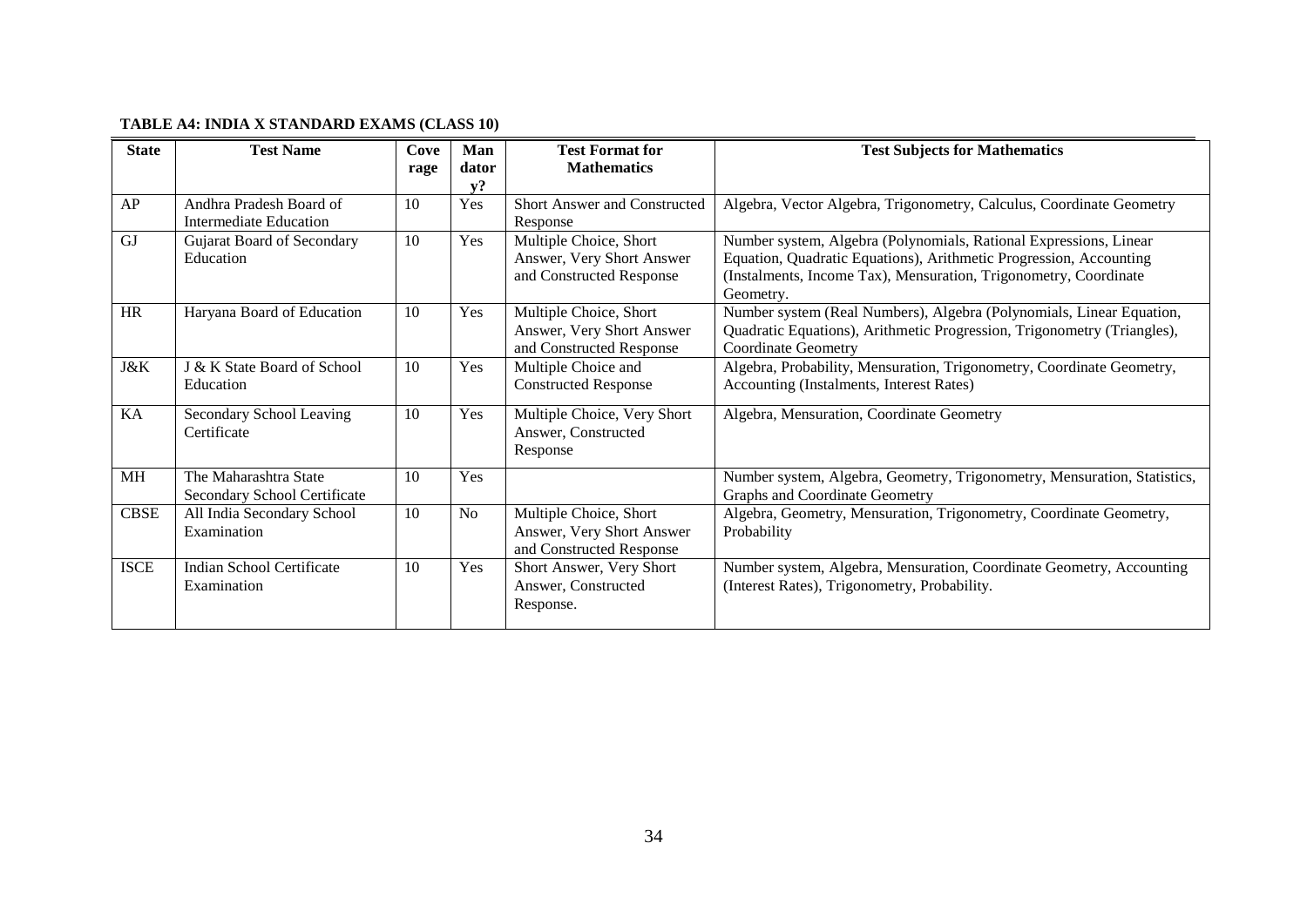**TABLE A4: INDIA X STANDARD EXAMS (CLASS 10)**

| State | Test Name | Coverage | Mandatory? | Test Format for Mathematics | Test Subjects for Mathematics |
|---|---|---|---|---|---|
| AP | Andhra Pradesh Board of Intermediate Education | 10 | Yes | Short Answer and Constructed Response | Algebra, Vector Algebra, Trigonometry, Calculus, Coordinate Geometry |
| GJ | Gujarat Board of Secondary Education | 10 | Yes | Multiple Choice, Short Answer, Very Short Answer and Constructed Response | Number system, Algebra (Polynomials, Rational Expressions, Linear Equation, Quadratic Equations), Arithmetic Progression, Accounting (Instalments, Income Tax), Mensuration, Trigonometry, Coordinate Geometry. |
| HR | Haryana Board of Education | 10 | Yes | Multiple Choice, Short Answer, Very Short Answer and Constructed Response | Number system (Real Numbers), Algebra (Polynomials, Linear Equation, Quadratic Equations), Arithmetic Progression, Trigonometry (Triangles), Coordinate Geometry |
| J&K | J & K State Board of School Education | 10 | Yes | Multiple Choice and Constructed Response | Algebra, Probability, Mensuration, Trigonometry, Coordinate Geometry, Accounting (Instalments, Interest Rates) |
| KA | Secondary School Leaving Certificate | 10 | Yes | Multiple Choice, Very Short Answer, Constructed Response | Algebra, Mensuration, Coordinate Geometry |
| MH | The Maharashtra State Secondary School Certificate | 10 | Yes | | Number system, Algebra, Geometry, Trigonometry, Mensuration, Statistics, Graphs and Coordinate Geometry |
| CBSE | All India Secondary School Examination | 10 | No | Multiple Choice, Short Answer, Very Short Answer and Constructed Response | Algebra, Geometry, Mensuration, Trigonometry, Coordinate Geometry, Probability |
| ISCE | Indian School Certificate Examination | 10 | Yes | Short Answer, Very Short Answer, Constructed Response. | Number system, Algebra, Mensuration, Coordinate Geometry, Accounting (Interest Rates), Trigonometry, Probability. |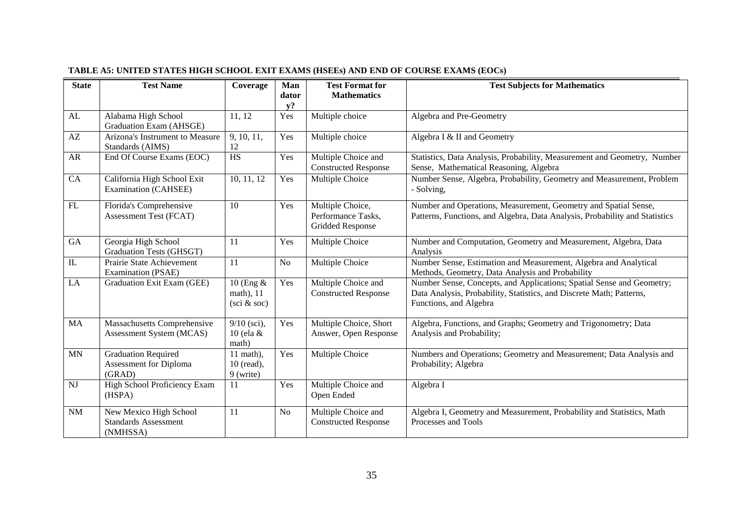**TABLE A5: UNITED STATES HIGH SCHOOL EXIT EXAMS (HSEEs) AND END OF COURSE EXAMS (EOCs)**

| State | Test Name | Coverage | Mandatory? | Test Format for Mathematics | Test Subjects for Mathematics |
|---|---|---|---|---|---|
| AL | Alabama High School Graduation Exam (AHSGE) | 11, 12 | Yes | Multiple choice | Algebra and Pre-Geometry |
| AZ | Arizona's Instrument to Measure Standards (AIMS) | 9, 10, 11, 12 | Yes | Multiple choice | Algebra I & II and Geometry |
| AR | End Of Course Exams (EOC) | HS | Yes | Multiple Choice and Constructed Response | Statistics, Data Analysis, Probability, Measurement and Geometry, Number Sense, Mathematical Reasoning, Algebra |
| CA | California High School Exit Examination (CAHSEE) | 10, 11, 12 | Yes | Multiple Choice | Number Sense, Algebra, Probability, Geometry and Measurement, Problem - Solving, |
| FL | Florida's Comprehensive Assessment Test (FCAT) | 10 | Yes | Multiple Choice, Performance Tasks, Gridded Response | Number and Operations, Measurement, Geometry and Spatial Sense, Patterns, Functions, and Algebra, Data Analysis, Probability and Statistics |
| GA | Georgia High School Graduation Tests (GHSGT) | 11 | Yes | Multiple Choice | Number and Computation, Geometry and Measurement, Algebra, Data Analysis |
| IL | Prairie State Achievement Examination (PSAE) | 11 | No | Multiple Choice | Number Sense, Estimation and Measurement, Algebra and Analytical Methods, Geometry, Data Analysis and Probability |
| LA | Graduation Exit Exam (GEE) | 10 (Eng & math), 11 (sci & soc) | Yes | Multiple Choice and Constructed Response | Number Sense, Concepts, and Applications; Spatial Sense and Geometry; Data Analysis, Probability, Statistics, and Discrete Math; Patterns, Functions, and Algebra |
| MA | Massachusetts Comprehensive Assessment System (MCAS) | 9/10 (sci), 10 (ela & math) | Yes | Multiple Choice, Short Answer, Open Response | Algebra, Functions, and Graphs; Geometry and Trigonometry; Data Analysis and Probability; |
| MN | Graduation Required Assessment for Diploma (GRAD) | 11 math), 10 (read), 9 (write) | Yes | Multiple Choice | Numbers and Operations; Geometry and Measurement; Data Analysis and Probability; Algebra |
| NJ | High School Proficiency Exam (HSPA) | 11 | Yes | Multiple Choice and Open Ended | Algebra I |
| NM | New Mexico High School Standards Assessment (NMHSSA) | 11 | No | Multiple Choice and Constructed Response | Algebra I, Geometry and Measurement, Probability and Statistics, Math Processes and Tools |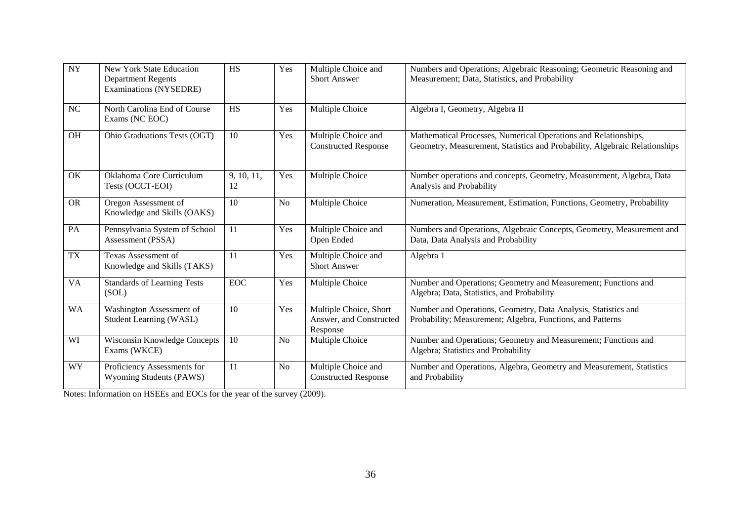| | | | | | |
|---|---|---|---|---|---|
| NY | New York State Education Department Regents Examinations (NYSEDRE) | HS | Yes | Multiple Choice and Short Answer | Numbers and Operations; Algebraic Reasoning; Geometric Reasoning and Measurement; Data, Statistics, and Probability |
| NC | North Carolina End of Course Exams (NC EOC) | HS | Yes | Multiple Choice | Algebra I, Geometry, Algebra II |
| OH | Ohio Graduations Tests (OGT) | 10 | Yes | Multiple Choice and Constructed Response | Mathematical Processes, Numerical Operations and Relationships, Geometry, Measurement, Statistics and Probability, Algebraic Relationships |
| OK | Oklahoma Core Curriculum Tests (OCCT-EOI) | 9, 10, 11, 12 | Yes | Multiple Choice | Number operations and concepts, Geometry, Measurement, Algebra, Data Analysis and Probability |
| OR | Oregon Assessment of Knowledge and Skills (OAKS) | 10 | No | Multiple Choice | Numeration, Measurement, Estimation, Functions, Geometry, Probability |
| PA | Pennsylvania System of School Assessment (PSSA) | 11 | Yes | Multiple Choice and Open Ended | Numbers and Operations, Algebraic Concepts, Geometry, Measurement and Data, Data Analysis and Probability |
| TX | Texas Assessment of Knowledge and Skills (TAKS) | 11 | Yes | Multiple Choice and Short Answer | Algebra 1 |
| VA | Standards of Learning Tests (SOL) | EOC | Yes | Multiple Choice | Number and Operations; Geometry and Measurement; Functions and Algebra; Data, Statistics, and Probability |
| WA | Washington Assessment of Student Learning (WASL) | 10 | Yes | Multiple Choice, Short Answer, and Constructed Response | Number and Operations, Geometry, Data Analysis, Statistics and Probability; Measurement; Algebra, Functions, and Patterns |
| WI | Wisconsin Knowledge Concepts Exams (WKCE) | 10 | No | Multiple Choice | Number and Operations; Geometry and Measurement; Functions and Algebra; Statistics and Probability |
| WY | Proficiency Assessments for Wyoming Students (PAWS) | 11 | No | Multiple Choice and Constructed Response | Number and Operations, Algebra, Geometry and Measurement, Statistics and Probability |

Notes: Information on HSEEs and EOCs for the year of the survey (2009).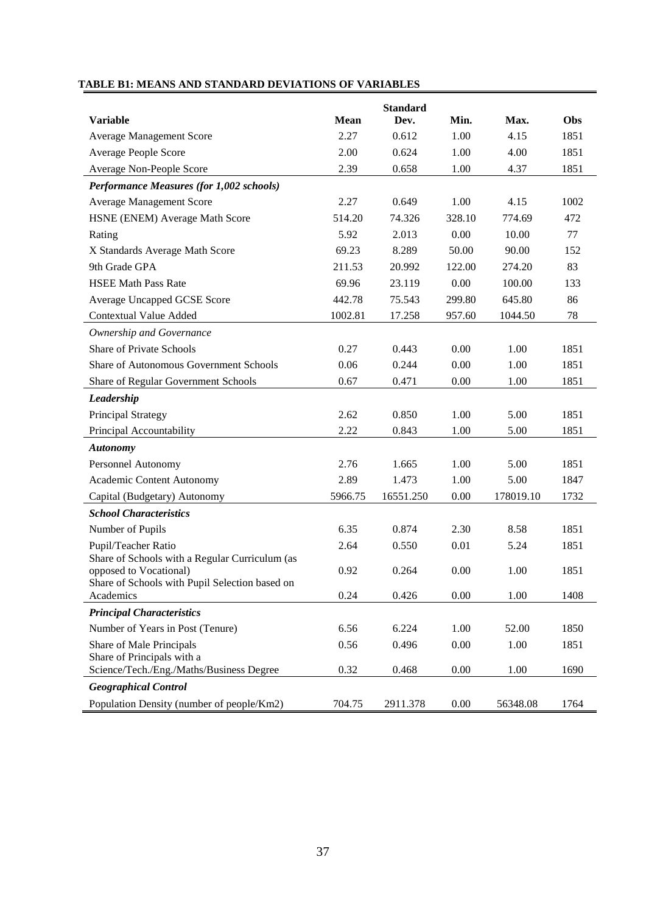**TABLE B1: MEANS AND STANDARD DEVIATIONS OF VARIABLES**

| Variable | Mean | Standard Dev. | Min. | Max. | Obs |
|---|---|---|---|---|---|
| Average Management Score | 2.27 | 0.612 | 1.00 | 4.15 | 1851 |
| Average People Score | 2.00 | 0.624 | 1.00 | 4.00 | 1851 |
| Average Non-People Score | 2.39 | 0.658 | 1.00 | 4.37 | 1851 |
| ***Performance Measures (for 1,002 schools)*** | | | | | |
| Average Management Score | 2.27 | 0.649 | 1.00 | 4.15 | 1002 |
| HSNE (ENEM) Average Math Score | 514.20 | 74.326 | 328.10 | 774.69 | 472 |
| Rating | 5.92 | 2.013 | 0.00 | 10.00 | 77 |
| X Standards Average Math Score | 69.23 | 8.289 | 50.00 | 90.00 | 152 |
| 9th Grade GPA | 211.53 | 20.992 | 122.00 | 274.20 | 83 |
| HSEE Math Pass Rate | 69.96 | 23.119 | 0.00 | 100.00 | 133 |
| Average Uncapped GCSE Score | 442.78 | 75.543 | 299.80 | 645.80 | 86 |
| Contextual Value Added | 1002.81 | 17.258 | 957.60 | 1044.50 | 78 |
| *Ownership and Governance* | | | | | |
| Share of Private Schools | 0.27 | 0.443 | 0.00 | 1.00 | 1851 |
| Share of Autonomous Government Schools | 0.06 | 0.244 | 0.00 | 1.00 | 1851 |
| Share of Regular Government Schools | 0.67 | 0.471 | 0.00 | 1.00 | 1851 |
| ***Leadership*** | | | | | |
| Principal Strategy | 2.62 | 0.850 | 1.00 | 5.00 | 1851 |
| Principal Accountability | 2.22 | 0.843 | 1.00 | 5.00 | 1851 |
| ***Autonomy*** | | | | | |
| Personnel Autonomy | 2.76 | 1.665 | 1.00 | 5.00 | 1851 |
| Academic Content Autonomy | 2.89 | 1.473 | 1.00 | 5.00 | 1847 |
| Capital (Budgetary) Autonomy | 5966.75 | 16551.250 | 0.00 | 178019.10 | 1732 |
| ***School Characteristics*** | | | | | |
| Number of Pupils | 6.35 | 0.874 | 2.30 | 8.58 | 1851 |
| Pupil/Teacher Ratio | 2.64 | 0.550 | 0.01 | 5.24 | 1851 |
| Share of Schools with a Regular Curriculum (as opposed to Vocational) | 0.92 | 0.264 | 0.00 | 1.00 | 1851 |
| Share of Schools with Pupil Selection based on Academics | 0.24 | 0.426 | 0.00 | 1.00 | 1408 |
| ***Principal Characteristics*** | | | | | |
| Number of Years in Post (Tenure) | 6.56 | 6.224 | 1.00 | 52.00 | 1850 |
| Share of Male Principals | 0.56 | 0.496 | 0.00 | 1.00 | 1851 |
| Share of Principals with a Science/Tech./Eng./Maths/Business Degree | 0.32 | 0.468 | 0.00 | 1.00 | 1690 |
| ***Geographical Control*** | | | | | |
| Population Density (number of people/Km2) | 704.75 | 2911.378 | 0.00 | 56348.08 | 1764 |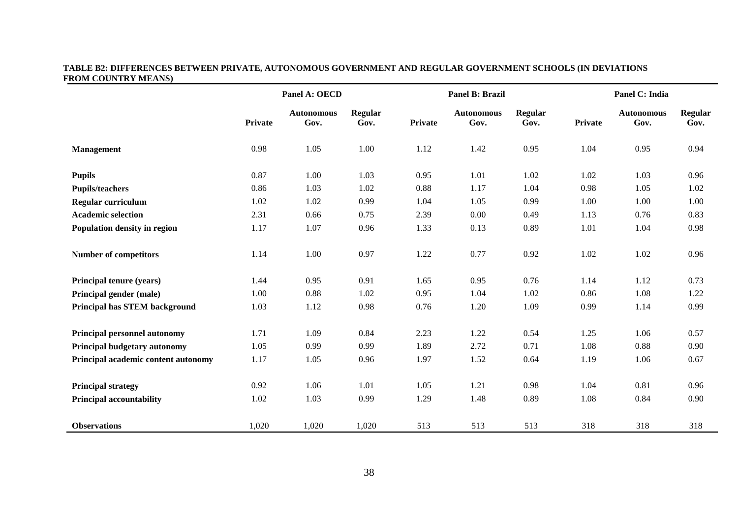**TABLE B2: DIFFERENCES BETWEEN PRIVATE, AUTONOMOUS GOVERNMENT AND REGULAR GOVERNMENT SCHOOLS (IN DEVIATIONS FROM COUNTRY MEANS)**

| | Panel A: OECD | | | Panel B: Brazil | | | Panel C: India | | |
|---|---|---|---|---|---|---|---|---|---|
| | **Private** | **Autonomous Gov.** | **Regular Gov.** | **Private** | **Autonomous Gov.** | **Regular Gov.** | **Private** | **Autonomous Gov.** | **Regular Gov.** |
| **Management** | 0.98 | 1.05 | 1.00 | 1.12 | 1.42 | 0.95 | 1.04 | 0.95 | 0.94 |
| **Pupils** | 0.87 | 1.00 | 1.03 | 0.95 | 1.01 | 1.02 | 1.02 | 1.03 | 0.96 |
| **Pupils/teachers** | 0.86 | 1.03 | 1.02 | 0.88 | 1.17 | 1.04 | 0.98 | 1.05 | 1.02 |
| **Regular curriculum** | 1.02 | 1.02 | 0.99 | 1.04 | 1.05 | 0.99 | 1.00 | 1.00 | 1.00 |
| **Academic selection** | 2.31 | 0.66 | 0.75 | 2.39 | 0.00 | 0.49 | 1.13 | 0.76 | 0.83 |
| **Population density in region** | 1.17 | 1.07 | 0.96 | 1.33 | 0.13 | 0.89 | 1.01 | 1.04 | 0.98 |
| **Number of competitors** | 1.14 | 1.00 | 0.97 | 1.22 | 0.77 | 0.92 | 1.02 | 1.02 | 0.96 |
| **Principal tenure (years)** | 1.44 | 0.95 | 0.91 | 1.65 | 0.95 | 0.76 | 1.14 | 1.12 | 0.73 |
| **Principal gender (male)** | 1.00 | 0.88 | 1.02 | 0.95 | 1.04 | 1.02 | 0.86 | 1.08 | 1.22 |
| **Principal has STEM background** | 1.03 | 1.12 | 0.98 | 0.76 | 1.20 | 1.09 | 0.99 | 1.14 | 0.99 |
| **Principal personnel autonomy** | 1.71 | 1.09 | 0.84 | 2.23 | 1.22 | 0.54 | 1.25 | 1.06 | 0.57 |
| **Principal budgetary autonomy** | 1.05 | 0.99 | 0.99 | 1.89 | 2.72 | 0.71 | 1.08 | 0.88 | 0.90 |
| **Principal academic content autonomy** | 1.17 | 1.05 | 0.96 | 1.97 | 1.52 | 0.64 | 1.19 | 1.06 | 0.67 |
| **Principal strategy** | 0.92 | 1.06 | 1.01 | 1.05 | 1.21 | 0.98 | 1.04 | 0.81 | 0.96 |
| **Principal accountability** | 1.02 | 1.03 | 0.99 | 1.29 | 1.48 | 0.89 | 1.08 | 0.84 | 0.90 |
| **Observations** | 1,020 | 1,020 | 1,020 | 513 | 513 | 513 | 318 | 318 | 318 |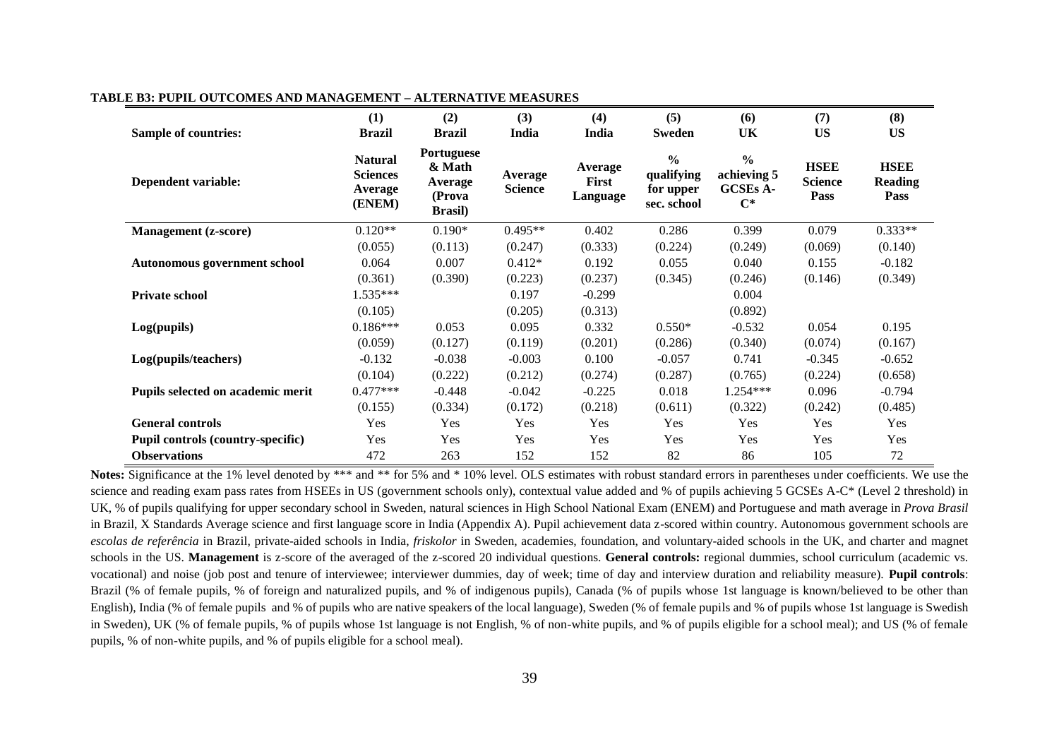**TABLE B3: PUPIL OUTCOMES AND MANAGEMENT – ALTERNATIVE MEASURES**

| | (1) | (2) | (3) | (4) | (5) | (6) | (7) | (8) |
|---|---|---|---|---|---|---|---|---|
| **Sample of countries:** | **Brazil** | **Brazil** | **India** | **India** | **Sweden** | **UK** | **US** | **US** |
| **Dependent variable:** | **Natural Sciences Average (ENEM)** | **Portuguese & Math Average (Prova Brasil)** | **Average Science** | **Average First Language** | **% qualifying for upper sec. school** | **% achieving 5 GCSEs A-C*** | **HSEE Science Pass** | **HSEE Reading Pass** |
| **Management (z-score)** | 0.120** | 0.190* | 0.495** | 0.402 | 0.286 | 0.399 | 0.079 | 0.333** |
| | (0.055) | (0.113) | (0.247) | (0.333) | (0.224) | (0.249) | (0.069) | (0.140) |
| **Autonomous government school** | 0.064 | 0.007 | 0.412* | 0.192 | 0.055 | 0.040 | 0.155 | -0.182 |
| | (0.361) | (0.390) | (0.223) | (0.237) | (0.345) | (0.246) | (0.146) | (0.349) |
| **Private school** | 1.535*** | | 0.197 | -0.299 | | 0.004 | | |
| | (0.105) | | (0.205) | (0.313) | | (0.892) | | |
| **Log(pupils)** | 0.186*** | 0.053 | 0.095 | 0.332 | 0.550* | -0.532 | 0.054 | 0.195 |
| | (0.059) | (0.127) | (0.119) | (0.201) | (0.286) | (0.340) | (0.074) | (0.167) |
| **Log(pupils/teachers)** | -0.132 | -0.038 | -0.003 | 0.100 | -0.057 | 0.741 | -0.345 | -0.652 |
| | (0.104) | (0.222) | (0.212) | (0.274) | (0.287) | (0.765) | (0.224) | (0.658) |
| **Pupils selected on academic merit** | 0.477*** | -0.448 | -0.042 | -0.225 | 0.018 | 1.254*** | 0.096 | -0.794 |
| | (0.155) | (0.334) | (0.172) | (0.218) | (0.611) | (0.322) | (0.242) | (0.485) |
| **General controls** | Yes | Yes | Yes | Yes | Yes | Yes | Yes | Yes |
| **Pupil controls (country-specific)** | Yes | Yes | Yes | Yes | Yes | Yes | Yes | Yes |
| **Observations** | 472 | 263 | 152 | 152 | 82 | 86 | 105 | 72 |

**Notes:** Significance at the 1% level denoted by *** and ** for 5% and * 10% level. OLS estimates with robust standard errors in parentheses under coefficients. We use the science and reading exam pass rates from HSEEs in US (government schools only), contextual value added and % of pupils achieving 5 GCSEs A-C* (Level 2 threshold) in UK, % of pupils qualifying for upper secondary school in Sweden, natural sciences in High School National Exam (ENEM) and Portuguese and math average in *Prova Brasil* in Brazil, X Standards Average science and first language score in India (Appendix A). Pupil achievement data z-scored within country. Autonomous government schools are *escolas de referência* in Brazil, private-aided schools in India, *friskolor* in Sweden, academies, foundation, and voluntary-aided schools in the UK, and charter and magnet schools in the US. **Management** is z-score of the averaged of the z-scored 20 individual questions. **General controls:** regional dummies, school curriculum (academic vs. vocational) and noise (job post and tenure of interviewee; interviewer dummies, day of week; time of day and interview duration and reliability measure). **Pupil controls**: Brazil (% of female pupils, % of foreign and naturalized pupils, and % of indigenous pupils), Canada (% of pupils whose 1st language is known/believed to be other than English), India (% of female pupils and % of pupils who are native speakers of the local language), Sweden (% of female pupils and % of pupils whose 1st language is Swedish in Sweden), UK (% of female pupils, % of pupils whose 1st language is not English, % of non-white pupils, and % of pupils eligible for a school meal); and US (% of female pupils, % of non-white pupils, and % of pupils eligible for a school meal).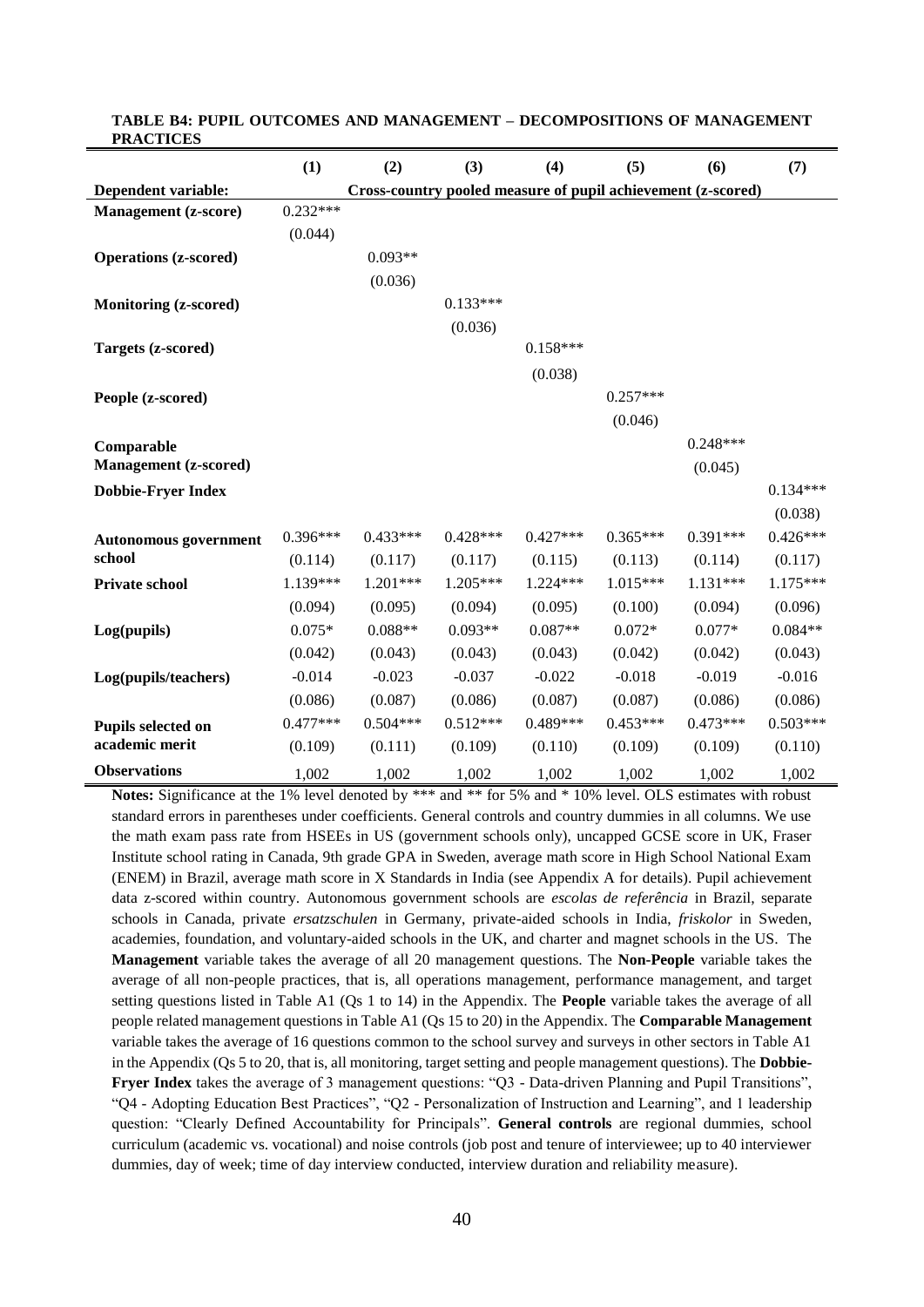**TABLE B4: PUPIL OUTCOMES AND MANAGEMENT – DECOMPOSITIONS OF MANAGEMENT PRACTICES**

| | (1) | (2) | (3) | (4) | (5) | (6) | (7) |
|---|---|---|---|---|---|---|---|
| **Dependent variable:** | Cross-country pooled measure of pupil achievement (z-scored) | | | | | | |
| **Management (z-score)** | 0.232*** | | | | | | |
| | (0.044) | | | | | | |
| **Operations (z-scored)** | | 0.093** | | | | | |
| | | (0.036) | | | | | |
| **Monitoring (z-scored)** | | | 0.133*** | | | | |
| | | | (0.036) | | | | |
| **Targets (z-scored)** | | | | 0.158*** | | | |
| | | | | (0.038) | | | |
| **People (z-scored)** | | | | | 0.257*** | | |
| | | | | | (0.046) | | |
| **Comparable Management (z-scored)** | | | | | | 0.248*** | |
| | | | | | | (0.045) | |
| **Dobbie-Fryer Index** | | | | | | | 0.134*** |
| | | | | | | | (0.038) |
| **Autonomous government school** | 0.396*** | 0.433*** | 0.428*** | 0.427*** | 0.365*** | 0.391*** | 0.426*** |
| | (0.114) | (0.117) | (0.117) | (0.115) | (0.113) | (0.114) | (0.117) |
| **Private school** | 1.139*** | 1.201*** | 1.205*** | 1.224*** | 1.015*** | 1.131*** | 1.175*** |
| | (0.094) | (0.095) | (0.094) | (0.095) | (0.100) | (0.094) | (0.096) |
| **Log(pupils)** | 0.075* | 0.088** | 0.093** | 0.087** | 0.072* | 0.077* | 0.084** |
| | (0.042) | (0.043) | (0.043) | (0.043) | (0.042) | (0.042) | (0.043) |
| **Log(pupils/teachers)** | -0.014 | -0.023 | -0.037 | -0.022 | -0.018 | -0.019 | -0.016 |
| | (0.086) | (0.087) | (0.086) | (0.087) | (0.087) | (0.086) | (0.086) |
| **Pupils selected on academic merit** | 0.477*** | 0.504*** | 0.512*** | 0.489*** | 0.453*** | 0.473*** | 0.503*** |
| | (0.109) | (0.111) | (0.109) | (0.110) | (0.109) | (0.109) | (0.110) |
| **Observations** | 1,002 | 1,002 | 1,002 | 1,002 | 1,002 | 1,002 | 1,002 |

**Notes:** Significance at the 1% level denoted by *** and ** for 5% and * 10% level. OLS estimates with robust standard errors in parentheses under coefficients. General controls and country dummies in all columns. We use the math exam pass rate from HSEEs in US (government schools only), uncapped GCSE score in UK, Fraser Institute school rating in Canada, 9th grade GPA in Sweden, average math score in High School National Exam (ENEM) in Brazil, average math score in X Standards in India (see Appendix A for details). Pupil achievement data z-scored within country. Autonomous government schools are *escolas de referência* in Brazil, separate schools in Canada, private *ersatzschulen* in Germany, private-aided schools in India, *friskolor* in Sweden, academies, foundation, and voluntary-aided schools in the UK, and charter and magnet schools in the US. The **Management** variable takes the average of all 20 management questions. The **Non-People** variable takes the average of all non-people practices, that is, all operations management, performance management, and target setting questions listed in Table A1 (Qs 1 to 14) in the Appendix. The **People** variable takes the average of all people related management questions in Table A1 (Qs 15 to 20) in the Appendix. The **Comparable Management** variable takes the average of 16 questions common to the school survey and surveys in other sectors in Table A1 in the Appendix (Qs 5 to 20, that is, all monitoring, target setting and people management questions). The **Dobbie-Fryer Index** takes the average of 3 management questions: "Q3 - Data-driven Planning and Pupil Transitions", "Q4 - Adopting Education Best Practices", "Q2 - Personalization of Instruction and Learning", and 1 leadership question: "Clearly Defined Accountability for Principals". **General controls** are regional dummies, school curriculum (academic vs. vocational) and noise controls (job post and tenure of interviewee; up to 40 interviewer dummies, day of week; time of day interview conducted, interview duration and reliability measure).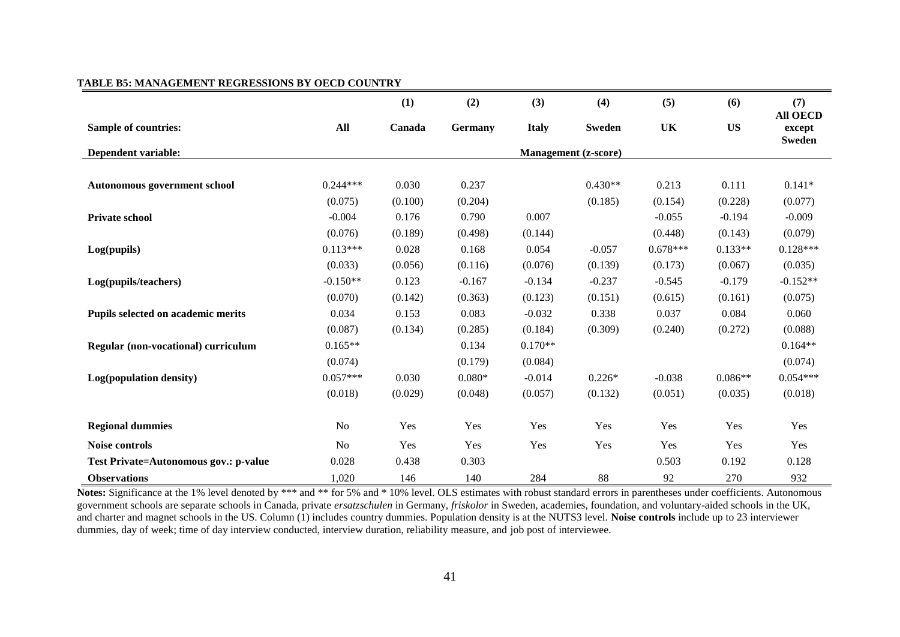**TABLE B5: MANAGEMENT REGRESSIONS BY OECD COUNTRY**

| | (1) | (2) | (3) | (4) | (5) | (6) | (7) |
|---|---|---|---|---|---|---|---|
| **Sample of countries:** | **All** | **Canada** | **Germany** | **Italy** | **Sweden** | **UK** | **US** | **All OECD except Sweden** |
| **Dependent variable:** | | | | **Management (z-score)** | | | | |
| **Autonomous government school** | 0.244*** | 0.030 | 0.237 | | 0.430** | 0.213 | 0.111 | 0.141* |
| | (0.075) | (0.100) | (0.204) | | (0.185) | (0.154) | (0.228) | (0.077) |
| **Private school** | -0.004 | 0.176 | 0.790 | 0.007 | | -0.055 | -0.194 | -0.009 |
| | (0.076) | (0.189) | (0.498) | (0.144) | | (0.448) | (0.143) | (0.079) |
| **Log(pupils)** | 0.113*** | 0.028 | 0.168 | 0.054 | -0.057 | 0.678*** | 0.133** | 0.128*** |
| | (0.033) | (0.056) | (0.116) | (0.076) | (0.139) | (0.173) | (0.067) | (0.035) |
| **Log(pupils/teachers)** | -0.150** | 0.123 | -0.167 | -0.134 | -0.237 | -0.545 | -0.179 | -0.152** |
| | (0.070) | (0.142) | (0.363) | (0.123) | (0.151) | (0.615) | (0.161) | (0.075) |
| **Pupils selected on academic merits** | 0.034 | 0.153 | 0.083 | -0.032 | 0.338 | 0.037 | 0.084 | 0.060 |
| | (0.087) | (0.134) | (0.285) | (0.184) | (0.309) | (0.240) | (0.272) | (0.088) |
| **Regular (non-vocational) curriculum** | 0.165** | | 0.134 | 0.170** | | | | 0.164** |
| | (0.074) | | (0.179) | (0.084) | | | | (0.074) |
| **Log(population density)** | 0.057*** | 0.030 | 0.080* | -0.014 | 0.226* | -0.038 | 0.086** | 0.054*** |
| | (0.018) | (0.029) | (0.048) | (0.057) | (0.132) | (0.051) | (0.035) | (0.018) |
| **Regional dummies** | No | Yes | Yes | Yes | Yes | Yes | Yes | Yes |
| **Noise controls** | No | Yes | Yes | Yes | Yes | Yes | Yes | Yes |
| **Test Private=Autonomous gov.: p-value** | 0.028 | 0.438 | 0.303 | | | 0.503 | 0.192 | 0.128 |
| **Observations** | 1,020 | 146 | 140 | 284 | 88 | 92 | 270 | 932 |

**Notes:** Significance at the 1% level denoted by *** and ** for 5% and * 10% level. OLS estimates with robust standard errors in parentheses under coefficients. Autonomous government schools are separate schools in Canada, private *ersatzschulen* in Germany, *friskolor* in Sweden, academies, foundation, and voluntary-aided schools in the UK, and charter and magnet schools in the US. Column (1) includes country dummies. Population density is at the NUTS3 level. **Noise controls** include up to 23 interviewer dummies, day of week; time of day interview conducted, interview duration, reliability measure, and job post of interviewee.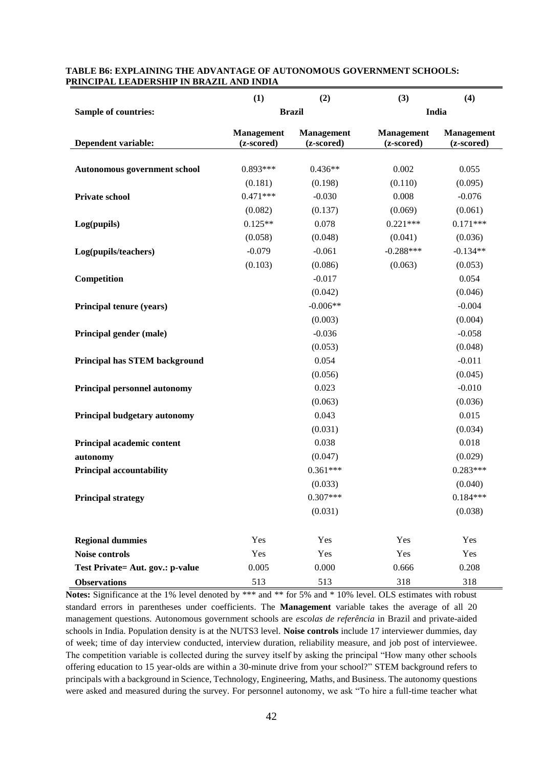**TABLE B6: EXPLAINING THE ADVANTAGE OF AUTONOMOUS GOVERNMENT SCHOOLS: PRINCIPAL LEADERSHIP IN BRAZIL AND INDIA**

| | (1) | (2) | (3) | (4) |
|---|---|---|---|---|
| **Sample of countries:** | **Brazil** | | **India** | |
| **Dependent variable:** | **Management (z-scored)** | **Management (z-scored)** | **Management (z-scored)** | **Management (z-scored)** |
| **Autonomous government school** | 0.893*** | 0.436** | 0.002 | 0.055 |
| | (0.181) | (0.198) | (0.110) | (0.095) |
| **Private school** | 0.471*** | -0.030 | 0.008 | -0.076 |
| | (0.082) | (0.137) | (0.069) | (0.061) |
| **Log(pupils)** | 0.125** | 0.078 | 0.221*** | 0.171*** |
| | (0.058) | (0.048) | (0.041) | (0.036) |
| **Log(pupils/teachers)** | -0.079 | -0.061 | -0.288*** | -0.134** |
| | (0.103) | (0.086) | (0.063) | (0.053) |
| **Competition** | | -0.017 | | 0.054 |
| | | (0.042) | | (0.046) |
| **Principal tenure (years)** | | -0.006** | | -0.004 |
| | | (0.003) | | (0.004) |
| **Principal gender (male)** | | -0.036 | | -0.058 |
| | | (0.053) | | (0.048) |
| **Principal has STEM background** | | 0.054 | | -0.011 |
| | | (0.056) | | (0.045) |
| **Principal personnel autonomy** | | 0.023 | | -0.010 |
| | | (0.063) | | (0.036) |
| **Principal budgetary autonomy** | | 0.043 | | 0.015 |
| | | (0.031) | | (0.034) |
| **Principal academic content autonomy** | | 0.038 | | 0.018 |
| | | (0.047) | | (0.029) |
| **Principal accountability** | | 0.361*** | | 0.283*** |
| | | (0.033) | | (0.040) |
| **Principal strategy** | | 0.307*** | | 0.184*** |
| | | (0.031) | | (0.038) |
| **Regional dummies** | Yes | Yes | Yes | Yes |
| **Noise controls** | Yes | Yes | Yes | Yes |
| **Test Private= Aut. gov.: p-value** | 0.005 | 0.000 | 0.666 | 0.208 |
| **Observations** | 513 | 513 | 318 | 318 |

**Notes:** Significance at the 1% level denoted by *** and ** for 5% and * 10% level. OLS estimates with robust standard errors in parentheses under coefficients. The **Management** variable takes the average of all 20 management questions. Autonomous government schools are *escolas de referência* in Brazil and private-aided schools in India. Population density is at the NUTS3 level. **Noise controls** include 17 interviewer dummies, day of week; time of day interview conducted, interview duration, reliability measure, and job post of interviewee. The competition variable is collected during the survey itself by asking the principal "How many other schools offering education to 15 year-olds are within a 30-minute drive from your school?" STEM background refers to principals with a background in Science, Technology, Engineering, Maths, and Business. The autonomy questions were asked and measured during the survey. For personnel autonomy, we ask "To hire a full-time teacher what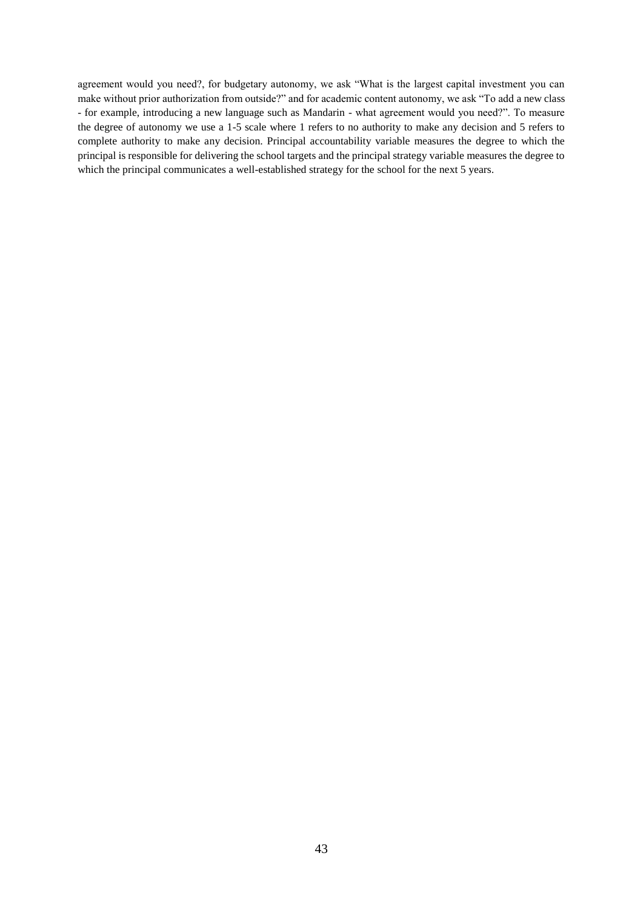agreement would you need?, for budgetary autonomy, we ask "What is the largest capital investment you can make without prior authorization from outside?" and for academic content autonomy, we ask "To add a new class - for example, introducing a new language such as Mandarin - what agreement would you need?". To measure the degree of autonomy we use a 1-5 scale where 1 refers to no authority to make any decision and 5 refers to complete authority to make any decision. Principal accountability variable measures the degree to which the principal is responsible for delivering the school targets and the principal strategy variable measures the degree to which the principal communicates a well-established strategy for the school for the next 5 years.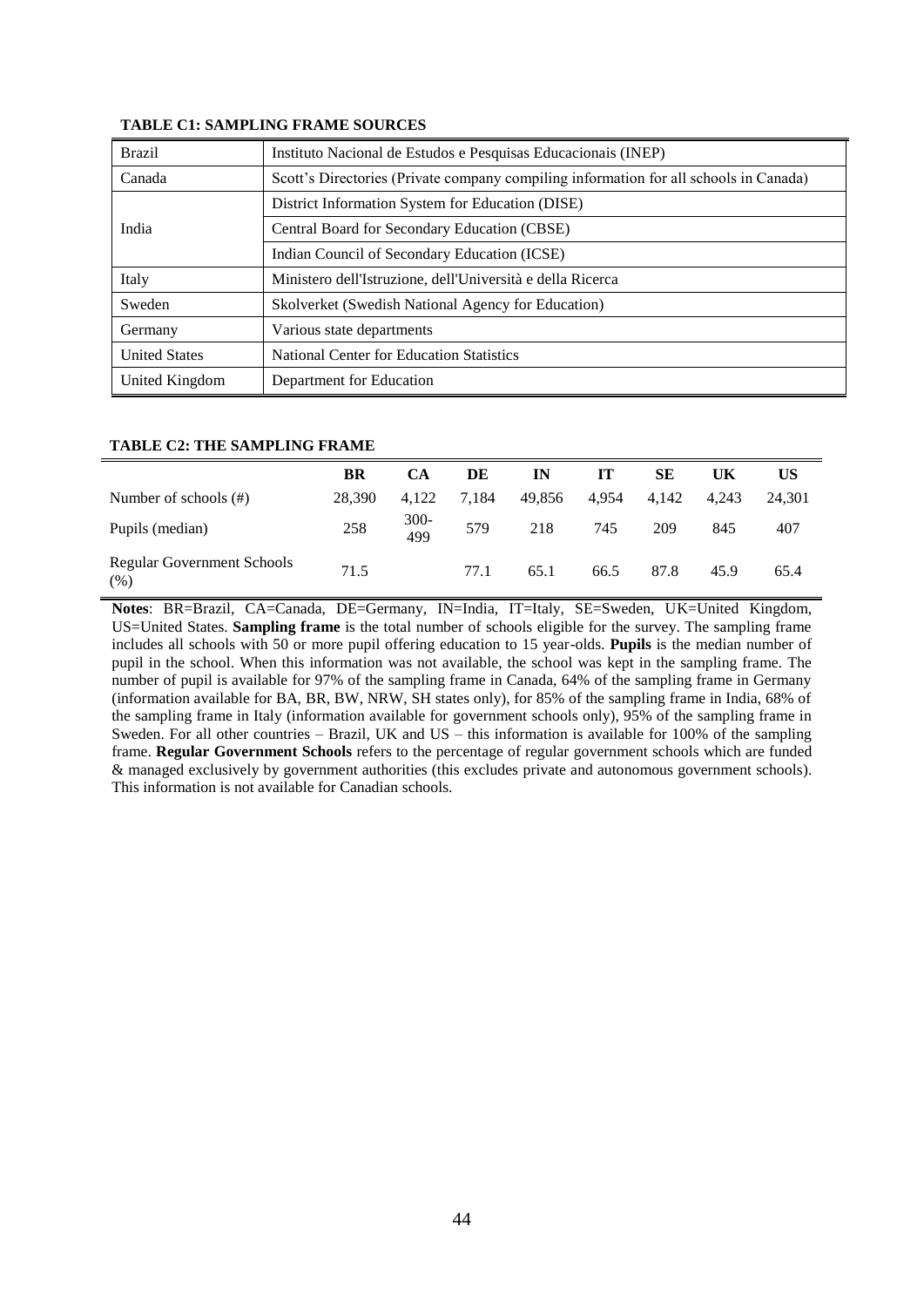**TABLE C1: SAMPLING FRAME SOURCES**

| | |
|---|---|
| Brazil | Instituto Nacional de Estudos e Pesquisas Educacionais (INEP) |
| Canada | Scott's Directories (Private company compiling information for all schools in Canada) |
| India | District Information System for Education (DISE) |
| | Central Board for Secondary Education (CBSE) |
| | Indian Council of Secondary Education (ICSE) |
| Italy | Ministero dell'Istruzione, dell'Università e della Ricerca |
| Sweden | Skolverket (Swedish National Agency for Education) |
| Germany | Various state departments |
| United States | National Center for Education Statistics |
| United Kingdom | Department for Education |

**TABLE C2: THE SAMPLING FRAME**

| | BR | CA | DE | IN | IT | SE | UK | US |
|---|---|---|---|---|---|---|---|---|
| Number of schools (#) | 28,390 | 4,122 | 7,184 | 49,856 | 4,954 | 4,142 | 4,243 | 24,301 |
| Pupils (median) | 258 | 300-499 | 579 | 218 | 745 | 209 | 845 | 407 |
| Regular Government Schools (%) | 71.5 | | 77.1 | 65.1 | 66.5 | 87.8 | 45.9 | 65.4 |

**Notes**: BR=Brazil, CA=Canada, DE=Germany, IN=India, IT=Italy, SE=Sweden, UK=United Kingdom, US=United States. **Sampling frame** is the total number of schools eligible for the survey. The sampling frame includes all schools with 50 or more pupil offering education to 15 year-olds. **Pupils** is the median number of pupil in the school. When this information was not available, the school was kept in the sampling frame. The number of pupil is available for 97% of the sampling frame in Canada, 64% of the sampling frame in Germany (information available for BA, BR, BW, NRW, SH states only), for 85% of the sampling frame in India, 68% of the sampling frame in Italy (information available for government schools only), 95% of the sampling frame in Sweden. For all other countries – Brazil, UK and US – this information is available for 100% of the sampling frame. **Regular Government Schools** refers to the percentage of regular government schools which are funded & managed exclusively by government authorities (this excludes private and autonomous government schools). This information is not available for Canadian schools.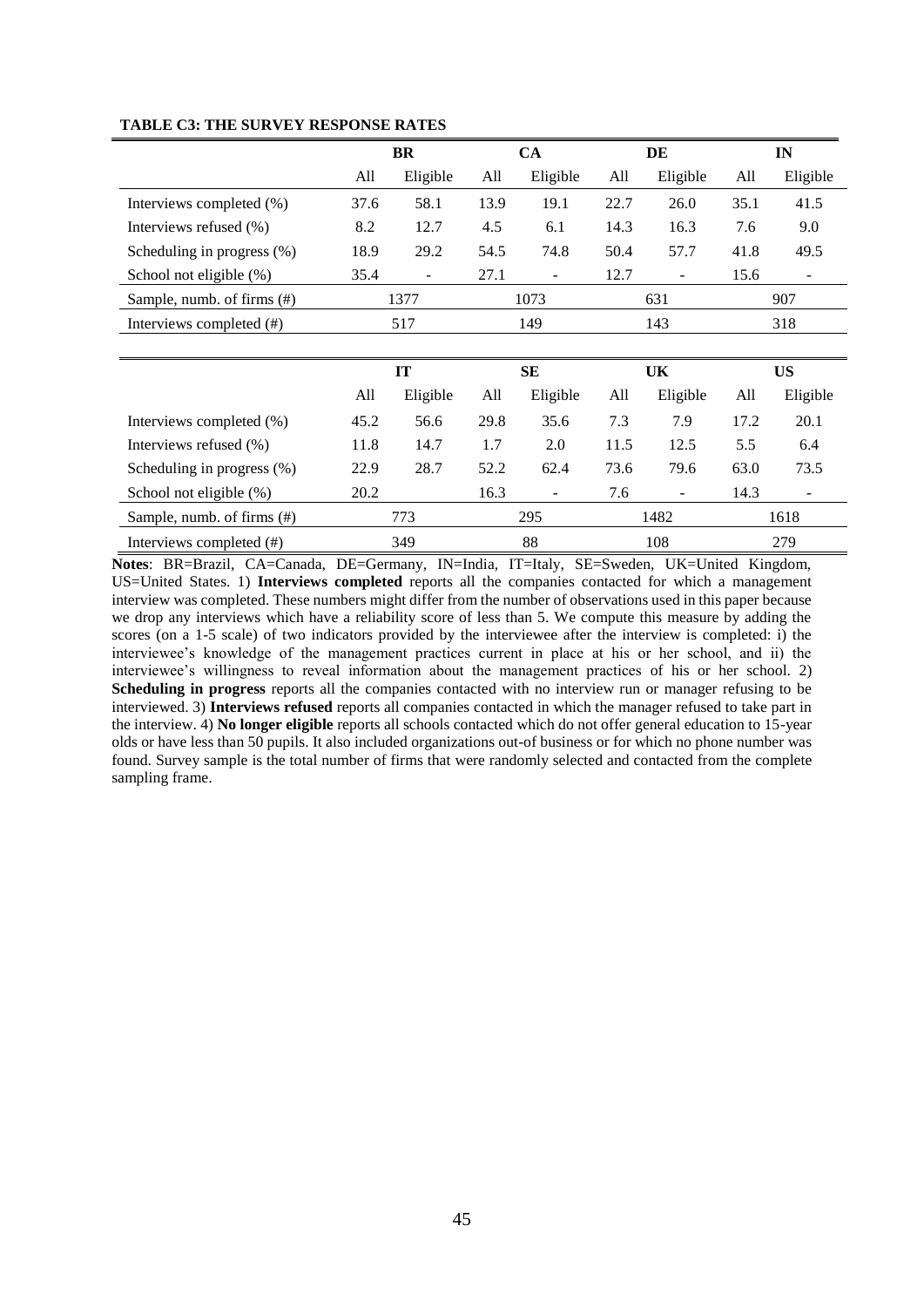**TABLE C3: THE SURVEY RESPONSE RATES**

| | BR | | CA | | DE | | IN | |
|---|---|---|---|---|---|---|---|---|
| | All | Eligible | All | Eligible | All | Eligible | All | Eligible |
| Interviews completed (%) | 37.6 | 58.1 | 13.9 | 19.1 | 22.7 | 26.0 | 35.1 | 41.5 |
| Interviews refused (%) | 8.2 | 12.7 | 4.5 | 6.1 | 14.3 | 16.3 | 7.6 | 9.0 |
| Scheduling in progress (%) | 18.9 | 29.2 | 54.5 | 74.8 | 50.4 | 57.7 | 41.8 | 49.5 |
| School not eligible (%) | 35.4 | - | 27.1 | - | 12.7 | - | 15.6 | - |
| Sample, numb. of firms (#) | 1377 | | 1073 | | 631 | | 907 | |
| Interviews completed (#) | 517 | | 149 | | 143 | | 318 | |

| | IT | | SE | | UK | | US | |
|---|---|---|---|---|---|---|---|---|
| | All | Eligible | All | Eligible | All | Eligible | All | Eligible |
| Interviews completed (%) | 45.2 | 56.6 | 29.8 | 35.6 | 7.3 | 7.9 | 17.2 | 20.1 |
| Interviews refused (%) | 11.8 | 14.7 | 1.7 | 2.0 | 11.5 | 12.5 | 5.5 | 6.4 |
| Scheduling in progress (%) | 22.9 | 28.7 | 52.2 | 62.4 | 73.6 | 79.6 | 63.0 | 73.5 |
| School not eligible (%) | 20.2 | | 16.3 | - | 7.6 | - | 14.3 | - |
| Sample, numb. of firms (#) | 773 | | 295 | | 1482 | | 1618 | |
| Interviews completed (#) | 349 | | 88 | | 108 | | 279 | |

**Notes**: BR=Brazil, CA=Canada, DE=Germany, IN=India, IT=Italy, SE=Sweden, UK=United Kingdom, US=United States. 1) **Interviews completed** reports all the companies contacted for which a management interview was completed. These numbers might differ from the number of observations used in this paper because we drop any interviews which have a reliability score of less than 5. We compute this measure by adding the scores (on a 1-5 scale) of two indicators provided by the interviewee after the interview is completed: i) the interviewee's knowledge of the management practices current in place at his or her school, and ii) the interviewee's willingness to reveal information about the management practices of his or her school. 2) **Scheduling in progress** reports all the companies contacted with no interview run or manager refusing to be interviewed. 3) **Interviews refused** reports all companies contacted in which the manager refused to take part in the interview. 4) **No longer eligible** reports all schools contacted which do not offer general education to 15-year olds or have less than 50 pupils. It also included organizations out-of business or for which no phone number was found. Survey sample is the total number of firms that were randomly selected and contacted from the complete sampling frame.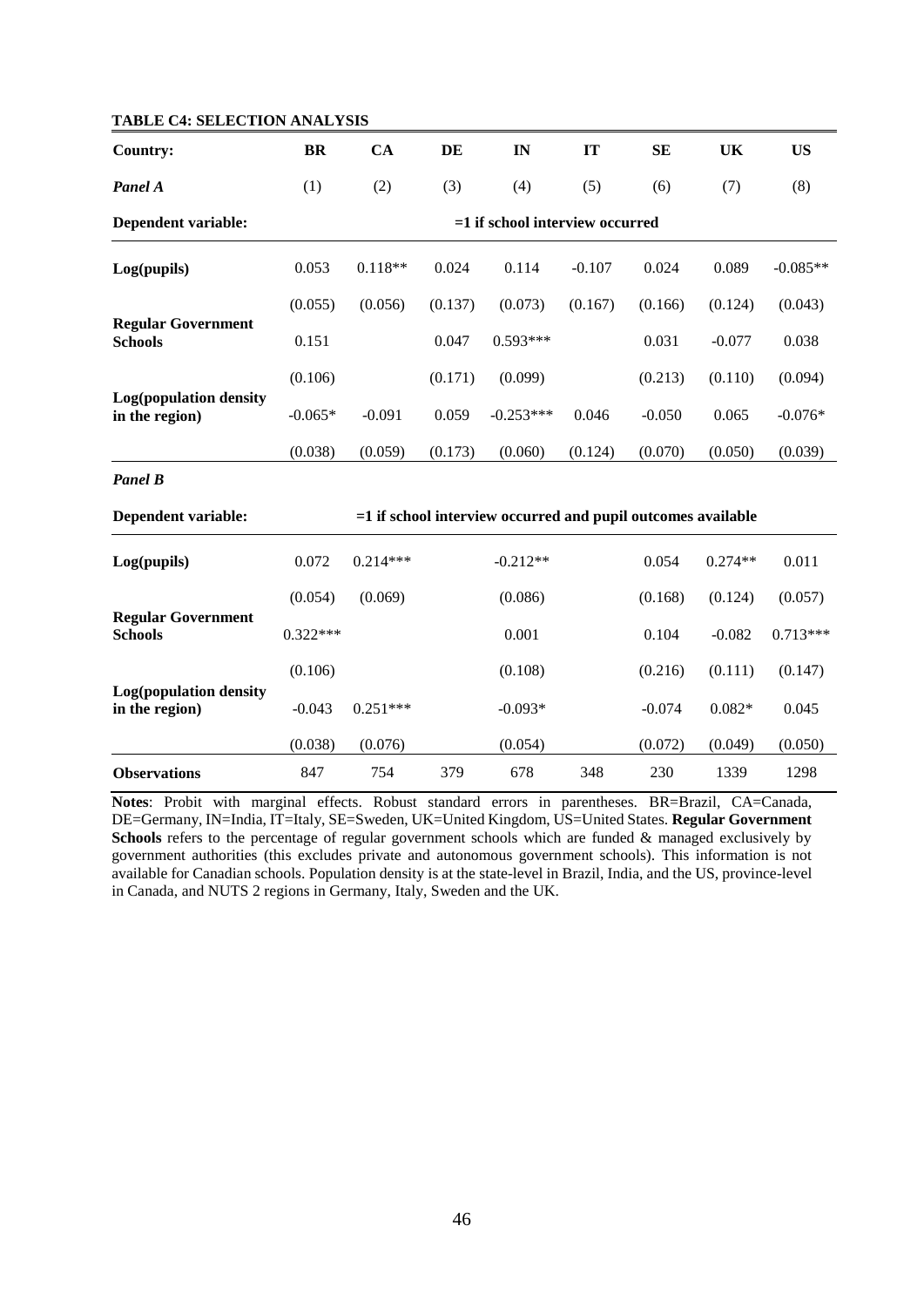**TABLE C4: SELECTION ANALYSIS**

| Country: | BR | CA | DE | IN | IT | SE | UK | US |
|---|---|---|---|---|---|---|---|---|
| ***Panel A*** | (1) | (2) | (3) | (4) | (5) | (6) | (7) | (8) |
| **Dependent variable:** | =1 if school interview occurred | | | | | | | |
| **Log(pupils)** | 0.053 | 0.118** | 0.024 | 0.114 | -0.107 | 0.024 | 0.089 | -0.085** |
| | (0.055) | (0.056) | (0.137) | (0.073) | (0.167) | (0.166) | (0.124) | (0.043) |
| **Regular Government Schools** | 0.151 | | 0.047 | 0.593*** | | 0.031 | -0.077 | 0.038 |
| | (0.106) | | (0.171) | (0.099) | | (0.213) | (0.110) | (0.094) |
| **Log(population density in the region)** | -0.065* | -0.091 | 0.059 | -0.253*** | 0.046 | -0.050 | 0.065 | -0.076* |
| | (0.038) | (0.059) | (0.173) | (0.060) | (0.124) | (0.070) | (0.050) | (0.039) |
| ***Panel B*** | | | | | | | | |
| **Dependent variable:** | =1 if school interview occurred and pupil outcomes available | | | | | | | |
| **Log(pupils)** | 0.072 | 0.214*** | | -0.212** | | 0.054 | 0.274** | 0.011 |
| | (0.054) | (0.069) | | (0.086) | | (0.168) | (0.124) | (0.057) |
| **Regular Government Schools** | 0.322*** | | | 0.001 | | 0.104 | -0.082 | 0.713*** |
| | (0.106) | | | (0.108) | | (0.216) | (0.111) | (0.147) |
| **Log(population density in the region)** | -0.043 | 0.251*** | | -0.093* | | -0.074 | 0.082* | 0.045 |
| | (0.038) | (0.076) | | (0.054) | | (0.072) | (0.049) | (0.050) |
| **Observations** | 847 | 754 | 379 | 678 | 348 | 230 | 1339 | 1298 |

**Notes**: Probit with marginal effects. Robust standard errors in parentheses. BR=Brazil, CA=Canada, DE=Germany, IN=India, IT=Italy, SE=Sweden, UK=United Kingdom, US=United States. **Regular Government Schools** refers to the percentage of regular government schools which are funded & managed exclusively by government authorities (this excludes private and autonomous government schools). This information is not available for Canadian schools. Population density is at the state-level in Brazil, India, and the US, province-level in Canada, and NUTS 2 regions in Germany, Italy, Sweden and the UK.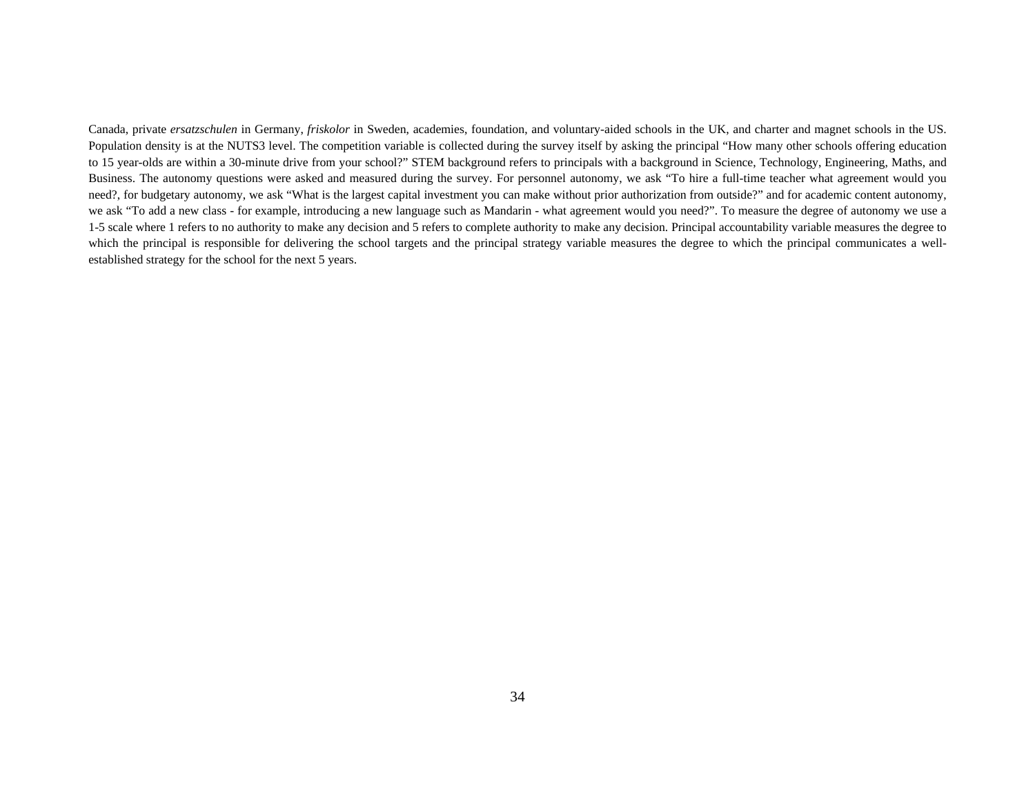Canada, private *ersatzschulen* in Germany, *friskolor* in Sweden, academies, foundation, and voluntary-aided schools in the UK, and charter and magnet schools in the US. Population density is at the NUTS3 level. The competition variable is collected during the survey itself by asking the principal "How many other schools offering education to 15 year-olds are within a 30-minute drive from your school?" STEM background refers to principals with a background in Science, Technology, Engineering, Maths, and Business. The autonomy questions were asked and measured during the survey. For personnel autonomy, we ask "To hire a full-time teacher what agreement would you need?, for budgetary autonomy, we ask "What is the largest capital investment you can make without prior authorization from outside?" and for academic content autonomy, we ask "To add a new class - for example, introducing a new language such as Mandarin - what agreement would you need?". To measure the degree of autonomy we use a 1-5 scale where 1 refers to no authority to make any decision and 5 refers to complete authority to make any decision. Principal accountability variable measures the degree to which the principal is responsible for delivering the school targets and the principal strategy variable measures the degree to which the principal communicates a well-established strategy for the school for the next 5 years.